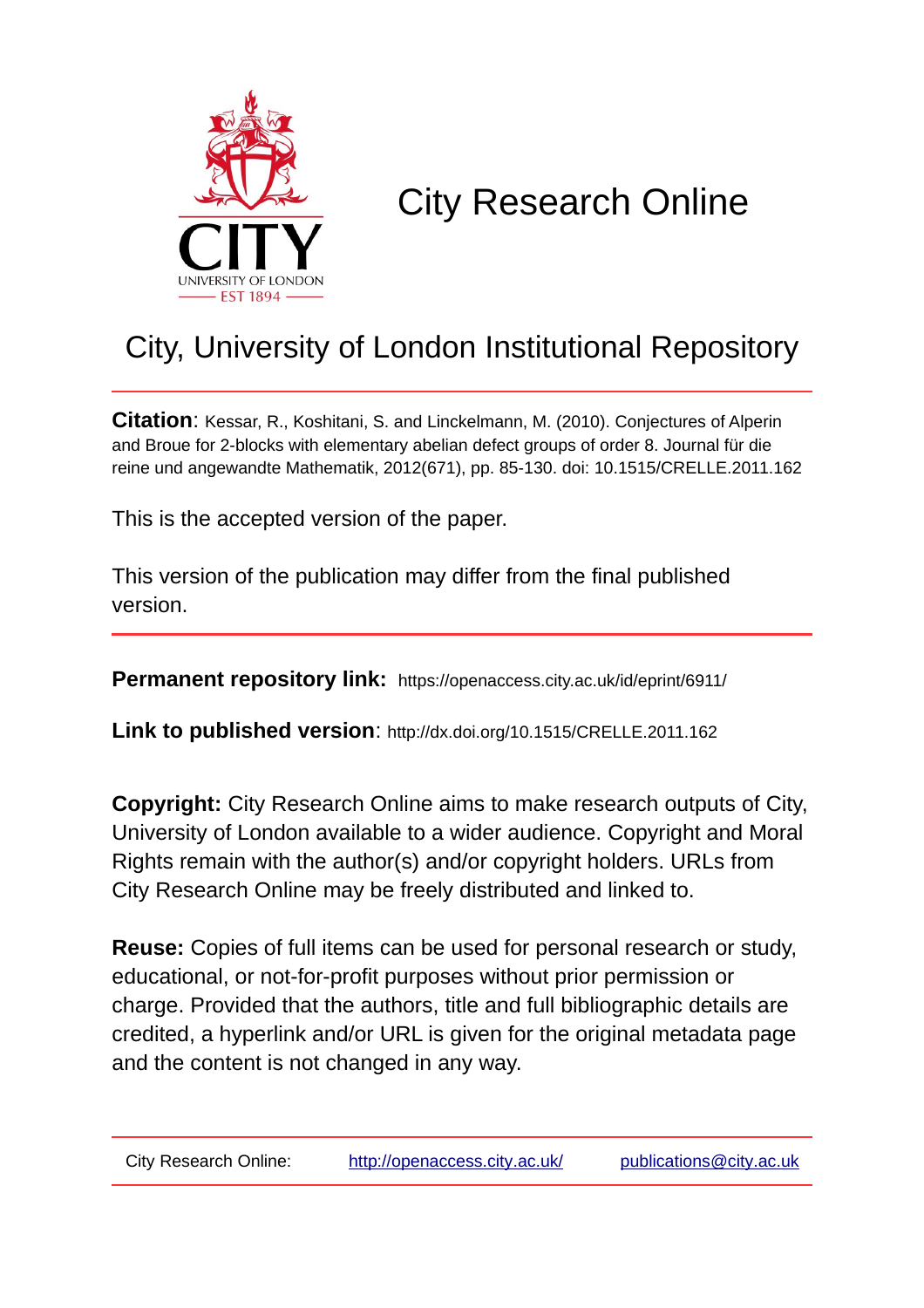# City Research Online

## City, University of London Institutional Repository

**Citation**: Kessar, R., Koshitani, S. and Linckelmann, M. (2010). Conjectures of Alperin and Broue for 2-blocks with elementary abelian defect groups of order 8. Journal für die reine und angewandte Mathematik, 2012(671), pp. 85-130. doi: 10.1515/CRELLE.2011.162

This is the accepted version of the paper.

This version of the publication may differ from the final published version.

**Permanent repository link:** https://openaccess.city.ac.uk/id/eprint/6911/

**Link to published version**: http://dx.doi.org/10.1515/CRELLE.2011.162

**Copyright:** City Research Online aims to make research outputs of City, University of London available to a wider audience. Copyright and Moral Rights remain with the author(s) and/or copyright holders. URLs from City Research Online may be freely distributed and linked to.

**Reuse:** Copies of full items can be used for personal research or study, educational, or not-for-profit purposes without prior permission or charge. Provided that the authors, title and full bibliographic details are credited, a hyperlink and/or URL is given for the original metadata page and the content is not changed in any way.

City Research Online: http://openaccess.city.ac.uk/ publications@city.ac.uk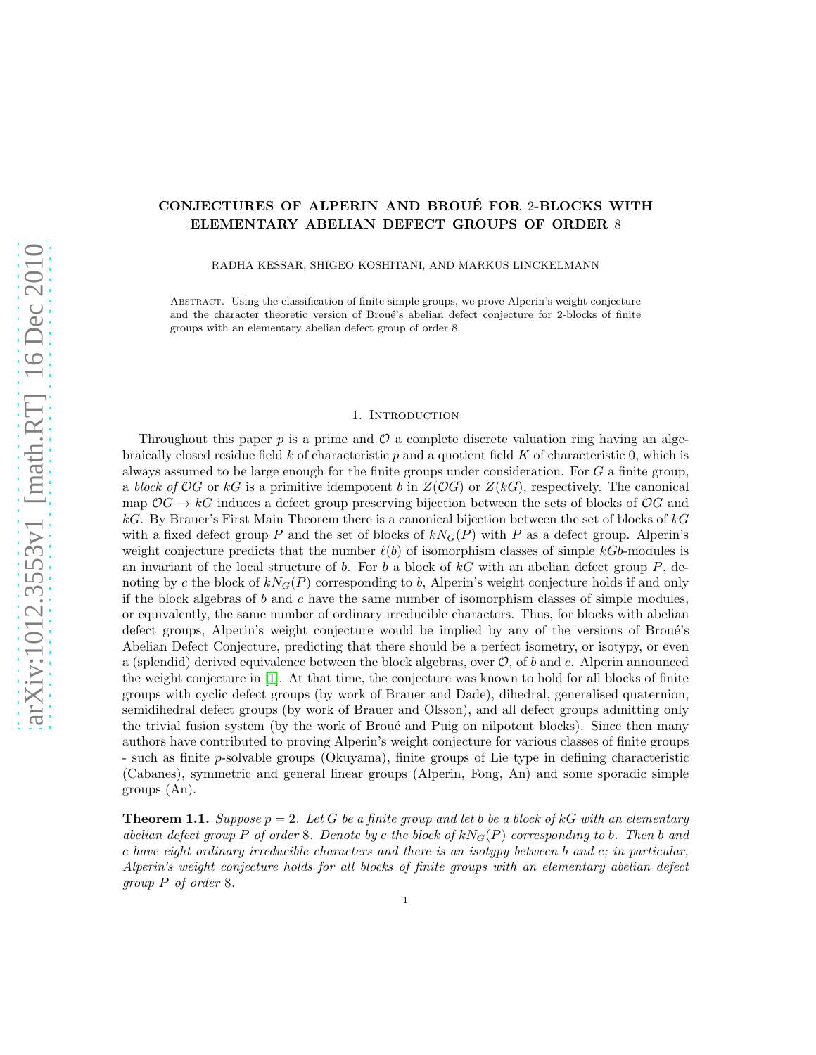# CONJECTURES OF ALPERIN AND BROUÉ FOR 2-BLOCKS WITH ELEMENTARY ABELIAN DEFECT GROUPS OF ORDER 8

RADHA KESSAR, SHIGEO KOSHITANI, AND MARKUS LINCKELMANN

Abstract. Using the classification of finite simple groups, we prove Alperin's weight conjecture and the character theoretic version of Broué's abelian defect conjecture for 2-blocks of finite groups with an elementary abelian defect group of order 8.

## 1. Introduction

Throughout this paper $p$ is a prime and $\mathcal{O}$ a complete discrete valuation ring having an algebraically closed residue field $k$ of characteristic $p$ and a quotient field $K$ of characteristic 0, which is always assumed to be large enough for the finite groups under consideration. For $G$ a finite group, a *block of* $\mathcal{O}G$ or $kG$ is a primitive idempotent $b$ in $Z(\mathcal{O}G)$ or $Z(kG)$, respectively. The canonical map $\mathcal{O}G \to kG$ induces a defect group preserving bijection between the sets of blocks of $\mathcal{O}G$ and $kG$. By Brauer's First Main Theorem there is a canonical bijection between the set of blocks of $kG$ with a fixed defect group $P$ and the set of blocks of $kN_G(P)$ with $P$ as a defect group. Alperin's weight conjecture predicts that the number $\ell(b)$ of isomorphism classes of simple $kGb$-modules is an invariant of the local structure of $b$. For $b$ a block of $kG$ with an abelian defect group $P$, denoting by $c$ the block of $kN_G(P)$ corresponding to $b$, Alperin's weight conjecture holds if and only if the block algebras of $b$ and $c$ have the same number of isomorphism classes of simple modules, or equivalently, the same number of ordinary irreducible characters. Thus, for blocks with abelian defect groups, Alperin's weight conjecture would be implied by any of the versions of Broué's Abelian Defect Conjecture, predicting that there should be a perfect isometry, or isotypy, or even a (splendid) derived equivalence between the block algebras, over $\mathcal{O}$, of $b$ and $c$. Alperin announced the weight conjecture in [1]. At that time, the conjecture was known to hold for all blocks of finite groups with cyclic defect groups (by work of Brauer and Dade), dihedral, generalised quaternion, semidihedral defect groups (by work of Brauer and Olsson), and all defect groups admitting only the trivial fusion system (by the work of Broué and Puig on nilpotent blocks). Since then many authors have contributed to proving Alperin's weight conjecture for various classes of finite groups - such as finite $p$-solvable groups (Okuyama), finite groups of Lie type in defining characteristic (Cabanes), symmetric and general linear groups (Alperin, Fong, An) and some sporadic simple groups (An).

**Theorem 1.1.** *Suppose $p = 2$. Let $G$ be a finite group and let $b$ be a block of $kG$ with an elementary abelian defect group $P$ of order 8. Denote by $c$ the block of $kN_G(P)$ corresponding to $b$. Then $b$ and $c$ have eight ordinary irreducible characters and there is an isotypy between $b$ and $c$; in particular, Alperin's weight conjecture holds for all blocks of finite groups with an elementary abelian defect group $P$ of order 8.*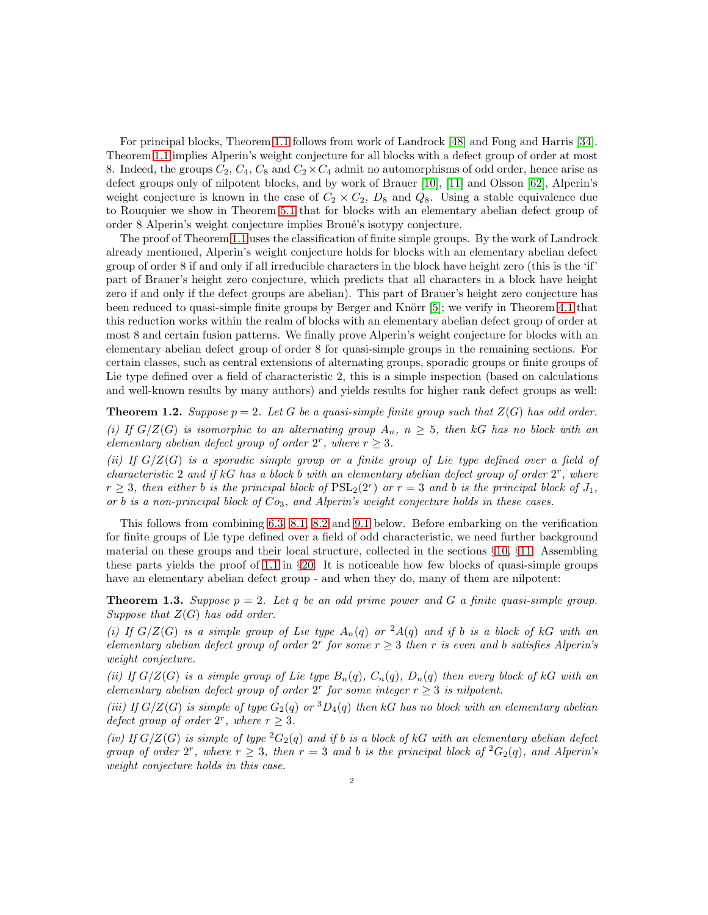For principal blocks, Theorem 1.1 follows from work of Landrock [48] and Fong and Harris [34]. Theorem 1.1 implies Alperin's weight conjecture for all blocks with a defect group of order at most 8. Indeed, the groups $C_2$, $C_4$, $C_8$ and $C_2 \times C_4$ admit no automorphisms of odd order, hence arise as defect groups only of nilpotent blocks, and by work of Brauer [10], [11] and Olsson [62], Alperin's weight conjecture is known in the case of $C_2 \times C_2$, $D_8$ and $Q_8$. Using a stable equivalence due to Rouquier we show in Theorem 5.1 that for blocks with an elementary abelian defect group of order 8 Alperin's weight conjecture implies Broué's isotypy conjecture.

The proof of Theorem 1.1 uses the classification of finite simple groups. By the work of Landrock already mentioned, Alperin's weight conjecture holds for blocks with an elementary abelian defect group of order 8 if and only if all irreducible characters in the block have height zero (this is the 'if' part of Brauer's height zero conjecture, which predicts that all characters in a block have height zero if and only if the defect groups are abelian). This part of Brauer's height zero conjecture has been reduced to quasi-simple finite groups by Berger and Knörr [5]; we verify in Theorem 4.1 that this reduction works within the realm of blocks with an elementary abelian defect group of order at most 8 and certain fusion patterns. We finally prove Alperin's weight conjecture for blocks with an elementary abelian defect group of order 8 for quasi-simple groups in the remaining sections. For certain classes, such as central extensions of alternating groups, sporadic groups or finite groups of Lie type defined over a field of characteristic 2, this is a simple inspection (based on calculations and well-known results by many authors) and yields results for higher rank defect groups as well:

**Theorem 1.2.** *Suppose $p = 2$. Let $G$ be a quasi-simple finite group such that $Z(G)$ has odd order.*

*(i) If $G/Z(G)$ is isomorphic to an alternating group $A_n$, $n \geq 5$, then $kG$ has no block with an elementary abelian defect group of order $2^r$, where $r \geq 3$.*

*(ii) If $G/Z(G)$ is a sporadic simple group or a finite group of Lie type defined over a field of characteristic 2 and if $kG$ has a block $b$ with an elementary abelian defect group of order $2^r$, where $r \geq 3$, then either $b$ is the principal block of $\mathrm{PSL}_2(2^r)$ or $r = 3$ and $b$ is the principal block of $J_1$, or $b$ is a non-principal block of $Co_3$, and Alperin's weight conjecture holds in these cases.*

This follows from combining 6.3, 8.1, 8.2 and 9.1 below. Before embarking on the verification for finite groups of Lie type defined over a field of odd characteristic, we need further background material on these groups and their local structure, collected in the sections §10, §11. Assembling these parts yields the proof of 1.1 in §20. It is noticeable how few blocks of quasi-simple groups have an elementary abelian defect group - and when they do, many of them are nilpotent:

**Theorem 1.3.** *Suppose $p = 2$. Let $q$ be an odd prime power and $G$ a finite quasi-simple group. Suppose that $Z(G)$ has odd order.*

*(i) If $G/Z(G)$ is a simple group of Lie type $A_n(q)$ or ${}^2A(q)$ and if $b$ is a block of $kG$ with an elementary abelian defect group of order $2^r$ for some $r \geq 3$ then $r$ is even and $b$ satisfies Alperin's weight conjecture.*

*(ii) If $G/Z(G)$ is a simple group of Lie type $B_n(q)$, $C_n(q)$, $D_n(q)$ then every block of $kG$ with an elementary abelian defect group of order $2^r$ for some integer $r \geq 3$ is nilpotent.*

*(iii) If $G/Z(G)$ is simple of type $G_2(q)$ or ${}^3D_4(q)$ then $kG$ has no block with an elementary abelian defect group of order $2^r$, where $r \geq 3$.*

*(iv) If $G/Z(G)$ is simple of type ${}^2G_2(q)$ and if $b$ is a block of $kG$ with an elementary abelian defect group of order $2^r$, where $r \geq 3$, then $r = 3$ and $b$ is the principal block of ${}^2G_2(q)$, and Alperin's weight conjecture holds in this case.*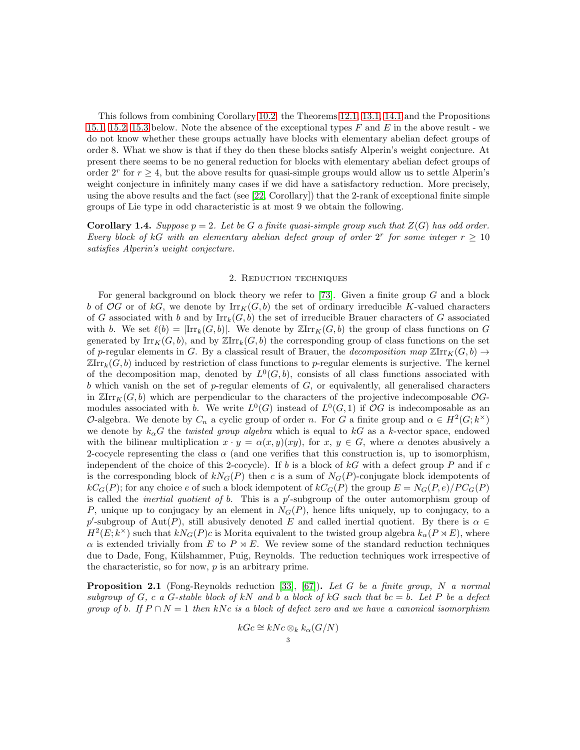This follows from combining Corollary 10.2, the Theorems 12.1, 13.1, 14.1 and the Propositions 15.1, 15.2, 15.3 below. Note the absence of the exceptional types $F$ and $E$ in the above result - we do not know whether these groups actually have blocks with elementary abelian defect groups of order 8. What we show is that if they do then these blocks satisfy Alperin's weight conjecture. At present there seems to be no general reduction for blocks with elementary abelian defect groups of order $2^r$ for $r \geq 4$, but the above results for quasi-simple groups would allow us to settle Alperin's weight conjecture in infinitely many cases if we did have a satisfactory reduction. More precisely, using the above results and the fact (see [22, Corollary]) that the 2-rank of exceptional finite simple groups of Lie type in odd characteristic is at most 9 we obtain the following.

**Corollary 1.4.** *Suppose $p = 2$. Let be $G$ a finite quasi-simple group such that $Z(G)$ has odd order. Every block of $kG$ with an elementary abelian defect group of order $2^r$ for some integer $r \geq 10$ satisfies Alperin's weight conjecture.*

## 2. Reduction techniques

For general background on block theory we refer to [73]. Given a finite group $G$ and a block $b$ of $\mathcal{O}G$ or of $kG$, we denote by $\mathrm{Irr}_K(G, b)$ the set of ordinary irreducible $K$-valued characters of $G$ associated with $b$ and by $\mathrm{Irr}_k(G, b)$ the set of irreducible Brauer characters of $G$ associated with $b$. We set $\ell(b) = |\mathrm{Irr}_k(G, b)|$. We denote by $\mathbb{Z}\mathrm{Irr}_K(G, b)$ the group of class functions on $G$ generated by $\mathrm{Irr}_K(G, b)$, and by $\mathbb{Z}\mathrm{Irr}_k(G, b)$ the corresponding group of class functions on the set of $p$-regular elements in $G$. By a classical result of Brauer, the *decomposition map* $\mathbb{Z}\mathrm{Irr}_K(G, b) \to \mathbb{Z}\mathrm{Irr}_k(G, b)$ induced by restriction of class functions to $p$-regular elements is surjective. The kernel of the decomposition map, denoted by $L^0(G, b)$, consists of all class functions associated with $b$ which vanish on the set of $p$-regular elements of $G$, or equivalently, all generalised characters in $\mathbb{Z}\mathrm{Irr}_K(G, b)$ which are perpendicular to the characters of the projective indecomposable $\mathcal{O}G$-modules associated with $b$. We write $L^0(G)$ instead of $L^0(G, 1)$ if $\mathcal{O}G$ is indecomposable as an $\mathcal{O}$-algebra. We denote by $C_n$ a cyclic group of order $n$. For $G$ a finite group and $\alpha \in H^2(G; k^\times)$ we denote by $k_\alpha G$ the *twisted group algebra* which is equal to $kG$ as a $k$-vector space, endowed with the bilinear multiplication $x \cdot y = \alpha(x, y)(xy)$, for $x$, $y \in G$, where $\alpha$ denotes abusively a 2-cocycle representing the class $\alpha$ (and one verifies that this construction is, up to isomorphism, independent of the choice of this 2-cocycle). If $b$ is a block of $kG$ with a defect group $P$ and if $c$ is the corresponding block of $kN_G(P)$ then $c$ is a sum of $N_G(P)$-conjugate block idempotents of $kC_G(P)$; for any choice $e$ of such a block idempotent of $kC_G(P)$ the group $E = N_G(P, e)/PC_G(P)$ is called the *inertial quotient of* $b$. This is a $p'$-subgroup of the outer automorphism group of $P$, unique up to conjugacy by an element in $N_G(P)$, hence lifts uniquely, up to conjugacy, to a $p'$-subgroup of $\mathrm{Aut}(P)$, still abusively denoted $E$ and called inertial quotient. By there is $\alpha \in H^2(E; k^\times)$ such that $kN_G(P)c$ is Morita equivalent to the twisted group algebra $k_\alpha(P \rtimes E)$, where $\alpha$ is extended trivially from $E$ to $P \rtimes E$. We review some of the standard reduction techniques due to Dade, Fong, Külshammer, Puig, Reynolds. The reduction techniques work irrespective of the characteristic, so for now, $p$ is an arbitrary prime.

**Proposition 2.1** (Fong-Reynolds reduction [33], [67])**.** *Let $G$ be a finite group, $N$ a normal subgroup of $G$, $c$ a $G$-stable block of $kN$ and $b$ a block of $kG$ such that $bc = b$. Let $P$ be a defect group of $b$. If $P \cap N = 1$ then $kNc$ is a block of defect zero and we have a canonical isomorphism*

$$kGc \cong kNc \otimes_k k_\alpha(G/N)$$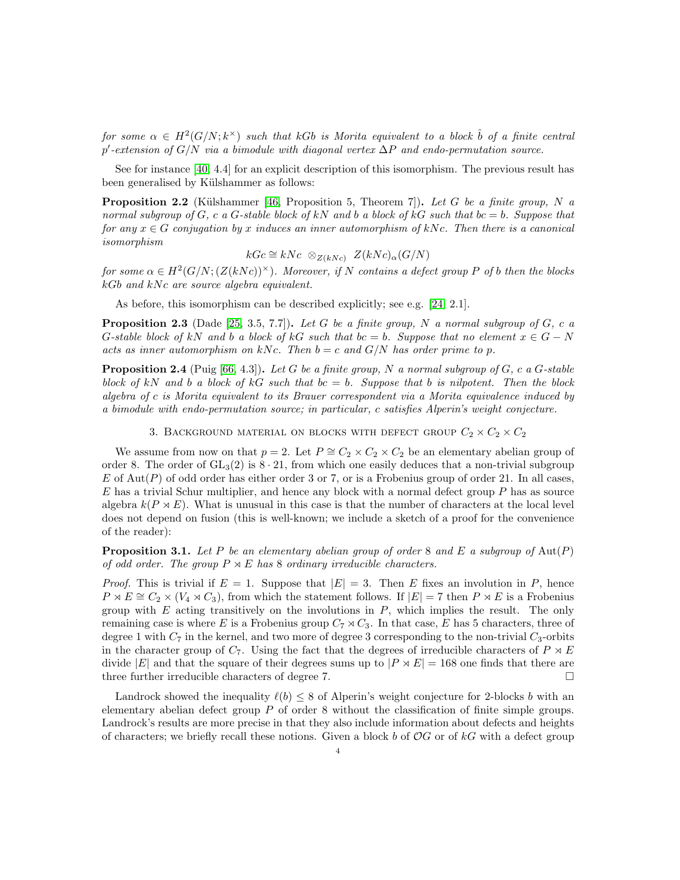*for some $\alpha \in H^2(G/N; k^\times)$ such that $kGb$ is Morita equivalent to a block $\hat{b}$ of a finite central $p'$-extension of $G/N$ via a bimodule with diagonal vertex $\Delta P$ and endo-permutation source.*

See for instance [40, 4.4] for an explicit description of this isomorphism. The previous result has been generalised by Külshammer as follows:

**Proposition 2.2** (Külshammer [46, Proposition 5, Theorem 7]). *Let $G$ be a finite group, $N$ a normal subgroup of $G$, $c$ a $G$-stable block of $kN$ and $b$ a block of $kG$ such that $bc = b$. Suppose that for any $x \in G$ conjugation by $x$ induces an inner automorphism of $kNc$. Then there is a canonical isomorphism*

$$kGc \cong kNc \otimes_{Z(kNc)} Z(kNc)_\alpha(G/N)$$

*for some $\alpha \in H^2(G/N; (Z(kNc))^\times)$. Moreover, if $N$ contains a defect group $P$ of $b$ then the blocks $kGb$ and $kNc$ are source algebra equivalent.*

As before, this isomorphism can be described explicitly; see e.g. [24, 2.1].

**Proposition 2.3** (Dade [25, 3.5, 7.7]). *Let $G$ be a finite group, $N$ a normal subgroup of $G$, $c$ a $G$-stable block of $kN$ and $b$ a block of $kG$ such that $bc = b$. Suppose that no element $x \in G - N$ acts as inner automorphism on $kNc$. Then $b = c$ and $G/N$ has order prime to $p$.*

**Proposition 2.4** (Puig [66, 4.3]). *Let $G$ be a finite group, $N$ a normal subgroup of $G$, $c$ a $G$-stable block of $kN$ and $b$ a block of $kG$ such that $bc = b$. Suppose that $b$ is nilpotent. Then the block algebra of $c$ is Morita equivalent to its Brauer correspondent via a Morita equivalence induced by a bimodule with endo-permutation source; in particular, $c$ satisfies Alperin's weight conjecture.*

## 3. Background material on blocks with defect group $C_2 \times C_2 \times C_2$

We assume from now on that $p = 2$. Let $P \cong C_2 \times C_2 \times C_2$ be an elementary abelian group of order 8. The order of $\mathrm{GL}_3(2)$ is $8 \cdot 21$, from which one easily deduces that a non-trivial subgroup $E$ of $\mathrm{Aut}(P)$ of odd order has either order 3 or 7, or is a Frobenius group of order 21. In all cases, $E$ has a trivial Schur multiplier, and hence any block with a normal defect group $P$ has as source algebra $k(P \rtimes E)$. What is unusual in this case is that the number of characters at the local level does not depend on fusion (this is well-known; we include a sketch of a proof for the convenience of the reader):

**Proposition 3.1.** *Let $P$ be an elementary abelian group of order 8 and $E$ a subgroup of $\mathrm{Aut}(P)$ of odd order. The group $P \rtimes E$ has 8 ordinary irreducible characters.*

*Proof.* This is trivial if $E = 1$. Suppose that $|E| = 3$. Then $E$ fixes an involution in $P$, hence $P \rtimes E \cong C_2 \times (V_4 \rtimes C_3)$, from which the statement follows. If $|E| = 7$ then $P \rtimes E$ is a Frobenius group with $E$ acting transitively on the involutions in $P$, which implies the result. The only remaining case is where $E$ is a Frobenius group $C_7 \rtimes C_3$. In that case, $E$ has 5 characters, three of degree 1 with $C_7$ in the kernel, and two more of degree 3 corresponding to the non-trivial $C_3$-orbits in the character group of $C_7$. Using the fact that the degrees of irreducible characters of $P \rtimes E$ divide $|E|$ and that the square of their degrees sums up to $|P \rtimes E| = 168$ one finds that there are three further irreducible characters of degree 7. $\square$

Landrock showed the inequality $\ell(b) \leq 8$ of Alperin's weight conjecture for 2-blocks $b$ with an elementary abelian defect group $P$ of order 8 without the classification of finite simple groups. Landrock's results are more precise in that they also include information about defects and heights of characters; we briefly recall these notions. Given a block $b$ of $\mathcal{O}G$ or of $kG$ with a defect group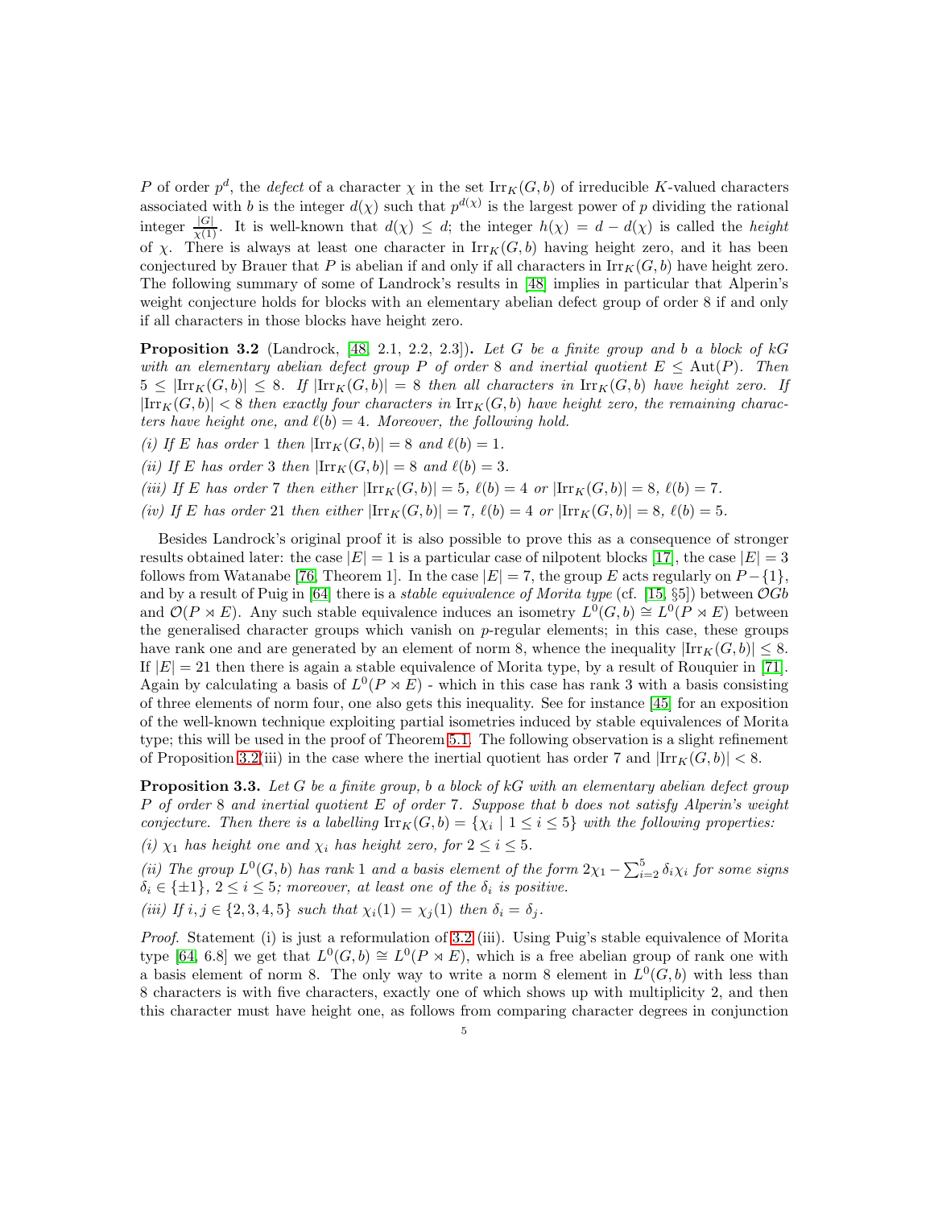$P$ of order $p^d$, the *defect* of a character $\chi$ in the set $\mathrm{Irr}_K(G,b)$ of irreducible $K$-valued characters associated with $b$ is the integer $d(\chi)$ such that $p^{d(\chi)}$ is the largest power of $p$ dividing the rational integer $\frac{|G|}{\chi(1)}$. It is well-known that $d(\chi) \leq d$; the integer $h(\chi) = d - d(\chi)$ is called the *height* of $\chi$. There is always at least one character in $\mathrm{Irr}_K(G,b)$ having height zero, and it has been conjectured by Brauer that $P$ is abelian if and only if all characters in $\mathrm{Irr}_K(G,b)$ have height zero. The following summary of some of Landrock's results in [48] implies in particular that Alperin's weight conjecture holds for blocks with an elementary abelian defect group of order 8 if and only if all characters in those blocks have height zero.

**Proposition 3.2** (Landrock, [48, 2.1, 2.2, 2.3])**.** *Let $G$ be a finite group and $b$ a block of $kG$ with an elementary abelian defect group $P$ of order 8 and inertial quotient $E \leq \mathrm{Aut}(P)$. Then $5 \leq |\mathrm{Irr}_K(G,b)| \leq 8$. If $|\mathrm{Irr}_K(G,b)| = 8$ then all characters in $\mathrm{Irr}_K(G,b)$ have height zero. If $|\mathrm{Irr}_K(G,b)| < 8$ then exactly four characters in $\mathrm{Irr}_K(G,b)$ have height zero, the remaining characters have height one, and $\ell(b) = 4$. Moreover, the following hold.*

*(i) If $E$ has order 1 then $|\mathrm{Irr}_K(G,b)| = 8$ and $\ell(b) = 1$.*

*(ii) If $E$ has order 3 then $|\mathrm{Irr}_K(G,b)| = 8$ and $\ell(b) = 3$.*

*(iii) If $E$ has order 7 then either $|\mathrm{Irr}_K(G,b)| = 5$, $\ell(b) = 4$ or $|\mathrm{Irr}_K(G,b)| = 8$, $\ell(b) = 7$.*

*(iv) If $E$ has order 21 then either $|\mathrm{Irr}_K(G,b)| = 7$, $\ell(b) = 4$ or $|\mathrm{Irr}_K(G,b)| = 8$, $\ell(b) = 5$.*

Besides Landrock's original proof it is also possible to prove this as a consequence of stronger results obtained later: the case $|E| = 1$ is a particular case of nilpotent blocks [17], the case $|E| = 3$ follows from Watanabe [76, Theorem 1]. In the case $|E| = 7$, the group $E$ acts regularly on $P - \{1\}$, and by a result of Puig in [64] there is a *stable equivalence of Morita type* (cf. [15, §5]) between $\mathcal{O}Gb$ and $\mathcal{O}(P \rtimes E)$. Any such stable equivalence induces an isometry $L^0(G,b) \cong L^0(P \rtimes E)$ between the generalised character groups which vanish on $p$-regular elements; in this case, these groups have rank one and are generated by an element of norm 8, whence the inequality $|\mathrm{Irr}_K(G,b)| \leq 8$. If $|E| = 21$ then there is again a stable equivalence of Morita type, by a result of Rouquier in [71]. Again by calculating a basis of $L^0(P \rtimes E)$ - which in this case has rank 3 with a basis consisting of three elements of norm four, one also gets this inequality. See for instance [45] for an exposition of the well-known technique exploiting partial isometries induced by stable equivalences of Morita type; this will be used in the proof of Theorem 5.1. The following observation is a slight refinement of Proposition 3.2(iii) in the case where the inertial quotient has order 7 and $|\mathrm{Irr}_K(G,b)| < 8$.

**Proposition 3.3.** *Let $G$ be a finite group, $b$ a block of $kG$ with an elementary abelian defect group $P$ of order 8 and inertial quotient $E$ of order 7. Suppose that $b$ does not satisfy Alperin's weight conjecture. Then there is a labelling $\mathrm{Irr}_K(G,b) = \{\chi_i \mid 1 \leq i \leq 5\}$ with the following properties:*

*(i) $\chi_1$ has height one and $\chi_i$ has height zero, for $2 \leq i \leq 5$.*

*(ii) The group $L^0(G,b)$ has rank 1 and a basis element of the form $2\chi_1 - \sum_{i=2}^{5} \delta_i \chi_i$ for some signs $\delta_i \in \{\pm 1\}$, $2 \leq i \leq 5$; moreover, at least one of the $\delta_i$ is positive.*

*(iii) If $i, j \in \{2,3,4,5\}$ such that $\chi_i(1) = \chi_j(1)$ then $\delta_i = \delta_j$.*

*Proof.* Statement (i) is just a reformulation of 3.2 (iii). Using Puig's stable equivalence of Morita type [64, 6.8] we get that $L^0(G,b) \cong L^0(P \rtimes E)$, which is a free abelian group of rank one with a basis element of norm 8. The only way to write a norm 8 element in $L^0(G,b)$ with less than 8 characters is with five characters, exactly one of which shows up with multiplicity 2, and then this character must have height one, as follows from comparing character degrees in conjunction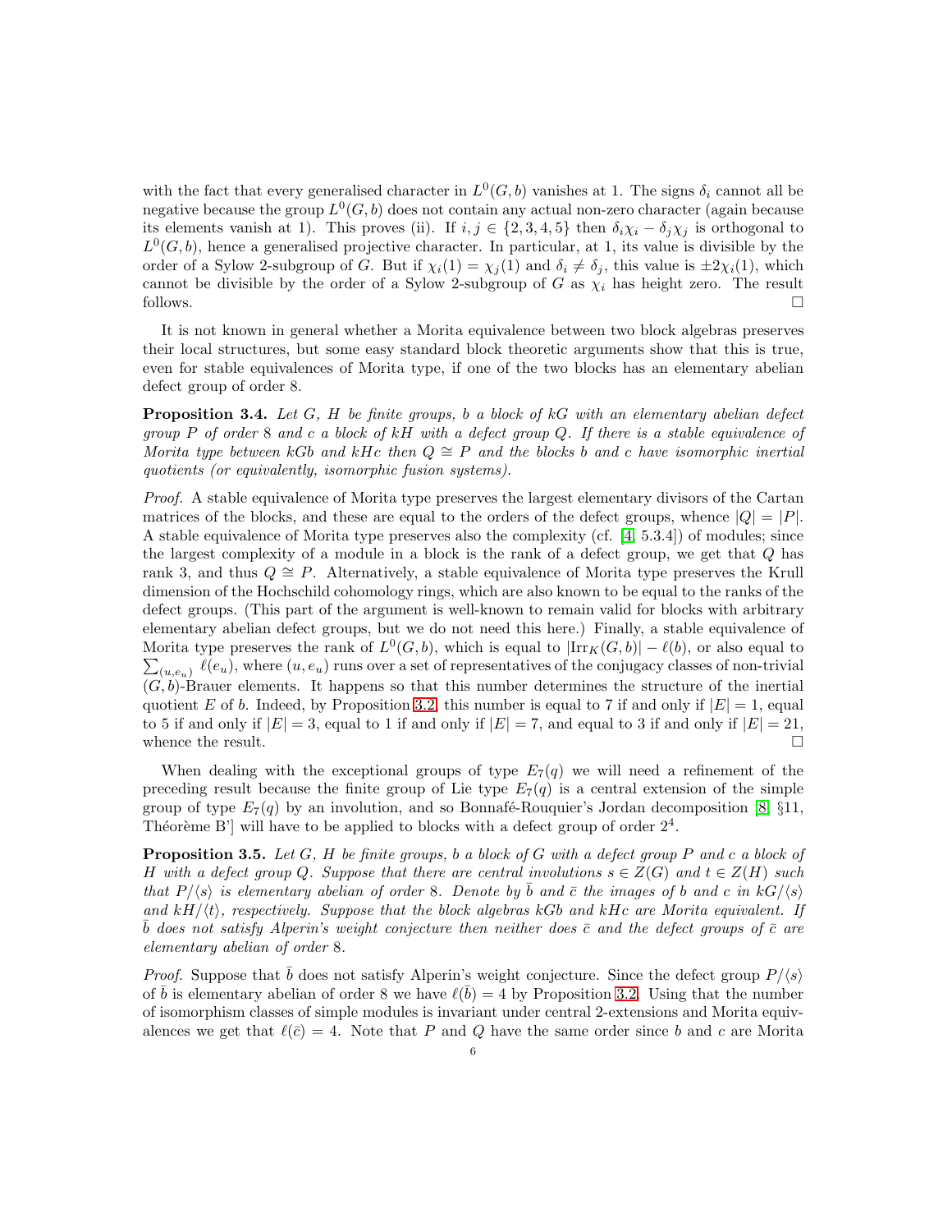with the fact that every generalised character in $L^0(G, b)$ vanishes at 1. The signs $\delta_i$ cannot all be negative because the group $L^0(G, b)$ does not contain any actual non-zero character (again because its elements vanish at 1). This proves (ii). If $i, j \in \{2, 3, 4, 5\}$ then $\delta_i\chi_i - \delta_j\chi_j$ is orthogonal to $L^0(G, b)$, hence a generalised projective character. In particular, at 1, its value is divisible by the order of a Sylow 2-subgroup of $G$. But if $\chi_i(1) = \chi_j(1)$ and $\delta_i \neq \delta_j$, this value is $\pm 2\chi_i(1)$, which cannot be divisible by the order of a Sylow 2-subgroup of $G$ as $\chi_i$ has height zero. The result follows. □

It is not known in general whether a Morita equivalence between two block algebras preserves their local structures, but some easy standard block theoretic arguments show that this is true, even for stable equivalences of Morita type, if one of the two blocks has an elementary abelian defect group of order 8.

**Proposition 3.4.** *Let $G$, $H$ be finite groups, $b$ a block of $kG$ with an elementary abelian defect group $P$ of order 8 and $c$ a block of $kH$ with a defect group $Q$. If there is a stable equivalence of Morita type between $kGb$ and $kHc$ then $Q \cong P$ and the blocks $b$ and $c$ have isomorphic inertial quotients (or equivalently, isomorphic fusion systems).*

*Proof.* A stable equivalence of Morita type preserves the largest elementary divisors of the Cartan matrices of the blocks, and these are equal to the orders of the defect groups, whence $|Q| = |P|$. A stable equivalence of Morita type preserves also the complexity (cf. [4, 5.3.4]) of modules; since the largest complexity of a module in a block is the rank of a defect group, we get that $Q$ has rank 3, and thus $Q \cong P$. Alternatively, a stable equivalence of Morita type preserves the Krull dimension of the Hochschild cohomology rings, which are also known to be equal to the ranks of the defect groups. (This part of the argument is well-known to remain valid for blocks with arbitrary elementary abelian defect groups, but we do not need this here.) Finally, a stable equivalence of Morita type preserves the rank of $L^0(G, b)$, which is equal to $|\mathrm{Irr}_K(G, b)| - \ell(b)$, or also equal to $\sum_{(u,e_u)} \ell(e_u)$, where $(u, e_u)$ runs over a set of representatives of the conjugacy classes of non-trivial $(G, b)$-Brauer elements. It happens so that this number determines the structure of the inertial quotient $E$ of $b$. Indeed, by Proposition 3.2, this number is equal to 7 if and only if $|E| = 1$, equal to 5 if and only if $|E| = 3$, equal to 1 if and only if $|E| = 7$, and equal to 3 if and only if $|E| = 21$, whence the result. □

When dealing with the exceptional groups of type $E_7(q)$ we will need a refinement of the preceding result because the finite group of Lie type $E_7(q)$ is a central extension of the simple group of type $E_7(q)$ by an involution, and so Bonnafé-Rouquier's Jordan decomposition [8, §11, Théorème B'] will have to be applied to blocks with a defect group of order $2^4$.

**Proposition 3.5.** *Let $G$, $H$ be finite groups, $b$ a block of $G$ with a defect group $P$ and $c$ a block of $H$ with a defect group $Q$. Suppose that there are central involutions $s \in Z(G)$ and $t \in Z(H)$ such that $P/\langle s\rangle$ is elementary abelian of order 8. Denote by $\bar{b}$ and $\bar{c}$ the images of $b$ and $c$ in $kG/\langle s\rangle$ and $kH/\langle t\rangle$, respectively. Suppose that the block algebras $kGb$ and $kHc$ are Morita equivalent. If $\bar{b}$ does not satisfy Alperin's weight conjecture then neither does $\bar{c}$ and the defect groups of $\bar{c}$ are elementary abelian of order 8.*

*Proof.* Suppose that $\bar{b}$ does not satisfy Alperin's weight conjecture. Since the defect group $P/\langle s\rangle$ of $\bar{b}$ is elementary abelian of order 8 we have $\ell(\bar{b}) = 4$ by Proposition 3.2. Using that the number of isomorphism classes of simple modules is invariant under central 2-extensions and Morita equivalences we get that $\ell(\bar{c}) = 4$. Note that $P$ and $Q$ have the same order since $b$ and $c$ are Morita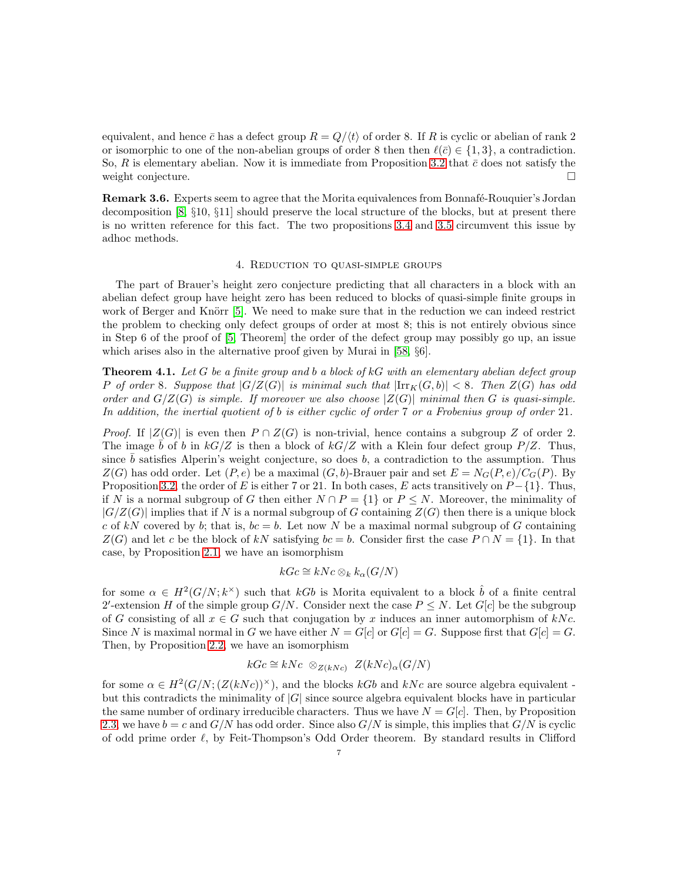equivalent, and hence $\bar{c}$ has a defect group $R = Q/\langle t\rangle$ of order 8. If $R$ is cyclic or abelian of rank 2 or isomorphic to one of the non-abelian groups of order 8 then then $\ell(\bar{c}) \in \{1, 3\}$, a contradiction. So, $R$ is elementary abelian. Now it is immediate from Proposition 3.2 that $\bar{c}$ does not satisfy the weight conjecture. □

**Remark 3.6.** Experts seem to agree that the Morita equivalences from Bonnafé-Rouquier's Jordan decomposition [8, §10, §11] should preserve the local structure of the blocks, but at present there is no written reference for this fact. The two propositions 3.4 and 3.5 circumvent this issue by adhoc methods.

## 4. Reduction to quasi-simple groups

The part of Brauer's height zero conjecture predicting that all characters in a block with an abelian defect group have height zero has been reduced to blocks of quasi-simple finite groups in work of Berger and Knörr [5]. We need to make sure that in the reduction we can indeed restrict the problem to checking only defect groups of order at most 8; this is not entirely obvious since in Step 6 of the proof of [5, Theorem] the order of the defect group may possibly go up, an issue which arises also in the alternative proof given by Murai in [58, §6].

**Theorem 4.1.** *Let $G$ be a finite group and $b$ a block of $kG$ with an elementary abelian defect group $P$ of order 8. Suppose that $|G/Z(G)|$ is minimal such that $|\mathrm{Irr}_K(G, b)| < 8$. Then $Z(G)$ has odd order and $G/Z(G)$ is simple. If moreover we also choose $|Z(G)|$ minimal then $G$ is quasi-simple. In addition, the inertial quotient of $b$ is either cyclic of order 7 or a Frobenius group of order 21.*

*Proof.* If $|Z(G)|$ is even then $P \cap Z(G)$ is non-trivial, hence contains a subgroup $Z$ of order 2. The image $\bar{b}$ of $b$ in $kG/Z$ is then a block of $kG/Z$ with a Klein four defect group $P/Z$. Thus, since $\bar{b}$ satisfies Alperin's weight conjecture, so does $b$, a contradiction to the assumption. Thus $Z(G)$ has odd order. Let $(P, e)$ be a maximal $(G, b)$-Brauer pair and set $E = N_G(P, e)/C_G(P)$. By Proposition 3.2, the order of $E$ is either 7 or 21. In both cases, $E$ acts transitively on $P - \{1\}$. Thus, if $N$ is a normal subgroup of $G$ then either $N \cap P = \{1\}$ or $P \leq N$. Moreover, the minimality of $|G/Z(G)|$ implies that if $N$ is a normal subgroup of $G$ containing $Z(G)$ then there is a unique block $c$ of $kN$ covered by $b$; that is, $bc = b$. Let now $N$ be a maximal normal subgroup of $G$ containing $Z(G)$ and let $c$ be the block of $kN$ satisfying $bc = b$. Consider first the case $P \cap N = \{1\}$. In that case, by Proposition 2.1, we have an isomorphism

$$kGc \cong kNc \otimes_k k_\alpha(G/N)$$

for some $\alpha \in H^2(G/N; k^\times)$ such that $kGb$ is Morita equivalent to a block $\hat{b}$ of a finite central $2'$-extension $H$ of the simple group $G/N$. Consider next the case $P \leq N$. Let $G[c]$ be the subgroup of $G$ consisting of all $x \in G$ such that conjugation by $x$ induces an inner automorphism of $kNc$. Since $N$ is maximal normal in $G$ we have either $N = G[c]$ or $G[c] = G$. Suppose first that $G[c] = G$. Then, by Proposition 2.2, we have an isomorphism

$$kGc \cong kNc \ \otimes_{Z(kNc)} \ Z(kNc)_\alpha(G/N)$$

for some $\alpha \in H^2(G/N; (Z(kNc))^\times)$, and the blocks $kGb$ and $kNc$ are source algebra equivalent - but this contradicts the minimality of $|G|$ since source algebra equivalent blocks have in particular the same number of ordinary irreducible characters. Thus we have $N = G[c]$. Then, by Proposition 2.3, we have $b = c$ and $G/N$ has odd order. Since also $G/N$ is simple, this implies that $G/N$ is cyclic of odd prime order $\ell$, by Feit-Thompson's Odd Order theorem. By standard results in Clifford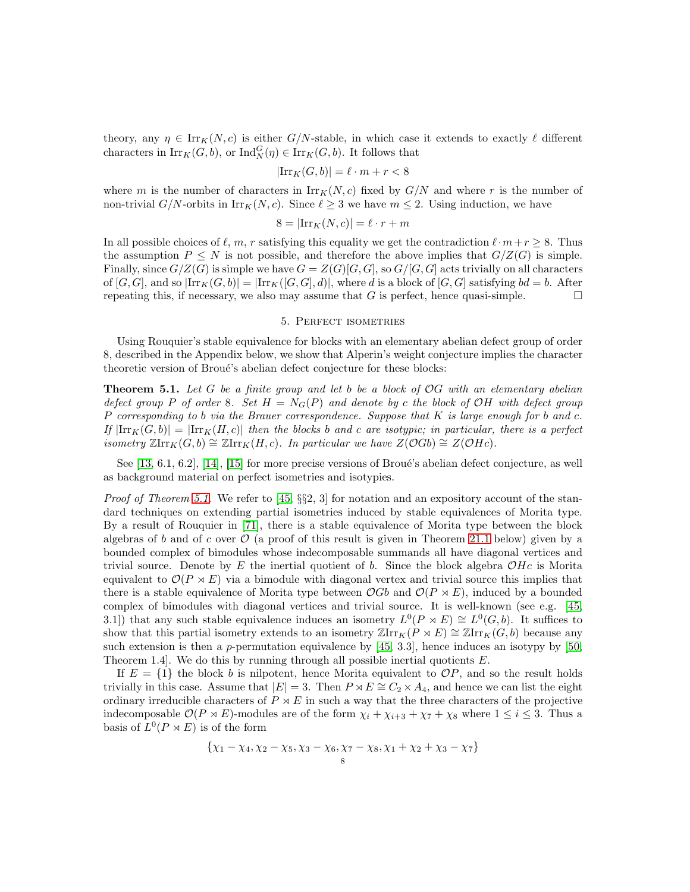theory, any $\eta \in \mathrm{Irr}_K(N, c)$ is either $G/N$-stable, in which case it extends to exactly $\ell$ different characters in $\mathrm{Irr}_K(G, b)$, or $\mathrm{Ind}_N^G(\eta) \in \mathrm{Irr}_K(G, b)$. It follows that

$$|\mathrm{Irr}_K(G, b)| = \ell \cdot m + r < 8$$

where $m$ is the number of characters in $\mathrm{Irr}_K(N, c)$ fixed by $G/N$ and where $r$ is the number of non-trivial $G/N$-orbits in $\mathrm{Irr}_K(N, c)$. Since $\ell \geq 3$ we have $m \leq 2$. Using induction, we have

$$8 = |\mathrm{Irr}_K(N, c)| = \ell \cdot r + m$$

In all possible choices of $\ell$, $m$, $r$ satisfying this equality we get the contradiction $\ell \cdot m + r \geq 8$. Thus the assumption $P \leq N$ is not possible, and therefore the above implies that $G/Z(G)$ is simple. Finally, since $G/Z(G)$ is simple we have $G = Z(G)[G, G]$, so $G/[G, G]$ acts trivially on all characters of $[G, G]$, and so $|\mathrm{Irr}_K(G, b)| = |\mathrm{Irr}_K([G, G], d)|$, where $d$ is a block of $[G, G]$ satisfying $bd = b$. After repeating this, if necessary, we also may assume that $G$ is perfect, hence quasi-simple. □

## 5. Perfect isometries

Using Rouquier's stable equivalence for blocks with an elementary abelian defect group of order 8, described in the Appendix below, we show that Alperin's weight conjecture implies the character theoretic version of Broué's abelian defect conjecture for these blocks:

**Theorem 5.1.** *Let $G$ be a finite group and let $b$ be a block of $\mathcal{O}G$ with an elementary abelian defect group $P$ of order 8. Set $H = N_G(P)$ and denote by $c$ the block of $\mathcal{O}H$ with defect group $P$ corresponding to $b$ via the Brauer correspondence. Suppose that $K$ is large enough for $b$ and $c$. If $|\mathrm{Irr}_K(G, b)| = |\mathrm{Irr}_K(H, c)|$ then the blocks $b$ and $c$ are isotypic; in particular, there is a perfect isometry $\mathbb{Z}\mathrm{Irr}_K(G, b) \cong \mathbb{Z}\mathrm{Irr}_K(H, c)$. In particular we have $Z(\mathcal{O}Gb) \cong Z(\mathcal{O}Hc)$.*

See [13, 6.1, 6.2], [14], [15] for more precise versions of Broué's abelian defect conjecture, as well as background material on perfect isometries and isotypies.

*Proof of Theorem 5.1.* We refer to [45, §§2, 3] for notation and an expository account of the standard techniques on extending partial isometries induced by stable equivalences of Morita type. By a result of Rouquier in [71], there is a stable equivalence of Morita type between the block algebras of $b$ and of $c$ over $\mathcal{O}$ (a proof of this result is given in Theorem 21.1 below) given by a bounded complex of bimodules whose indecomposable summands all have diagonal vertices and trivial source. Denote by $E$ the inertial quotient of $b$. Since the block algebra $\mathcal{O}Hc$ is Morita equivalent to $\mathcal{O}(P \rtimes E)$ via a bimodule with diagonal vertex and trivial source this implies that there is a stable equivalence of Morita type between $\mathcal{O}Gb$ and $\mathcal{O}(P \rtimes E)$, induced by a bounded complex of bimodules with diagonal vertices and trivial source. It is well-known (see e.g. [45, 3.1]) that any such stable equivalence induces an isometry $L^0(P \rtimes E) \cong L^0(G, b)$. It suffices to show that this partial isometry extends to an isometry $\mathbb{Z}\mathrm{Irr}_K(P \rtimes E) \cong \mathbb{Z}\mathrm{Irr}_K(G, b)$ because any such extension is then a $p$-permutation equivalence by [45, 3.3], hence induces an isotypy by [50, Theorem 1.4]. We do this by running through all possible inertial quotients $E$.

If $E = \{1\}$ the block $b$ is nilpotent, hence Morita equivalent to $\mathcal{O}P$, and so the result holds trivially in this case. Assume that $|E| = 3$. Then $P \rtimes E \cong C_2 \times A_4$, and hence we can list the eight ordinary irreducible characters of $P \rtimes E$ in such a way that the three characters of the projective indecomposable $\mathcal{O}(P \rtimes E)$-modules are of the form $\chi_i + \chi_{i+3} + \chi_7 + \chi_8$ where $1 \leq i \leq 3$. Thus a basis of $L^0(P \rtimes E)$ is of the form

$$\{\chi_1 - \chi_4, \chi_2 - \chi_5, \chi_3 - \chi_6, \chi_7 - \chi_8, \chi_1 + \chi_2 + \chi_3 - \chi_7\}$$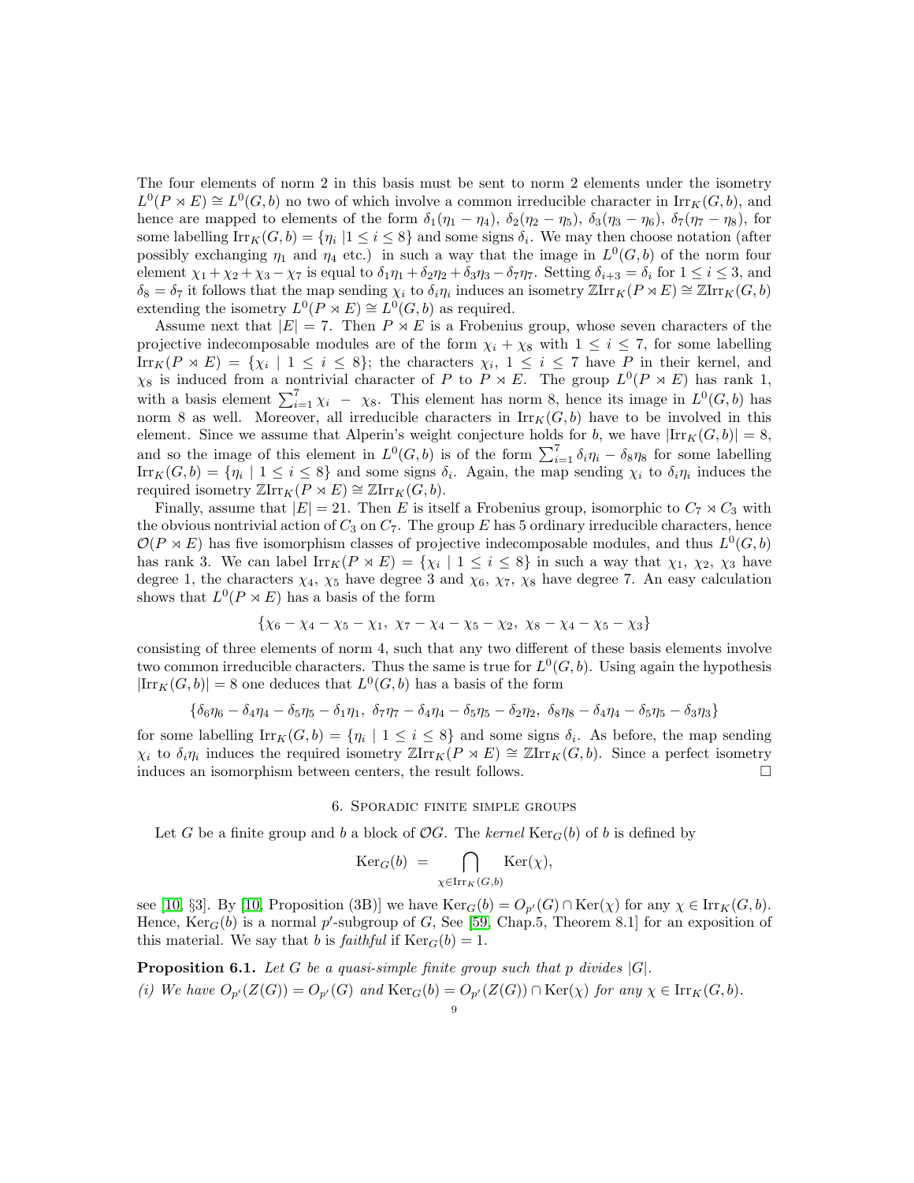The four elements of norm 2 in this basis must be sent to norm 2 elements under the isometry $L^0(P \rtimes E) \cong L^0(G,b)$ no two of which involve a common irreducible character in $\mathrm{Irr}_K(G,b)$, and hence are mapped to elements of the form $\delta_1(\eta_1 - \eta_4)$, $\delta_2(\eta_2 - \eta_5)$, $\delta_3(\eta_3 - \eta_6)$, $\delta_7(\eta_7 - \eta_8)$, for some labelling $\mathrm{Irr}_K(G,b) = \{\eta_i \mid 1 \le i \le 8\}$ and some signs $\delta_i$. We may then choose notation (after possibly exchanging $\eta_1$ and $\eta_4$ etc.) in such a way that the image in $L^0(G,b)$ of the norm four element $\chi_1 + \chi_2 + \chi_3 - \chi_7$ is equal to $\delta_1\eta_1 + \delta_2\eta_2 + \delta_3\eta_3 - \delta_7\eta_7$. Setting $\delta_{i+3} = \delta_i$ for $1 \le i \le 3$, and $\delta_8 = \delta_7$ it follows that the map sending $\chi_i$ to $\delta_i\eta_i$ induces an isometry $\mathbb{Z}\mathrm{Irr}_K(P \rtimes E) \cong \mathbb{Z}\mathrm{Irr}_K(G,b)$ extending the isometry $L^0(P \rtimes E) \cong L^0(G,b)$ as required.

Assume next that $|E| = 7$. Then $P \rtimes E$ is a Frobenius group, whose seven characters of the projective indecomposable modules are of the form $\chi_i + \chi_8$ with $1 \le i \le 7$, for some labelling $\mathrm{Irr}_K(P \rtimes E) = \{\chi_i \mid 1 \le i \le 8\}$; the characters $\chi_i$, $1 \le i \le 7$ have $P$ in their kernel, and $\chi_8$ is induced from a nontrivial character of $P$ to $P \rtimes E$. The group $L^0(P \rtimes E)$ has rank 1, with a basis element $\sum_{i=1}^{7} \chi_i \; - \; \chi_8$. This element has norm 8, hence its image in $L^0(G,b)$ has norm 8 as well. Moreover, all irreducible characters in $\mathrm{Irr}_K(G,b)$ have to be involved in this element. Since we assume that Alperin's weight conjecture holds for $b$, we have $|\mathrm{Irr}_K(G,b)| = 8$, and so the image of this element in $L^0(G,b)$ is of the form $\sum_{i=1}^{7} \delta_i\eta_i - \delta_8\eta_8$ for some labelling $\mathrm{Irr}_K(G,b) = \{\eta_i \mid 1 \le i \le 8\}$ and some signs $\delta_i$. Again, the map sending $\chi_i$ to $\delta_i\eta_i$ induces the required isometry $\mathbb{Z}\mathrm{Irr}_K(P \rtimes E) \cong \mathbb{Z}\mathrm{Irr}_K(G,b)$.

Finally, assume that $|E| = 21$. Then $E$ is itself a Frobenius group, isomorphic to $C_7 \rtimes C_3$ with the obvious nontrivial action of $C_3$ on $C_7$. The group $E$ has 5 ordinary irreducible characters, hence $\mathcal{O}(P \rtimes E)$ has five isomorphism classes of projective indecomposable modules, and thus $L^0(G,b)$ has rank 3. We can label $\mathrm{Irr}_K(P \rtimes E) = \{\chi_i \mid 1 \le i \le 8\}$ in such a way that $\chi_1$, $\chi_2$, $\chi_3$ have degree 1, the characters $\chi_4$, $\chi_5$ have degree 3 and $\chi_6$, $\chi_7$, $\chi_8$ have degree 7. An easy calculation shows that $L^0(P \rtimes E)$ has a basis of the form

$$\{\chi_6 - \chi_4 - \chi_5 - \chi_1,\ \chi_7 - \chi_4 - \chi_5 - \chi_2,\ \chi_8 - \chi_4 - \chi_5 - \chi_3\}$$

consisting of three elements of norm 4, such that any two different of these basis elements involve two common irreducible characters. Thus the same is true for $L^0(G,b)$. Using again the hypothesis $|\mathrm{Irr}_K(G,b)| = 8$ one deduces that $L^0(G,b)$ has a basis of the form

$$\{\delta_6\eta_6 - \delta_4\eta_4 - \delta_5\eta_5 - \delta_1\eta_1,\ \delta_7\eta_7 - \delta_4\eta_4 - \delta_5\eta_5 - \delta_2\eta_2,\ \delta_8\eta_8 - \delta_4\eta_4 - \delta_5\eta_5 - \delta_3\eta_3\}$$

for some labelling $\mathrm{Irr}_K(G,b) = \{\eta_i \mid 1 \le i \le 8\}$ and some signs $\delta_i$. As before, the map sending $\chi_i$ to $\delta_i\eta_i$ induces the required isometry $\mathbb{Z}\mathrm{Irr}_K(P \rtimes E) \cong \mathbb{Z}\mathrm{Irr}_K(G,b)$. Since a perfect isometry induces an isomorphism between centers, the result follows. $\square$

## 6. Sporadic finite simple groups

Let $G$ be a finite group and $b$ a block of $\mathcal{O}G$. The *kernel* $\mathrm{Ker}_G(b)$ of $b$ is defined by

$$\mathrm{Ker}_G(b) \;=\; \bigcap_{\chi \in \mathrm{Irr}_K(G,b)} \mathrm{Ker}(\chi),$$

see [10, §3]. By [10, Proposition (3B)] we have $\mathrm{Ker}_G(b) = O_{p'}(G) \cap \mathrm{Ker}(\chi)$ for any $\chi \in \mathrm{Irr}_K(G,b)$. Hence, $\mathrm{Ker}_G(b)$ is a normal $p'$-subgroup of $G$, See [59, Chap.5, Theorem 8.1] for an exposition of this material. We say that $b$ is *faithful* if $\mathrm{Ker}_G(b) = 1$.

**Proposition 6.1.** *Let $G$ be a quasi-simple finite group such that $p$ divides $|G|$.*

*(i) We have $O_{p'}(Z(G)) = O_{p'}(G)$ and $\mathrm{Ker}_G(b) = O_{p'}(Z(G)) \cap \mathrm{Ker}(\chi)$ for any $\chi \in \mathrm{Irr}_K(G,b)$.*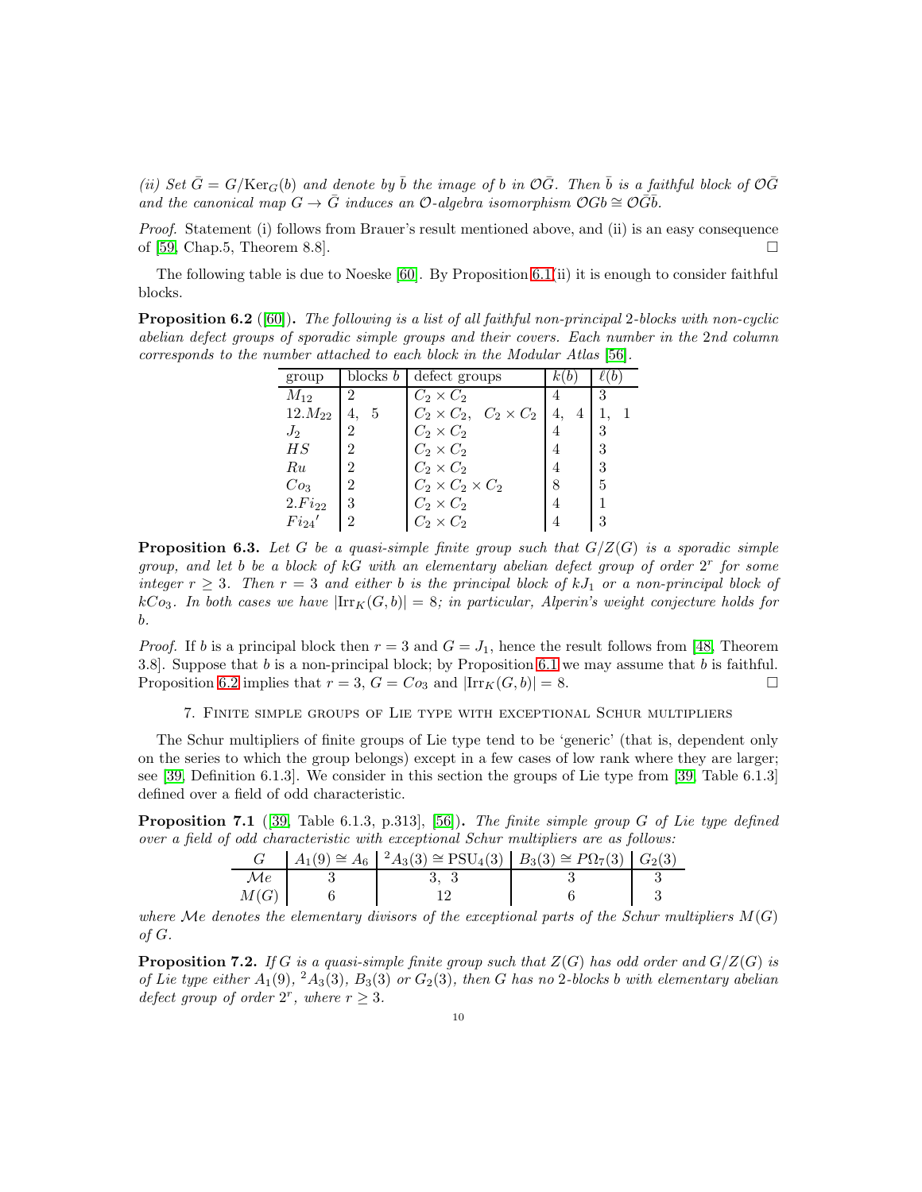*(ii) Set $\bar{G} = G/\mathrm{Ker}_G(b)$ and denote by $\bar{b}$ the image of $b$ in $\mathcal{O}\bar{G}$. Then $\bar{b}$ is a faithful block of $\mathcal{O}\bar{G}$ and the canonical map $G \to \bar{G}$ induces an $\mathcal{O}$-algebra isomorphism $\mathcal{O}Gb \cong \mathcal{O}\bar{G}\bar{b}$.*

*Proof.* Statement (i) follows from Brauer's result mentioned above, and (ii) is an easy consequence of [59, Chap.5, Theorem 8.8]. □

The following table is due to Noeske [60]. By Proposition 6.1(ii) it is enough to consider faithful blocks.

**Proposition 6.2** ([60])**.** *The following is a list of all faithful non-principal 2-blocks with non-cyclic abelian defect groups of sporadic simple groups and their covers. Each number in the 2nd column corresponds to the number attached to each block in the Modular Atlas [56].*

| group | blocks $b$ | defect groups | $k(b)$ | $\ell(b)$ |
|---|---|---|---|---|
| $M_{12}$ | 2 | $C_2 \times C_2$ | 4 | 3 |
| $12.M_{22}$ | 4, 5 | $C_2 \times C_2$, $C_2 \times C_2$ | 4, 4 | 1, 1 |
| $J_2$ | 2 | $C_2 \times C_2$ | 4 | 3 |
| $HS$ | 2 | $C_2 \times C_2$ | 4 | 3 |
| $Ru$ | 2 | $C_2 \times C_2$ | 4 | 3 |
| $Co_3$ | 2 | $C_2 \times C_2 \times C_2$ | 8 | 5 |
| $2.Fi_{22}$ | 3 | $C_2 \times C_2$ | 4 | 1 |
| $Fi_{24}'$ | 2 | $C_2 \times C_2$ | 4 | 3 |

**Proposition 6.3.** *Let $G$ be a quasi-simple finite group such that $G/Z(G)$ is a sporadic simple group, and let $b$ be a block of $kG$ with an elementary abelian defect group of order $2^r$ for some integer $r \geq 3$. Then $r = 3$ and either $b$ is the principal block of $kJ_1$ or a non-principal block of $kCo_3$. In both cases we have $|\mathrm{Irr}_K(G, b)| = 8$; in particular, Alperin's weight conjecture holds for $b$.*

*Proof.* If $b$ is a principal block then $r = 3$ and $G = J_1$, hence the result follows from [48, Theorem 3.8]. Suppose that $b$ is a non-principal block; by Proposition 6.1 we may assume that $b$ is faithful. Proposition 6.2 implies that $r = 3$, $G = Co_3$ and $|\mathrm{Irr}_K(G, b)| = 8$. □

## 7. Finite simple groups of Lie type with exceptional Schur multipliers

The Schur multipliers of finite groups of Lie type tend to be 'generic' (that is, dependent only on the series to which the group belongs) except in a few cases of low rank where they are larger; see [39, Definition 6.1.3]. We consider in this section the groups of Lie type from [39, Table 6.1.3] defined over a field of odd characteristic.

**Proposition 7.1** ([39, Table 6.1.3, p.313], [56])**.** *The finite simple group $G$ of Lie type defined over a field of odd characteristic with exceptional Schur multipliers are as follows:*

| $G$ | $A_1(9) \cong A_6$ | ${}^2A_3(3) \cong \mathrm{PSU}_4(3)$ | $B_3(3) \cong P\Omega_7(3)$ | $G_2(3)$ |
|---|---|---|---|---|
| $\mathcal{M}e$ | 3 | 3, 3 | 3 | 3 |
| $M(G)$ | 6 | 12 | 6 | 3 |

*where $\mathcal{M}e$ denotes the elementary divisors of the exceptional parts of the Schur multipliers $M(G)$ of $G$.*

**Proposition 7.2.** *If $G$ is a quasi-simple finite group such that $Z(G)$ has odd order and $G/Z(G)$ is of Lie type either $A_1(9)$, ${}^2A_3(3)$, $B_3(3)$ or $G_2(3)$, then $G$ has no 2-blocks $b$ with elementary abelian defect group of order $2^r$, where $r \geq 3$.*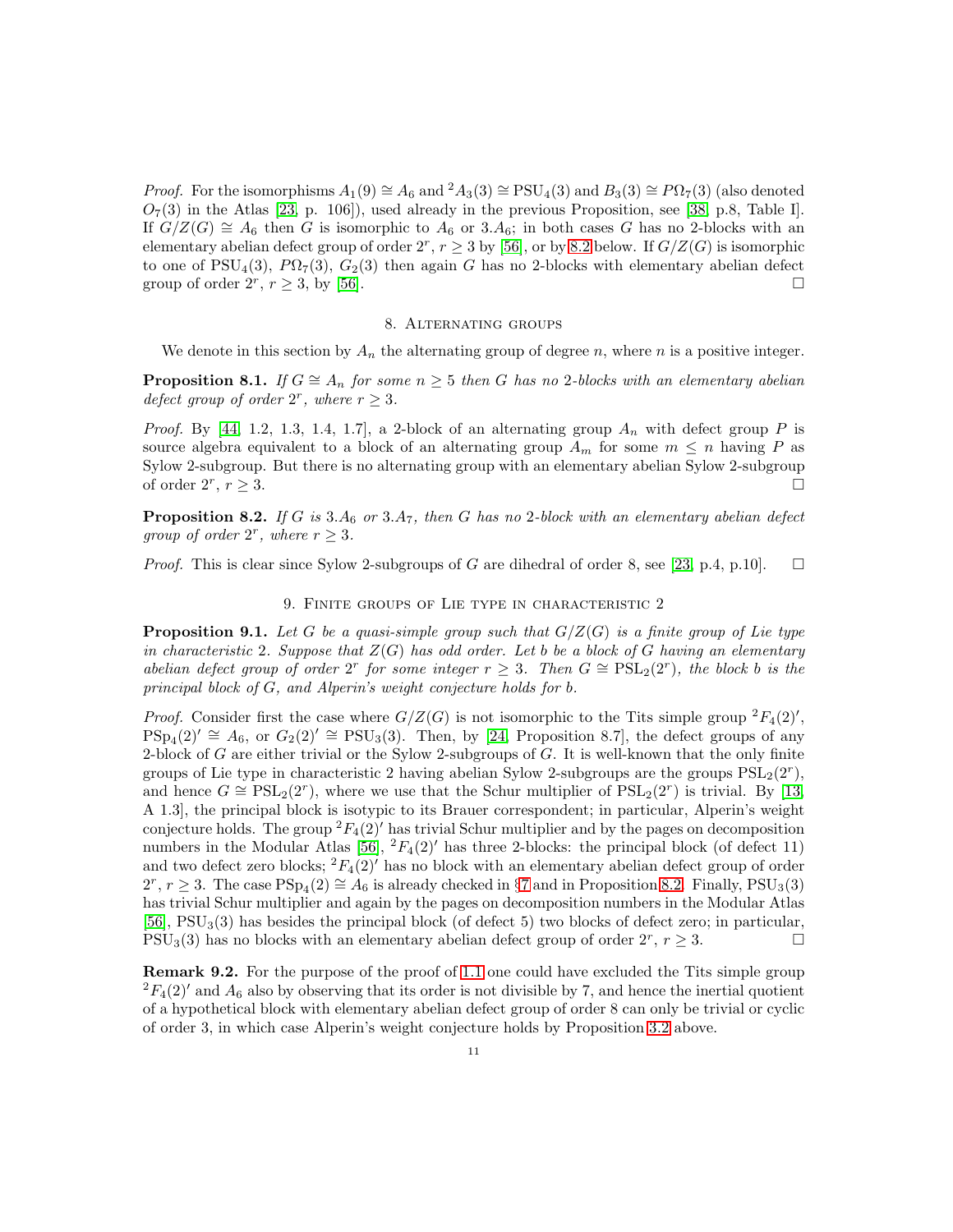*Proof.* For the isomorphisms $A_1(9) \cong A_6$ and ${}^2A_3(3) \cong \mathrm{PSU}_4(3)$ and $B_3(3) \cong P\Omega_7(3)$ (also denoted $O_7(3)$ in the Atlas [23, p. 106]), used already in the previous Proposition, see [38, p.8, Table I]. If $G/Z(G) \cong A_6$ then $G$ is isomorphic to $A_6$ or $3.A_6$; in both cases $G$ has no 2-blocks with an elementary abelian defect group of order $2^r$, $r \geq 3$ by [56], or by 8.2 below. If $G/Z(G)$ is isomorphic to one of $\mathrm{PSU}_4(3)$, $P\Omega_7(3)$, $G_2(3)$ then again $G$ has no 2-blocks with elementary abelian defect group of order $2^r$, $r \geq 3$, by [56]. □

## 8. Alternating groups

We denote in this section by $A_n$ the alternating group of degree $n$, where $n$ is a positive integer.

**Proposition 8.1.** *If $G \cong A_n$ for some $n \geq 5$ then $G$ has no 2-blocks with an elementary abelian defect group of order $2^r$, where $r \geq 3$.*

*Proof.* By [44, 1.2, 1.3, 1.4, 1.7], a 2-block of an alternating group $A_n$ with defect group $P$ is source algebra equivalent to a block of an alternating group $A_m$ for some $m \leq n$ having $P$ as Sylow 2-subgroup. But there is no alternating group with an elementary abelian Sylow 2-subgroup of order $2^r$, $r \geq 3$. □

**Proposition 8.2.** *If $G$ is $3.A_6$ or $3.A_7$, then $G$ has no 2-block with an elementary abelian defect group of order $2^r$, where $r \geq 3$.*

*Proof.* This is clear since Sylow 2-subgroups of $G$ are dihedral of order 8, see [23, p.4, p.10]. □

## 9. Finite groups of Lie type in characteristic 2

**Proposition 9.1.** *Let $G$ be a quasi-simple group such that $G/Z(G)$ is a finite group of Lie type in characteristic 2. Suppose that $Z(G)$ has odd order. Let $b$ be a block of $G$ having an elementary abelian defect group of order $2^r$ for some integer $r \geq 3$. Then $G \cong \mathrm{PSL}_2(2^r)$, the block $b$ is the principal block of $G$, and Alperin's weight conjecture holds for $b$.*

*Proof.* Consider first the case where $G/Z(G)$ is not isomorphic to the Tits simple group ${}^2F_4(2)'$, $\mathrm{PSp}_4(2)' \cong A_6$, or $G_2(2)' \cong \mathrm{PSU}_3(3)$. Then, by [24, Proposition 8.7], the defect groups of any 2-block of $G$ are either trivial or the Sylow 2-subgroups of $G$. It is well-known that the only finite groups of Lie type in characteristic 2 having abelian Sylow 2-subgroups are the groups $\mathrm{PSL}_2(2^r)$, and hence $G \cong \mathrm{PSL}_2(2^r)$, where we use that the Schur multiplier of $\mathrm{PSL}_2(2^r)$ is trivial. By [13, A 1.3], the principal block is isotypic to its Brauer correspondent; in particular, Alperin's weight conjecture holds. The group ${}^2F_4(2)'$ has trivial Schur multiplier and by the pages on decomposition numbers in the Modular Atlas [56], ${}^2F_4(2)'$ has three 2-blocks: the principal block (of defect 11) and two defect zero blocks; ${}^2F_4(2)'$ has no block with an elementary abelian defect group of order $2^r$, $r \geq 3$. The case $\mathrm{PSp}_4(2) \cong A_6$ is already checked in §7 and in Proposition 8.2. Finally, $\mathrm{PSU}_3(3)$ has trivial Schur multiplier and again by the pages on decomposition numbers in the Modular Atlas [56], $\mathrm{PSU}_3(3)$ has besides the principal block (of defect 5) two blocks of defect zero; in particular, $\mathrm{PSU}_3(3)$ has no blocks with an elementary abelian defect group of order $2^r$, $r \geq 3$. □

**Remark 9.2.** For the purpose of the proof of 1.1 one could have excluded the Tits simple group ${}^2F_4(2)'$ and $A_6$ also by observing that its order is not divisible by 7, and hence the inertial quotient of a hypothetical block with elementary abelian defect group of order 8 can only be trivial or cyclic of order 3, in which case Alperin's weight conjecture holds by Proposition 3.2 above.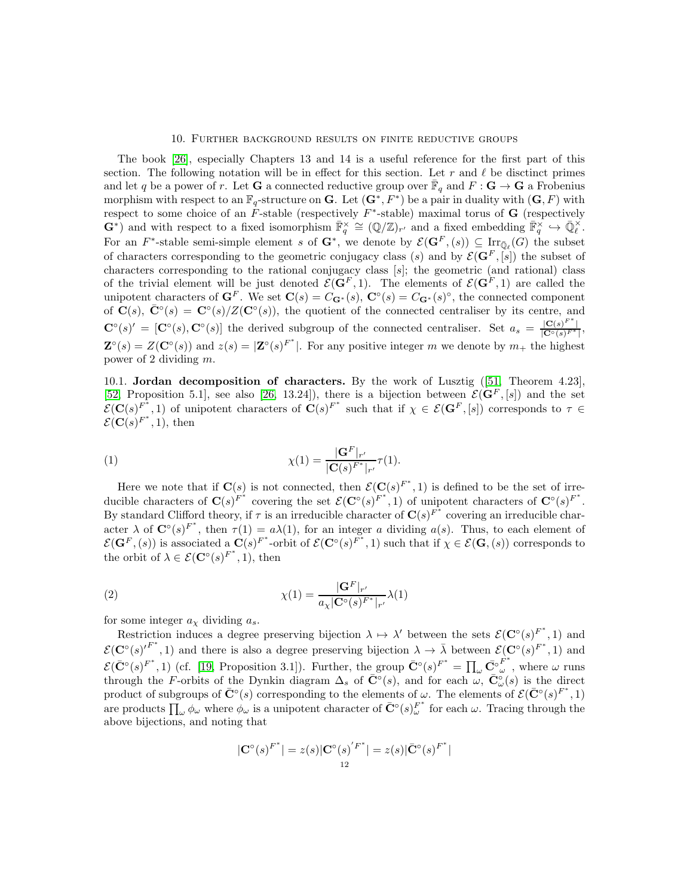## 10. Further background results on finite reductive groups

The book [26], especially Chapters 13 and 14 is a useful reference for the first part of this section. The following notation will be in effect for this section. Let $r$ and $\ell$ be disctinct primes and let $q$ be a power of $r$. Let $\mathbf{G}$ a connected reductive group over $\bar{\mathbb{F}}_q$ and $F : \mathbf{G} \to \mathbf{G}$ a Frobenius morphism with respect to an $\mathbb{F}_q$-structure on $\mathbf{G}$. Let $(\mathbf{G}^*, F^*)$ be a pair in duality with $(\mathbf{G}, F)$ with respect to some choice of an $F$-stable (respectively $F^*$-stable) maximal torus of $\mathbf{G}$ (respectively $\mathbf{G}^*$) and with respect to a fixed isomorphism $\bar{\mathbb{F}}_q^\times \cong (\mathbb{Q}/\mathbb{Z})_{r'}$ and a fixed embedding $\bar{\mathbb{F}}_q^\times \hookrightarrow \bar{\mathbb{Q}}_\ell^\times$. For an $F^*$-stable semi-simple element $s$ of $\mathbf{G}^*$, we denote by $\mathcal{E}(\mathbf{G}^F, (s)) \subseteq \mathrm{Irr}_{\bar{\mathbb{Q}}_\ell}(G)$ the subset of characters corresponding to the geometric conjugacy class $(s)$ and by $\mathcal{E}(\mathbf{G}^F, [s])$ the subset of characters corresponding to the rational conjugacy class $[s]$; the geometric (and rational) class of the trivial element will be just denoted $\mathcal{E}(\mathbf{G}^F, 1)$. The elements of $\mathcal{E}(\mathbf{G}^F, 1)$ are called the unipotent characters of $\mathbf{G}^F$. We set $\mathbf{C}(s) = C_{\mathbf{G}^*}(s)$, $\mathbf{C}^\circ(s) = C_{\mathbf{G}^*}(s)^\circ$, the connected component of $\mathbf{C}(s)$, $\bar{\mathbf{C}}^\circ(s) = \mathbf{C}^\circ(s)/Z(\mathbf{C}^\circ(s))$, the quotient of the connected centraliser by its centre, and $\mathbf{C}^\circ(s)' = [\mathbf{C}^\circ(s), \mathbf{C}^\circ(s)]$ the derived subgroup of the connected centraliser. Set $a_s = \frac{|\mathbf{C}(s)^{F^*}|}{|\mathbf{C}^\circ(s)^{F^*}|}$, $\mathbf{Z}^\circ(s) = Z(\mathbf{C}^\circ(s))$ and $z(s) = |\mathbf{Z}^\circ(s)^{F^*}|$. For any positive integer $m$ we denote by $m_+$ the highest power of 2 dividing $m$.

**10.1. Jordan decomposition of characters.** By the work of Lusztig ([51, Theorem 4.23], [52, Proposition 5.1], see also [26, 13.24]), there is a bijection between $\mathcal{E}(\mathbf{G}^F, [s])$ and the set $\mathcal{E}(\mathbf{C}(s)^{F^*}, 1)$ of unipotent characters of $\mathbf{C}(s)^{F^*}$ such that if $\chi \in \mathcal{E}(\mathbf{G}^F, [s])$ corresponds to $\tau \in \mathcal{E}(\mathbf{C}(s)^{F^*}, 1)$, then

$$\chi(1) = \frac{|\mathbf{G}^F|_{r'}}{|\mathbf{C}(s)^{F^*}|_{r'}} \tau(1). \tag{1}$$

Here we note that if $\mathbf{C}(s)$ is not connected, then $\mathcal{E}(\mathbf{C}(s)^{F^*}, 1)$ is defined to be the set of irreducible characters of $\mathbf{C}(s)^{F^*}$ covering the set $\mathcal{E}(\mathbf{C}^\circ(s)^{F^*}, 1)$ of unipotent characters of $\mathbf{C}^\circ(s)^{F^*}$. By standard Clifford theory, if $\tau$ is an irreducible character of $\mathbf{C}(s)^{F^*}$ covering an irreducible character $\lambda$ of $\mathbf{C}^\circ(s)^{F^*}$, then $\tau(1) = a\lambda(1)$, for an integer $a$ dividing $a(s)$. Thus, to each element of $\mathcal{E}(\mathbf{G}^F, (s))$ is associated a $\mathbf{C}(s)^{F^*}$-orbit of $\mathcal{E}(\mathbf{C}^\circ(s)^{F^*}, 1)$ such that if $\chi \in \mathcal{E}(\mathbf{G}, (s))$ corresponds to the orbit of $\lambda \in \mathcal{E}(\mathbf{C}^\circ(s)^{F^*}, 1)$, then

$$\chi(1) = \frac{|\mathbf{G}^F|_{r'}}{a_\chi |\mathbf{C}^\circ(s)^{F^*}|_{r'}} \lambda(1) \tag{2}$$

for some integer $a_\chi$ dividing $a_s$.

Restriction induces a degree preserving bijection $\lambda \mapsto \lambda'$ between the sets $\mathcal{E}(\mathbf{C}^\circ(s)^{F^*}, 1)$ and $\mathcal{E}({\mathbf{C}^\circ(s)'}^{F^*}, 1)$ and there is also a degree preserving bijection $\lambda \to \bar{\lambda}$ between $\mathcal{E}(\mathbf{C}^\circ(s)^{F^*}, 1)$ and $\mathcal{E}(\bar{\mathbf{C}}^\circ(s)^{F^*}, 1)$ (cf. [19, Proposition 3.1]). Further, the group $\bar{\mathbf{C}}^\circ(s)^{F^*} = \prod_\omega {\bar{\mathbf{C}}^\circ_\omega}^{F^*}$, where $\omega$ runs through the $F$-orbits of the Dynkin diagram $\Delta_s$ of $\bar{\mathbf{C}}^\circ(s)$, and for each $\omega$, $\bar{\mathbf{C}}^\circ_\omega(s)$ is the direct product of subgroups of $\bar{\mathbf{C}}^\circ(s)$ corresponding to the elements of $\omega$. The elements of $\mathcal{E}(\bar{\mathbf{C}}^\circ(s)^{F^*}, 1)$ are products $\prod_\omega \phi_\omega$ where $\phi_\omega$ is a unipotent character of $\bar{\mathbf{C}}^\circ(s)^{F^*}_\omega$ for each $\omega$. Tracing through the above bijections, and noting that

$$|\mathbf{C}^\circ(s)^{F^*}| = z(s)|{\mathbf{C}^\circ(s)'}^{F^*}| = z(s)|\bar{\mathbf{C}}^\circ(s)^{F^*}|$$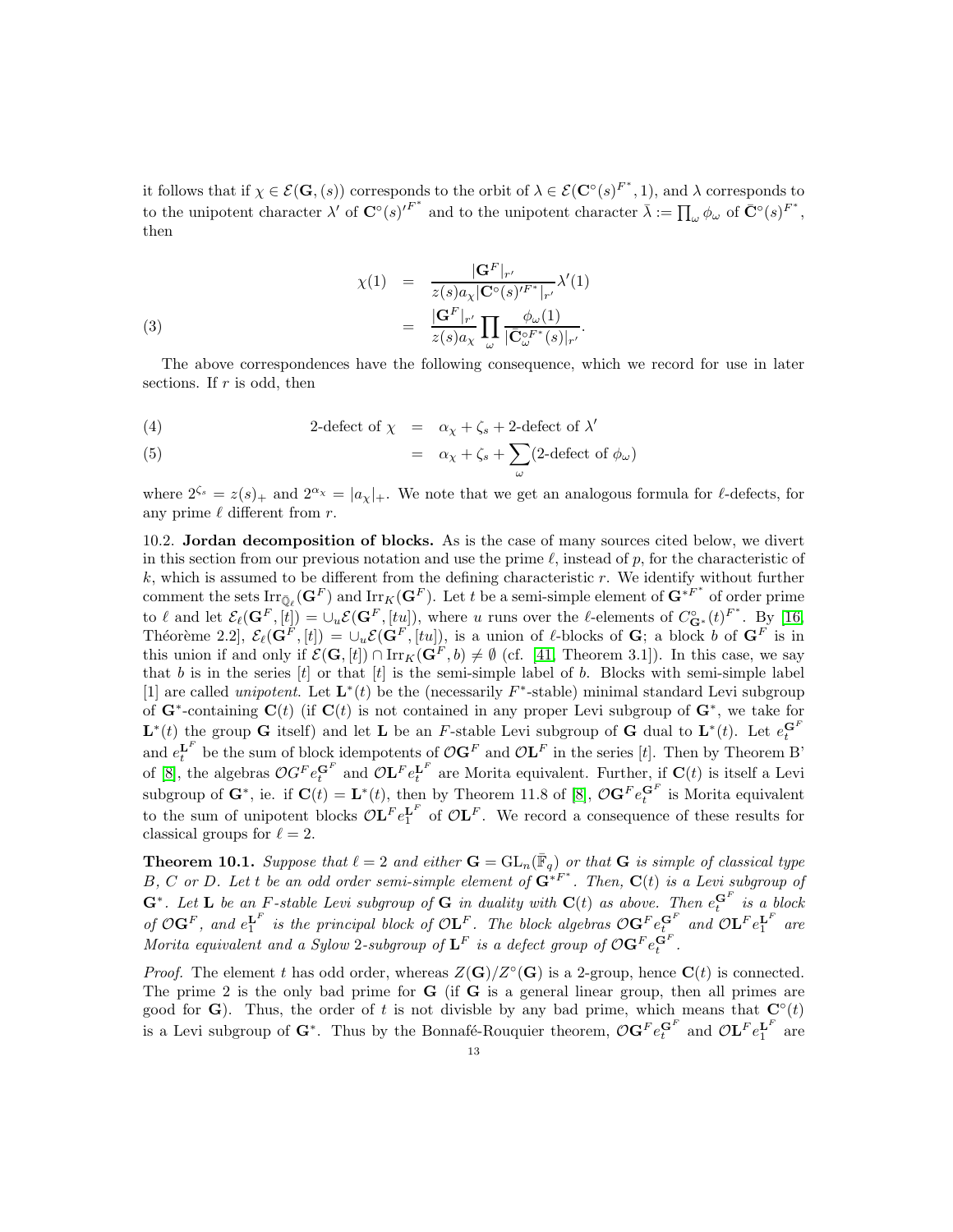it follows that if $\chi \in \mathcal{E}(\mathbf{G},(s))$ corresponds to the orbit of $\lambda \in \mathcal{E}(\mathbf{C}^\circ(s)^{F^*}, 1)$, and $\lambda$ corresponds to to the unipotent character $\lambda'$ of $\mathbf{C}^\circ(s)'^{F^*}$ and to the unipotent character $\bar{\lambda} := \prod_\omega \phi_\omega$ of $\bar{\mathbf{C}}^\circ(s)^{F^*}$, then

$$
\begin{aligned}
\chi(1) &= \frac{|\mathbf{G}^F|_{r'}}{z(s) a_\chi |\mathbf{C}^\circ(s)'^{F^*}|_{r'}} \lambda'(1) \\
&= \frac{|\mathbf{G}^F|_{r'}}{z(s) a_\chi} \prod_\omega \frac{\phi_\omega(1)}{|\bar{\mathbf{C}}^{\circ F^*}_\omega(s)|_{r'}}. \qquad (3)
\end{aligned}
$$

The above correspondences have the following consequence, which we record for use in later sections. If $r$ is odd, then

$$
\begin{aligned}
\text{2-defect of } \chi &= \alpha_\chi + \zeta_s + \text{2-defect of } \lambda' \qquad (4)\\
&= \alpha_\chi + \zeta_s + \sum_\omega (\text{2-defect of } \phi_\omega) \qquad (5)
\end{aligned}
$$

where $2^{\zeta_s} = z(s)_+$ and $2^{\alpha_\chi} = |a_\chi|_+$. We note that we get an analogous formula for $\ell$-defects, for any prime $\ell$ different from $r$.

10.2. **Jordan decomposition of blocks.** As is the case of many sources cited below, we divert in this section from our previous notation and use the prime $\ell$, instead of $p$, for the characteristic of $k$, which is assumed to be different from the defining characteristic $r$. We identify without further comment the sets $\mathrm{Irr}_{\bar{\mathbb{Q}}_\ell}(\mathbf{G}^F)$ and $\mathrm{Irr}_K(\mathbf{G}^F)$. Let $t$ be a semi-simple element of $\mathbf{G}^{*F^*}$ of order prime to $\ell$ and let $\mathcal{E}_\ell(\mathbf{G}^F, [t]) = \cup_u \mathcal{E}(\mathbf{G}^F, [tu])$, where $u$ runs over the $\ell$-elements of $C^\circ_{\mathbf{G}^*}(t)^{F^*}$. By [16, Théorème 2.2], $\mathcal{E}_\ell(\mathbf{G}^F, [t]) = \cup_u \mathcal{E}(\mathbf{G}^F, [tu])$, is a union of $\ell$-blocks of $\mathbf{G}$; a block $b$ of $\mathbf{G}^F$ is in this union if and only if $\mathcal{E}(\mathbf{G}, [t]) \cap \mathrm{Irr}_K(\mathbf{G}^F, b) \neq \emptyset$ (cf. [41, Theorem 3.1]). In this case, we say that $b$ is in the series $[t]$ or that $[t]$ is the semi-simple label of $b$. Blocks with semi-simple label [1] are called *unipotent*. Let $\mathbf{L}^*(t)$ be the (necessarily $F^*$-stable) minimal standard Levi subgroup of $\mathbf{G}^*$-containing $\mathbf{C}(t)$ (if $\mathbf{C}(t)$ is not contained in any proper Levi subgroup of $\mathbf{G}^*$, we take for $\mathbf{L}^*(t)$ the group $\mathbf{G}$ itself) and let $\mathbf{L}$ be an $F$-stable Levi subgroup of $\mathbf{G}$ dual to $\mathbf{L}^*(t)$. Let $e_t^{\mathbf{G}^F}$ and $e_t^{\mathbf{L}^F}$ be the sum of block idempotents of $\mathcal{O}\mathbf{G}^F$ and $\mathcal{O}\mathbf{L}^F$ in the series $[t]$. Then by Theorem B' of [8], the algebras $\mathcal{O}G^F e_t^{\mathbf{G}^F}$ and $\mathcal{O}\mathbf{L}^F e_t^{\mathbf{L}^F}$ are Morita equivalent. Further, if $\mathbf{C}(t)$ is itself a Levi subgroup of $\mathbf{G}^*$, ie. if $\mathbf{C}(t) = \mathbf{L}^*(t)$, then by Theorem 11.8 of [8], $\mathcal{O}\mathbf{G}^F e_t^{\mathbf{G}^F}$ is Morita equivalent to the sum of unipotent blocks $\mathcal{O}\mathbf{L}^F e_1^{\mathbf{L}^F}$ of $\mathcal{O}\mathbf{L}^F$. We record a consequence of these results for classical groups for $\ell = 2$.

**Theorem 10.1.** *Suppose that $\ell = 2$ and either $\mathbf{G} = \mathrm{GL}_n(\bar{\mathbb{F}}_q)$ or that $\mathbf{G}$ is simple of classical type B, C or D. Let $t$ be an odd order semi-simple element of $\mathbf{G}^{*F^*}$. Then, $\mathbf{C}(t)$ is a Levi subgroup of $\mathbf{G}^*$. Let $\mathbf{L}$ be an $F$-stable Levi subgroup of $\mathbf{G}$ in duality with $\mathbf{C}(t)$ as above. Then $e_t^{\mathbf{G}^F}$ is a block of $\mathcal{O}\mathbf{G}^F$, and $e_1^{\mathbf{L}^F}$ is the principal block of $\mathcal{O}\mathbf{L}^F$. The block algebras $\mathcal{O}\mathbf{G}^F e_t^{\mathbf{G}^F}$ and $\mathcal{O}\mathbf{L}^F e_1^{\mathbf{L}^F}$ are Morita equivalent and a Sylow 2-subgroup of $\mathbf{L}^F$ is a defect group of $\mathcal{O}\mathbf{G}^F e_t^{\mathbf{G}^F}$.*

*Proof.* The element $t$ has odd order, whereas $Z(\mathbf{G})/Z^\circ(\mathbf{G})$ is a 2-group, hence $\mathbf{C}(t)$ is connected. The prime 2 is the only bad prime for $\mathbf{G}$ (if $\mathbf{G}$ is a general linear group, then all primes are good for $\mathbf{G}$). Thus, the order of $t$ is not divisble by any bad prime, which means that $\mathbf{C}^\circ(t)$ is a Levi subgroup of $\mathbf{G}^*$. Thus by the Bonnafé-Rouquier theorem, $\mathcal{O}\mathbf{G}^F e_t^{\mathbf{G}^F}$ and $\mathcal{O}\mathbf{L}^F e_1^{\mathbf{L}^F}$ are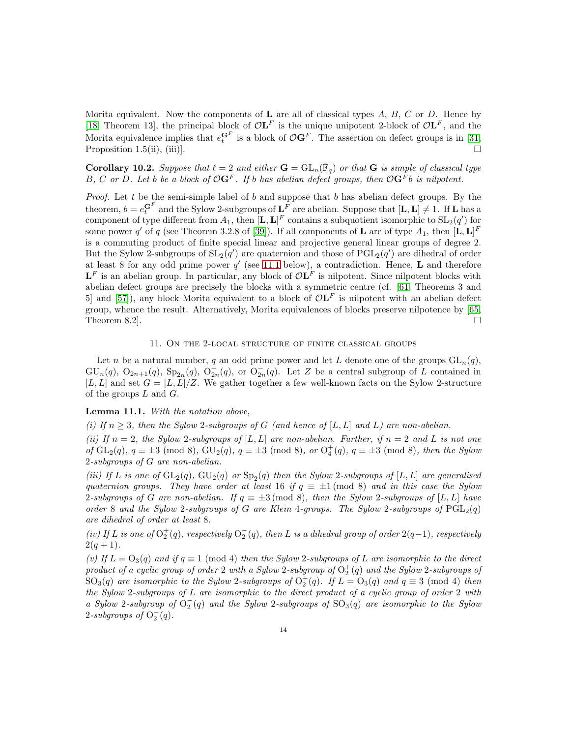Morita equivalent. Now the components of $\mathbf{L}$ are all of classical types $A$, $B$, $C$ or $D$. Hence by [18, Theorem 13], the principal block of $\mathcal{O}\mathbf{L}^F$ is the unique unipotent 2-block of $\mathcal{O}\mathbf{L}^F$, and the Morita equivalence implies that $e_t^{\mathbf{G}^F}$ is a block of $\mathcal{O}\mathbf{G}^F$. The assertion on defect groups is in [31, Proposition 1.5(ii), (iii)]. □

**Corollary 10.2.** *Suppose that $\ell = 2$ and either $\mathbf{G} = \mathrm{GL}_n(\bar{\mathbb{F}}_q)$ or that $\mathbf{G}$ is simple of classical type $B$, $C$ or $D$. Let $b$ be a block of $\mathcal{O}\mathbf{G}^F$. If $b$ has abelian defect groups, then $\mathcal{O}\mathbf{G}^F b$ is nilpotent.*

*Proof.* Let $t$ be the semi-simple label of $b$ and suppose that $b$ has abelian defect groups. By the theorem, $b = e_t^{\mathbf{G}^F}$ and the Sylow 2-subgroups of $\mathbf{L}^F$ are abelian. Suppose that $[\mathbf{L}, \mathbf{L}] \neq 1$. If $\mathbf{L}$ has a component of type different from $A_1$, then $[\mathbf{L}, \mathbf{L}]^F$ contains a subquotient isomorphic to $\mathrm{SL}_2(q')$ for some power $q'$ of $q$ (see Theorem 3.2.8 of [39]). If all components of $\mathbf{L}$ are of type $A_1$, then $[\mathbf{L}, \mathbf{L}]^F$ is a commuting product of finite special linear and projective general linear groups of degree 2. But the Sylow 2-subgroups of $\mathrm{SL}_2(q')$ are quaternion and those of $\mathrm{PGL}_2(q')$ are dihedral of order at least 8 for any odd prime power $q'$ (see 11.1 below), a contradiction. Hence, $\mathbf{L}$ and therefore $\mathbf{L}^F$ is an abelian group. In particular, any block of $\mathcal{O}\mathbf{L}^F$ is nilpotent. Since nilpotent blocks with abelian defect groups are precisely the blocks with a symmetric centre (cf. [61, Theorems 3 and 5] and [57]), any block Morita equivalent to a block of $\mathcal{O}\mathbf{L}^F$ is nilpotent with an abelian defect group, whence the result. Alternatively, Morita equivalences of blocks preserve nilpotence by [65, Theorem 8.2]. □

## 11. On the 2-local structure of finite classical groups

Let $n$ be a natural number, $q$ an odd prime power and let $L$ denote one of the groups $\mathrm{GL}_n(q)$, $\mathrm{GU}_n(q)$, $\mathrm{O}_{2n+1}(q)$, $\mathrm{Sp}_{2n}(q)$, $\mathrm{O}^+_{2n}(q)$, or $\mathrm{O}^-_{2n}(q)$. Let $Z$ be a central subgroup of $L$ contained in $[L, L]$ and set $G = [L, L]/Z$. We gather together a few well-known facts on the Sylow 2-structure of the groups $L$ and $G$.

**Lemma 11.1.** *With the notation above,*

*(i) If $n \geq 3$, then the Sylow 2-subgroups of $G$ (and hence of $[L, L]$ and $L$) are non-abelian.*

*(ii) If $n = 2$, the Sylow 2-subgroups of $[L, L]$ are non-abelian. Further, if $n = 2$ and $L$ is not one of $\mathrm{GL}_2(q)$, $q \equiv \pm 3 \pmod 8$, $\mathrm{GU}_2(q)$, $q \equiv \pm 3 \pmod 8$, or $\mathrm{O}^+_4(q)$, $q \equiv \pm 3 \pmod 8$, then the Sylow 2-subgroups of $G$ are non-abelian.*

*(iii) If $L$ is one of $\mathrm{GL}_2(q)$, $\mathrm{GU}_2(q)$ or $\mathrm{Sp}_2(q)$ then the Sylow 2-subgroups of $[L, L]$ are generalised quaternion groups. They have order at least 16 if $q \equiv \pm 1 \pmod 8$ and in this case the Sylow 2-subgroups of $G$ are non-abelian. If $q \equiv \pm 3 \pmod 8$, then the Sylow 2-subgroups of $[L, L]$ have order 8 and the Sylow 2-subgroups of $G$ are Klein 4-groups. The Sylow 2-subgroups of $\mathrm{PGL}_2(q)$ are dihedral of order at least 8.*

*(iv) If $L$ is one of $\mathrm{O}^+_2(q)$, respectively $\mathrm{O}^-_2(q)$, then $L$ is a dihedral group of order $2(q-1)$, respectively $2(q+1)$.*

*(v) If $L = \mathrm{O}_3(q)$ and if $q \equiv 1 \pmod 4$ then the Sylow 2-subgroups of $L$ are isomorphic to the direct product of a cyclic group of order 2 with a Sylow 2-subgroup of $\mathrm{O}^+_2(q)$ and the Sylow 2-subgroups of $\mathrm{SO}_3(q)$ are isomorphic to the Sylow 2-subgroups of $\mathrm{O}^+_2(q)$. If $L = \mathrm{O}_3(q)$ and $q \equiv 3 \pmod 4$ then the Sylow 2-subgroups of $L$ are isomorphic to the direct product of a cyclic group of order 2 with a Sylow 2-subgroup of $\mathrm{O}^-_2(q)$ and the Sylow 2-subgroups of $\mathrm{SO}_3(q)$ are isomorphic to the Sylow 2-subgroups of $\mathrm{O}^-_2(q)$.*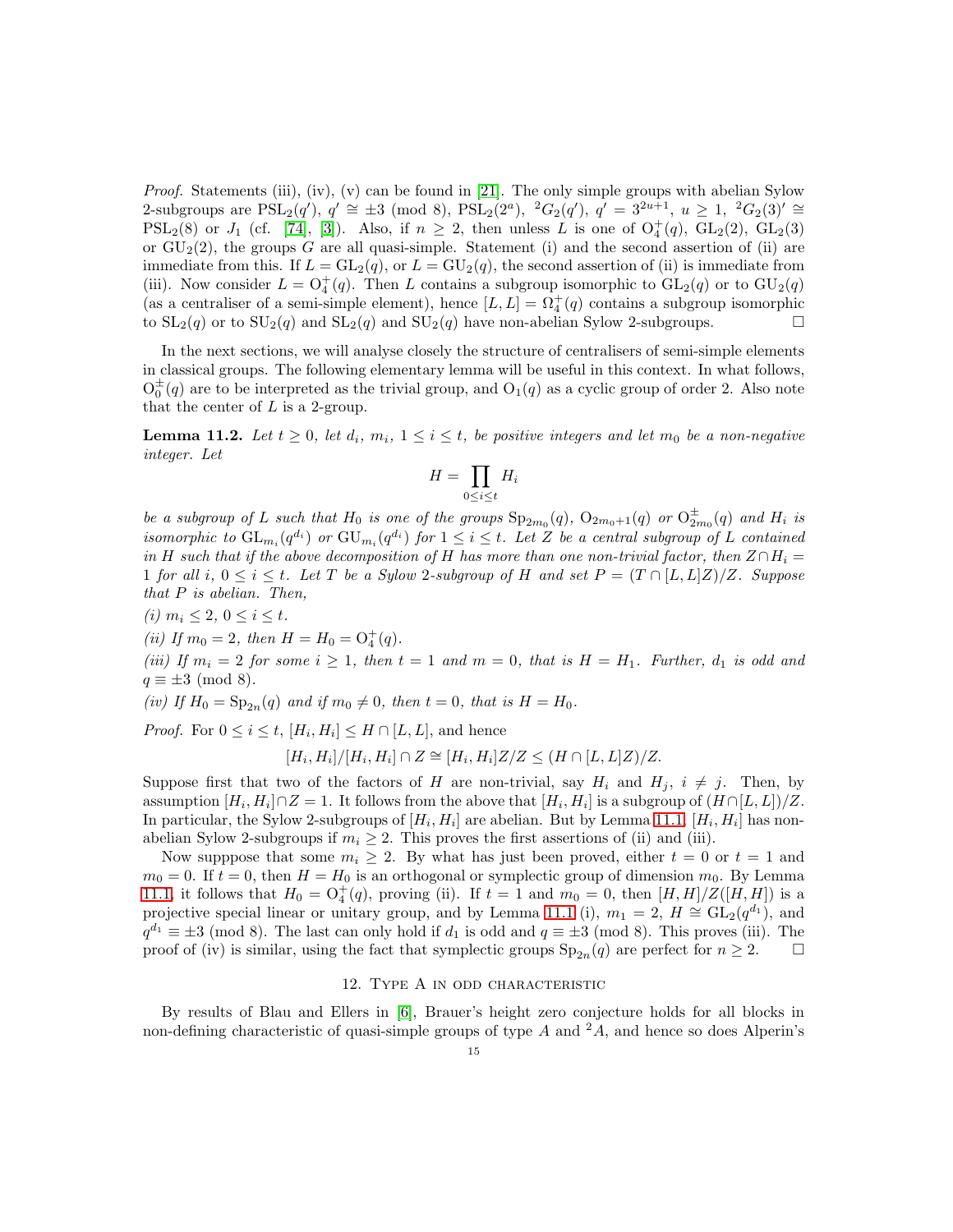*Proof.* Statements (iii), (iv), (v) can be found in [21]. The only simple groups with abelian Sylow 2-subgroups are $\mathrm{PSL}_2(q')$, $q' \cong \pm 3 \pmod 8$, $\mathrm{PSL}_2(2^a)$, ${}^2G_2(q')$, $q' = 3^{2u+1}$, $u \geq 1$, ${}^2G_2(3)' \cong \mathrm{PSL}_2(8)$ or $J_1$ (cf. [74], [3]). Also, if $n \geq 2$, then unless $L$ is one of $\mathrm{O}_4^+(q)$, $\mathrm{GL}_2(2)$, $\mathrm{GL}_2(3)$ or $\mathrm{GU}_2(2)$, the groups $G$ are all quasi-simple. Statement (i) and the second assertion of (ii) are immediate from this. If $L = \mathrm{GL}_2(q)$, or $L = \mathrm{GU}_2(q)$, the second assertion of (ii) is immediate from (iii). Now consider $L = \mathrm{O}_4^+(q)$. Then $L$ contains a subgroup isomorphic to $\mathrm{GL}_2(q)$ or to $\mathrm{GU}_2(q)$ (as a centraliser of a semi-simple element), hence $[L, L] = \Omega_4^+(q)$ contains a subgroup isomorphic to $\mathrm{SL}_2(q)$ or to $\mathrm{SU}_2(q)$ and $\mathrm{SL}_2(q)$ and $\mathrm{SU}_2(q)$ have non-abelian Sylow 2-subgroups. $\square$

In the next sections, we will analyse closely the structure of centralisers of semi-simple elements in classical groups. The following elementary lemma will be useful in this context. In what follows, $\mathrm{O}_0^{\pm}(q)$ are to be interpreted as the trivial group, and $\mathrm{O}_1(q)$ as a cyclic group of order 2. Also note that the center of $L$ is a 2-group.

**Lemma 11.2.** *Let $t \geq 0$, let $d_i$, $m_i$, $1 \leq i \leq t$, be positive integers and let $m_0$ be a non-negative integer. Let*

$$H = \prod_{0 \leq i \leq t} H_i$$

*be a subgroup of $L$ such that $H_0$ is one of the groups $\mathrm{Sp}_{2m_0}(q)$, $\mathrm{O}_{2m_0+1}(q)$ or $\mathrm{O}_{2m_0}^{\pm}(q)$ and $H_i$ is isomorphic to $\mathrm{GL}_{m_i}(q^{d_i})$ or $\mathrm{GU}_{m_i}(q^{d_i})$ for $1 \leq i \leq t$. Let $Z$ be a central subgroup of $L$ contained in $H$ such that if the above decomposition of $H$ has more than one non-trivial factor, then $Z \cap H_i = 1$ for all $i$, $0 \leq i \leq t$. Let $T$ be a Sylow 2-subgroup of $H$ and set $P = (T \cap [L, L]Z)/Z$. Suppose that $P$ is abelian. Then,*

*(i) $m_i \leq 2$, $0 \leq i \leq t$.*

*(ii) If $m_0 = 2$, then $H = H_0 = \mathrm{O}_4^+(q)$.*

*(iii) If $m_i = 2$ for some $i \geq 1$, then $t = 1$ and $m = 0$, that is $H = H_1$. Further, $d_1$ is odd and $q \equiv \pm 3 \pmod 8$.*

*(iv) If $H_0 = \mathrm{Sp}_{2n}(q)$ and if $m_0 \neq 0$, then $t = 0$, that is $H = H_0$.*

*Proof.* For $0 \leq i \leq t$, $[H_i, H_i] \leq H \cap [L, L]$, and hence

$$[H_i, H_i]/[H_i, H_i] \cap Z \cong [H_i, H_i]Z/Z \leq (H \cap [L, L]Z)/Z.$$

Suppose first that two of the factors of $H$ are non-trivial, say $H_i$ and $H_j$, $i \neq j$. Then, by assumption $[H_i, H_i] \cap Z = 1$. It follows from the above that $[H_i, H_i]$ is a subgroup of $(H \cap [L, L])/Z$. In particular, the Sylow 2-subgroups of $[H_i, H_i]$ are abelian. But by Lemma 11.1, $[H_i, H_i]$ has non-abelian Sylow 2-subgroups if $m_i \geq 2$. This proves the first assertions of (ii) and (iii).

Now supppose that some $m_i \geq 2$. By what has just been proved, either $t = 0$ or $t = 1$ and $m_0 = 0$. If $t = 0$, then $H = H_0$ is an orthogonal or symplectic group of dimension $m_0$. By Lemma 11.1, it follows that $H_0 = \mathrm{O}_4^+(q)$, proving (ii). If $t = 1$ and $m_0 = 0$, then $[H, H]/Z([H, H])$ is a projective special linear or unitary group, and by Lemma 11.1 (i), $m_1 = 2$, $H \cong \mathrm{GL}_2(q^{d_1})$, and $q^{d_1} \equiv \pm 3 \pmod 8$. The last can only hold if $d_1$ is odd and $q \equiv \pm 3 \pmod 8$. This proves (iii). The proof of (iv) is similar, using the fact that symplectic groups $\mathrm{Sp}_{2n}(q)$ are perfect for $n \geq 2$. $\square$

## 12. Type A in odd characteristic

By results of Blau and Ellers in [6], Brauer's height zero conjecture holds for all blocks in non-defining characteristic of quasi-simple groups of type $A$ and ${}^2A$, and hence so does Alperin's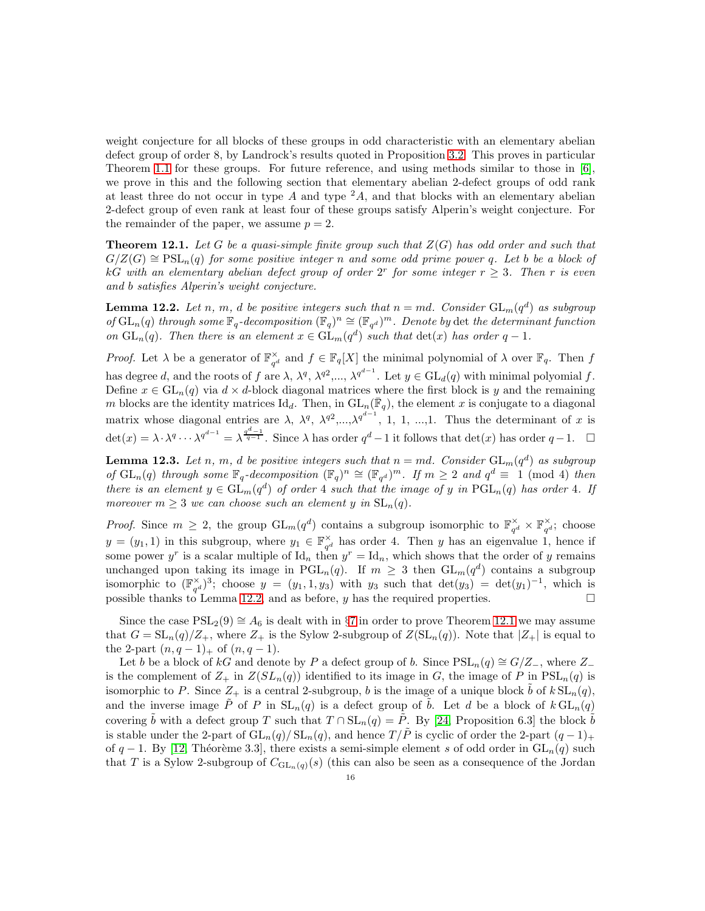weight conjecture for all blocks of these groups in odd characteristic with an elementary abelian defect group of order 8, by Landrock's results quoted in Proposition 3.2. This proves in particular Theorem 1.1 for these groups. For future reference, and using methods similar to those in [6], we prove in this and the following section that elementary abelian 2-defect groups of odd rank at least three do not occur in type $A$ and type ${}^2A$, and that blocks with an elementary abelian 2-defect group of even rank at least four of these groups satisfy Alperin's weight conjecture. For the remainder of the paper, we assume $p = 2$.

**Theorem 12.1.** *Let $G$ be a quasi-simple finite group such that $Z(G)$ has odd order and such that $G/Z(G) \cong \mathrm{PSL}_n(q)$ for some positive integer $n$ and some odd prime power $q$. Let $b$ be a block of $kG$ with an elementary abelian defect group of order $2^r$ for some integer $r \geq 3$. Then $r$ is even and $b$ satisfies Alperin's weight conjecture.*

**Lemma 12.2.** *Let $n$, $m$, $d$ be positive integers such that $n = md$. Consider $\mathrm{GL}_m(q^d)$ as subgroup of $\mathrm{GL}_n(q)$ through some $\mathbb{F}_q$-decomposition $(\mathbb{F}_q)^n \cong (\mathbb{F}_{q^d})^m$. Denote by $\det$ the determinant function on $\mathrm{GL}_n(q)$. Then there is an element $x \in \mathrm{GL}_m(q^d)$ such that $\det(x)$ has order $q-1$.*

*Proof.* Let $\lambda$ be a generator of $\mathbb{F}_{q^d}^\times$ and $f \in \mathbb{F}_q[X]$ the minimal polynomial of $\lambda$ over $\mathbb{F}_q$. Then $f$ has degree $d$, and the roots of $f$ are $\lambda$, $\lambda^q$, $\lambda^{q2}$,..., $\lambda^{q^{d-1}}$. Let $y \in \mathrm{GL}_d(q)$ with minimal polyomial $f$. Define $x \in \mathrm{GL}_n(q)$ via $d \times d$-block diagonal matrices where the first block is $y$ and the remaining $m$ blocks are the identity matrices $\mathrm{Id}_d$. Then, in $\mathrm{SL}_n(\bar{\mathbb{F}}_q)$, the element $x$ is conjugate to a diagonal matrix whose diagonal entries are $\lambda$, $\lambda^q$, $\lambda^{q2}$,...,$\lambda^{q^{d-1}}$, 1, 1, ...,1. Thus the determinant of $x$ is $\det(x) = \lambda \cdot \lambda^q \cdots \lambda^{q^{d-1}} = \lambda^{\frac{q^d-1}{q-1}}$. Since $\lambda$ has order $q^d - 1$ it follows that $\det(x)$ has order $q-1$. $\square$

**Lemma 12.3.** *Let $n$, $m$, $d$ be positive integers such that $n = md$. Consider $\mathrm{GL}_m(q^d)$ as subgroup of $\mathrm{GL}_n(q)$ through some $\mathbb{F}_q$-decomposition $(\mathbb{F}_q)^n \cong (\mathbb{F}_{q^d})^m$. If $m \geq 2$ and $q^d \equiv 1 \pmod 4$ then there is an element $y \in \mathrm{GL}_m(q^d)$ of order 4 such that the image of $y$ in $\mathrm{PGL}_n(q)$ has order 4. If moreover $m \geq 3$ we can choose such an element $y$ in $\mathrm{SL}_n(q)$.*

*Proof.* Since $m \geq 2$, the group $\mathrm{GL}_m(q^d)$ contains a subgroup isomorphic to $\mathbb{F}_{q^d}^\times \times \mathbb{F}_{q^d}^\times$; choose $y = (y_1, 1)$ in this subgroup, where $y_1 \in \mathbb{F}_{q^d}^\times$ has order 4. Then $y$ has an eigenvalue 1, hence if some power $y^r$ is a scalar multiple of $\mathrm{Id}_n$ then $y^r = \mathrm{Id}_n$, which shows that the order of $y$ remains unchanged upon taking its image in $\mathrm{PGL}_n(q)$. If $m \geq 3$ then $\mathrm{GL}_m(q^d)$ contains a subgroup isomorphic to $(\mathbb{F}_{q^d}^\times)^3$; choose $y = (y_1, 1, y_3)$ with $y_3$ such that $\det(y_3) = \det(y_1)^{-1}$, which is possible thanks to Lemma 12.2, and as before, $y$ has the required properties. $\square$

Since the case $\mathrm{PSL}_2(9) \cong A_6$ is dealt with in §7 in order to prove Theorem 12.1 we may assume that $G = \mathrm{SL}_n(q)/Z_+$, where $Z_+$ is the Sylow 2-subgroup of $Z(\mathrm{SL}_n(q))$. Note that $|Z_+|$ is equal to the 2-part $(n, q-1)_+$ of $(n, q-1)$.

Let $b$ be a block of $kG$ and denote by $P$ a defect group of $b$. Since $\mathrm{PSL}_n(q) \cong G/Z_-$, where $Z_-$ is the complement of $Z_+$ in $Z(SL_n(q))$ identified to its image in $G$, the image of $P$ in $\mathrm{PSL}_n(q)$ is isomorphic to $P$. Since $Z_+$ is a central 2-subgroup, $b$ is the image of a unique block $\tilde{b}$ of $k\,\mathrm{SL}_n(q)$, and the inverse image $\tilde{P}$ of $P$ in $\mathrm{SL}_n(q)$ is a defect group of $\tilde{b}$. Let $d$ be a block of $k\,\mathrm{GL}_n(q)$ covering $\tilde{b}$ with a defect group $T$ such that $T \cap \mathrm{SL}_n(q) = \tilde{P}$. By [24, Proposition 6.3] the block $\tilde{b}$ is stable under the 2-part of $\mathrm{GL}_n(q)/\mathrm{SL}_n(q)$, and hence $T/\tilde{P}$ is cyclic of order the 2-part $(q-1)_+$ of $q-1$. By [12, Théorème 3.3], there exists a semi-simple element $s$ of odd order in $\mathrm{GL}_n(q)$ such that $T$ is a Sylow 2-subgroup of $C_{\mathrm{GL}_n(q)}(s)$ (this can also be seen as a consequence of the Jordan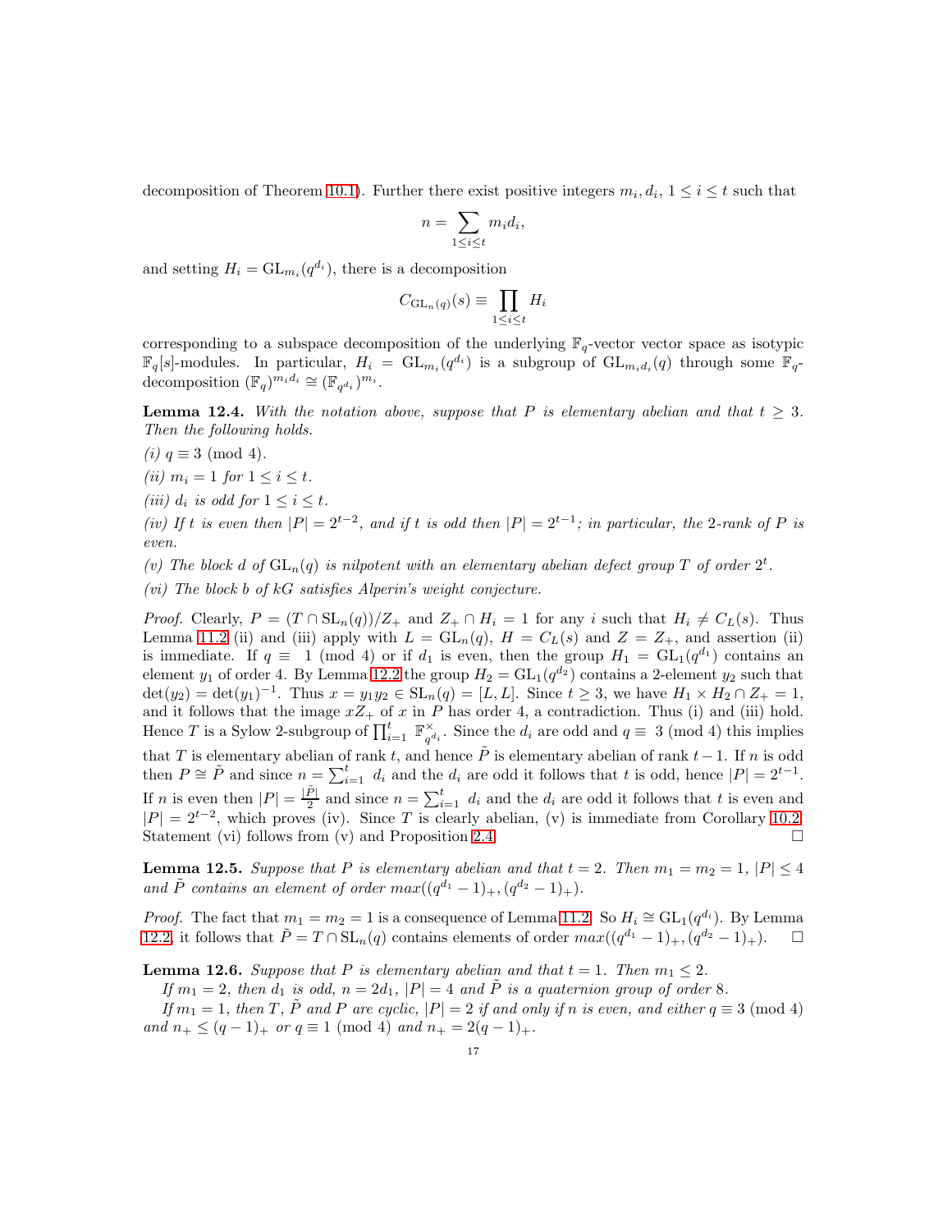decomposition of Theorem 10.1). Further there exist positive integers $m_i, d_i$, $1 \leq i \leq t$ such that

$$n = \sum_{1 \leq i \leq t} m_i d_i,$$

and setting $H_i = \mathrm{GL}_{m_i}(q^{d_i})$, there is a decomposition

$$C_{\mathrm{GL}_n(q)}(s) \equiv \prod_{1 \leq i \leq t} H_i$$

corresponding to a subspace decomposition of the underlying $\mathbb{F}_q$-vector vector space as isotypic $\mathbb{F}_q[s]$-modules. In particular, $H_i = \mathrm{GL}_{m_i}(q^{d_i})$ is a subgroup of $\mathrm{GL}_{m_i d_i}(q)$ through some $\mathbb{F}_q$-decomposition $(\mathbb{F}_q)^{m_i d_i} \cong (\mathbb{F}_{q^{d_i}})^{m_i}$.

**Lemma 12.4.** *With the notation above, suppose that $P$ is elementary abelian and that $t \geq 3$. Then the following holds.*

*(i) $q \equiv 3 \pmod 4$.*

*(ii) $m_i = 1$ for $1 \leq i \leq t$.*

*(iii) $d_i$ is odd for $1 \leq i \leq t$.*

*(iv) If $t$ is even then $|P| = 2^{t-2}$, and if $t$ is odd then $|P| = 2^{t-1}$; in particular, the 2-rank of $P$ is even.*

*(v) The block $d$ of $\mathrm{GL}_n(q)$ is nilpotent with an elementary abelian defect group $T$ of order $2^t$.*

*(vi) The block $b$ of $kG$ satisfies Alperin's weight conjecture.*

*Proof.* Clearly, $P = (T \cap \mathrm{SL}_n(q))/Z_+$ and $Z_+ \cap H_i = 1$ for any $i$ such that $H_i \neq C_L(s)$. Thus Lemma 11.2 (ii) and (iii) apply with $L = \mathrm{GL}_n(q)$, $H = C_L(s)$ and $Z = Z_+$, and assertion (ii) is immediate. If $q \equiv 1 \pmod 4$ or if $d_1$ is even, then the group $H_1 = \mathrm{GL}_1(q^{d_1})$ contains an element $y_1$ of order 4. By Lemma 12.2 the group $H_2 = \mathrm{GL}_1(q^{d_2})$ contains a 2-element $y_2$ such that $\det(y_2) = \det(y_1)^{-1}$. Thus $x = y_1 y_2 \in \mathrm{SL}_n(q) = [L, L]$. Since $t \geq 3$, we have $H_1 \times H_2 \cap Z_+ = 1$, and it follows that the image $xZ_+$ of $x$ in $P$ has order 4, a contradiction. Thus (i) and (iii) hold. Hence $T$ is a Sylow 2-subgroup of $\prod_{i=1}^t \mathbb{F}_{q^{d_i}}^\times$. Since the $d_i$ are odd and $q \equiv 3 \pmod 4$ this implies that $T$ is elementary abelian of rank $t$, and hence $\tilde{P}$ is elementary abelian of rank $t-1$. If $n$ is odd then $P \cong \tilde{P}$ and since $n = \sum_{i=1}^t d_i$ and the $d_i$ are odd it follows that $t$ is odd, hence $|P| = 2^{t-1}$. If $n$ is even then $|P| = \frac{|\tilde{P}|}{2}$ and since $n = \sum_{i=1}^t d_i$ and the $d_i$ are odd it follows that $t$ is even and $|P| = 2^{t-2}$, which proves (iv). Since $T$ is clearly abelian, (v) is immediate from Corollary 10.2. Statement (vi) follows from (v) and Proposition 2.4. □

**Lemma 12.5.** *Suppose that $P$ is elementary abelian and that $t = 2$. Then $m_1 = m_2 = 1$, $|P| \leq 4$ and $\tilde{P}$ contains an element of order $max((q^{d_1} - 1)_+, (q^{d_2} - 1)_+)$.*

*Proof.* The fact that $m_1 = m_2 = 1$ is a consequence of Lemma 11.2. So $H_i \cong \mathrm{GL}_1(q^{d_i})$. By Lemma 12.2, it follows that $\tilde{P} = T \cap \mathrm{SL}_n(q)$ contains elements of order $max((q^{d_1} - 1)_+, (q^{d_2} - 1)_+)$. □

**Lemma 12.6.** *Suppose that $P$ is elementary abelian and that $t = 1$. Then $m_1 \leq 2$.*

*If $m_1 = 2$, then $d_1$ is odd, $n = 2d_1$, $|P| = 4$ and $\tilde{P}$ is a quaternion group of order 8.*

*If $m_1 = 1$, then $T$, $\tilde{P}$ and $P$ are cyclic, $|P| = 2$ if and only if $n$ is even, and either $q \equiv 3 \pmod 4$ and $n_+ \leq (q-1)_+$ or $q \equiv 1 \pmod 4$ and $n_+ = 2(q-1)_+$.*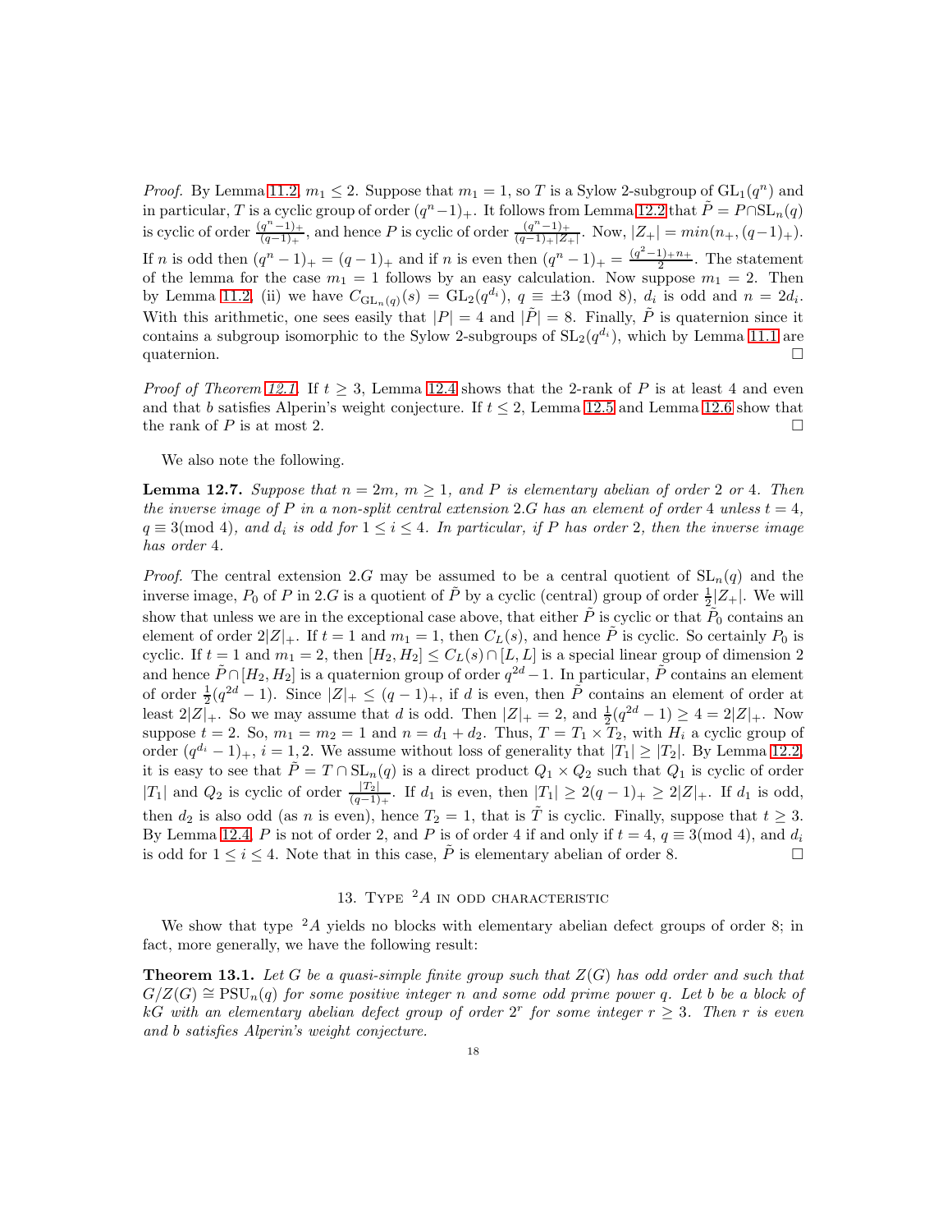*Proof.* By Lemma 11.2, $m_1 \leq 2$. Suppose that $m_1 = 1$, so $T$ is a Sylow 2-subgroup of $\mathrm{GL}_1(q^n)$ and in particular, $T$ is a cyclic group of order $(q^n-1)_+$. It follows from Lemma 12.2 that $\tilde{P} = P \cap \mathrm{SL}_n(q)$ is cyclic of order $\frac{(q^n-1)_+}{(q-1)_+}$, and hence $P$ is cyclic of order $\frac{(q^n-1)_+}{(q-1)_+|Z_+|}$. Now, $|Z_+| = min(n_+, (q-1)_+)$. If $n$ is odd then $(q^n-1)_+ = (q-1)_+$ and if $n$ is even then $(q^n-1)_+ = \frac{(q^2-1)_+ n_+}{2}$. The statement of the lemma for the case $m_1 = 1$ follows by an easy calculation. Now suppose $m_1 = 2$. Then by Lemma 11.2, (ii) we have $C_{\mathrm{GL}_n(q)}(s) = \mathrm{GL}_2(q^{d_i})$, $q \equiv \pm 3 \pmod 8$, $d_i$ is odd and $n = 2d_i$. With this arithmetic, one sees easily that $|P| = 4$ and $|\tilde{P}| = 8$. Finally, $\tilde{P}$ is quaternion since it contains a subgroup isomorphic to the Sylow 2-subgroups of $\mathrm{SL}_2(q^{d_i})$, which by Lemma 11.1 are quaternion. □

*Proof of Theorem 12.1.* If $t \geq 3$, Lemma 12.4 shows that the 2-rank of $P$ is at least 4 and even and that $b$ satisfies Alperin's weight conjecture. If $t \leq 2$, Lemma 12.5 and Lemma 12.6 show that the rank of $P$ is at most 2. □

We also note the following.

**Lemma 12.7.** *Suppose that $n = 2m$, $m \geq 1$, and $P$ is elementary abelian of order 2 or 4. Then the inverse image of $P$ in a non-split central extension $2.G$ has an element of order 4 unless $t = 4$, $q \equiv 3 \pmod 4$, and $d_i$ is odd for $1 \leq i \leq 4$. In particular, if $P$ has order 2, then the inverse image has order 4.*

*Proof.* The central extension $2.G$ may be assumed to be a central quotient of $\mathrm{SL}_n(q)$ and the inverse image, $P_0$ of $P$ in $2.G$ is a quotient of $\tilde{P}$ by a cyclic (central) group of order $\frac{1}{2}|Z_+|$. We will show that unless we are in the exceptional case above, that either $\tilde{P}$ is cyclic or that $\tilde{P}_0$ contains an element of order $2|Z|_+$. If $t = 1$ and $m_1 = 1$, then $C_L(s)$, and hence $\tilde{P}$ is cyclic. So certainly $P_0$ is cyclic. If $t = 1$ and $m_1 = 2$, then $[H_2, H_2] \leq C_L(s) \cap [L, L]$ is a special linear group of dimension 2 and hence $\tilde{P} \cap [H_2, H_2]$ is a quaternion group of order $q^{2d} - 1$. In particular, $\tilde{P}$ contains an element of order $\frac{1}{2}(q^{2d}-1)$. Since $|Z|_+ \leq (q-1)_+$, if $d$ is even, then $\tilde{P}$ contains an element of order at least $2|Z|_+$. So we may assume that $d$ is odd. Then $|Z|_+ = 2$, and $\frac{1}{2}(q^{2d}-1) \geq 4 = 2|Z|_+$. Now suppose $t = 2$. So, $m_1 = m_2 = 1$ and $n = d_1 + d_2$. Thus, $T = T_1 \times T_2$, with $H_i$ a cyclic group of order $(q^{d_i}-1)_+$, $i = 1, 2$. We assume without loss of generality that $|T_1| \geq |T_2|$. By Lemma 12.2, it is easy to see that $\tilde{P} = T \cap \mathrm{SL}_n(q)$ is a direct product $Q_1 \times Q_2$ such that $Q_1$ is cyclic of order $|T_1|$ and $Q_2$ is cyclic of order $\frac{|T_2|}{(q-1)_+}$. If $d_1$ is even, then $|T_1| \geq 2(q-1)_+ \geq 2|Z|_+$. If $d_1$ is odd, then $d_2$ is also odd (as $n$ is even), hence $T_2 = 1$, that is $\tilde{T}$ is cyclic. Finally, suppose $t \geq 3$. By Lemma 12.4, $P$ is not of order 2, and $P$ is of order 4 if and only if $t = 4$, $q \equiv 3 \pmod 4$, and $d_i$ is odd for $1 \leq i \leq 4$. Note that in this case, $\tilde{P}$ is elementary abelian of order 8. □

## 13. Type $^2A$ in odd characteristic

We show that type $^2A$ yields no blocks with elementary abelian defect groups of order 8; in fact, more generally, we have the following result:

**Theorem 13.1.** *Let $G$ be a quasi-simple finite group such that $Z(G)$ has odd order and such that $G/Z(G) \cong \mathrm{PSU}_n(q)$ for some positive integer $n$ and some odd prime power $q$. Let $b$ be a block of $kG$ with an elementary abelian defect group of order $2^r$ for some integer $r \geq 3$. Then $r$ is even and $b$ satisfies Alperin's weight conjecture.*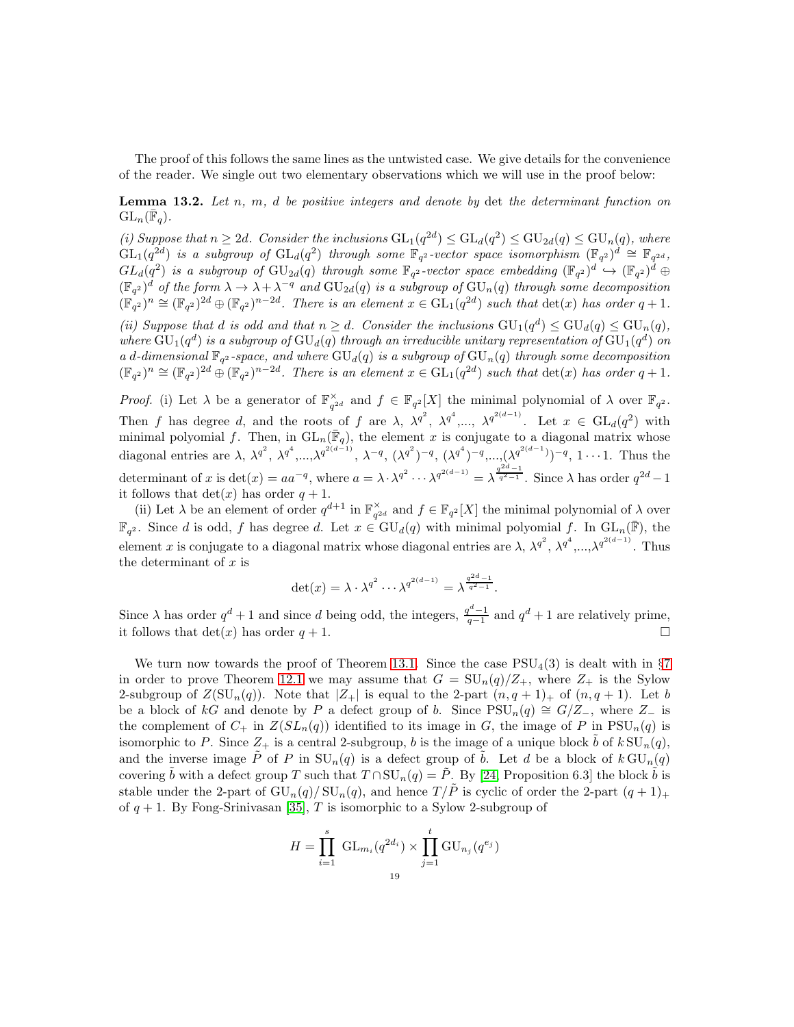The proof of this follows the same lines as the untwisted case. We give details for the convenience of the reader. We single out two elementary observations which we will use in the proof below:

**Lemma 13.2.** *Let $n$, $m$, $d$ be positive integers and denote by* det *the determinant function on* $\mathrm{GL}_n(\bar{\mathbb{F}}_q)$.

*(i) Suppose that $n \geq 2d$. Consider the inclusions $\mathrm{GL}_1(q^{2d}) \leq \mathrm{GL}_d(q^2) \leq \mathrm{GU}_{2d}(q) \leq \mathrm{GU}_n(q)$, where $\mathrm{GL}_1(q^{2d})$ is a subgroup of $\mathrm{GL}_d(q^2)$ through some $\mathbb{F}_{q^2}$-vector space isomorphism $(\mathbb{F}_{q^2})^d \cong \mathbb{F}_{q^{2d}}$, $GL_d(q^2)$ is a subgroup of $\mathrm{GU}_{2d}(q)$ through some $\mathbb{F}_{q^2}$-vector space embedding $(\mathbb{F}_{q^2})^d \hookrightarrow (\mathbb{F}_{q^2})^d \oplus (\mathbb{F}_{q^2})^d$ of the form $\lambda \to \lambda + \lambda^{-q}$ and $\mathrm{GU}_{2d}(q)$ is a subgroup of $\mathrm{GU}_n(q)$ through some decomposition $(\mathbb{F}_{q^2})^n \cong (\mathbb{F}_{q^2})^{2d} \oplus (\mathbb{F}_{q^2})^{n-2d}$. There is an element $x \in \mathrm{GL}_1(q^{2d})$ such that $\det(x)$ has order $q+1$.*

*(ii) Suppose that $d$ is odd and that $n \geq d$. Consider the inclusions $\mathrm{GU}_1(q^d) \leq \mathrm{GU}_d(q) \leq \mathrm{GU}_n(q)$, where $\mathrm{GU}_1(q^d)$ is a subgroup of $\mathrm{GU}_d(q)$ through an irreducible unitary representation of $\mathrm{GU}_1(q^d)$ on a $d$-dimensional $\mathbb{F}_{q^2}$-space, and where $\mathrm{GU}_d(q)$ is a subgroup of $\mathrm{GU}_n(q)$ through some decomposition $(\mathbb{F}_{q^2})^n \cong (\mathbb{F}_{q^2})^{2d} \oplus (\mathbb{F}_{q^2})^{n-2d}$. There is an element $x \in \mathrm{GL}_1(q^{2d})$ such that $\det(x)$ has order $q+1$.*

*Proof.* (i) Let $\lambda$ be a generator of $\mathbb{F}_{q^{2d}}^\times$ and $f \in \mathbb{F}_{q^2}[X]$ the minimal polynomial of $\lambda$ over $\mathbb{F}_{q^2}$. Then $f$ has degree $d$, and the roots of $f$ are $\lambda$, $\lambda^{q^2}$, $\lambda^{q^4}$,..., $\lambda^{q^{2(d-1)}}$. Let $x \in \mathrm{GL}_d(q^2)$ with minimal polyomial $f$. Then, in $\mathrm{GL}_n(\bar{\mathbb{F}}_q)$, the element $x$ is conjugate to a diagonal matrix whose diagonal entries are $\lambda$, $\lambda^{q^2}$, $\lambda^{q^4}$,...,$\lambda^{q^{2(d-1)}}$, $\lambda^{-q}$, $(\lambda^{q^2})^{-q}$, $(\lambda^{q^4})^{-q}$,...,$(\lambda^{q^{2(d-1)}})^{-q}$, $1 \cdots 1$. Thus the determinant of $x$ is $\det(x) = aa^{-q}$, where $a = \lambda \cdot \lambda^{q^2} \cdots \lambda^{q^{2(d-1)}} = \lambda^{\frac{q^{2d}-1}{q^2-1}}$. Since $\lambda$ has order $q^{2d}-1$ it follows that $\det(x)$ has order $q+1$.

(ii) Let $\lambda$ be an element of order $q^{d+1}$ in $\mathbb{F}_{q^{2d}}^\times$ and $f \in \mathbb{F}_{q^2}[X]$ the minimal polynomial of $\lambda$ over $\mathbb{F}_{q^2}$. Since $d$ is odd, $f$ has degree $d$. Let $x \in \mathrm{GU}_d(q)$ with minimal polyomial $f$. In $\mathrm{GL}_n(\bar{\mathbb{F}})$, the element $x$ is conjugate to a diagonal matrix whose diagonal entries are $\lambda$, $\lambda^{q^2}$, $\lambda^{q^4}$,...,$\lambda^{q^{2(d-1)}}$. Thus the determinant of $x$ is

$$\det(x) = \lambda \cdot \lambda^{q^2} \cdots \lambda^{q^{2(d-1)}} = \lambda^{\frac{q^{2d}-1}{q^2-1}}.$$

Since $\lambda$ has order $q^d+1$ and since $d$ being odd, the integers, $\frac{q^d-1}{q-1}$ and $q^d+1$ are relatively prime, it follows that $\det(x)$ has order $q+1$. $\square$

We turn now towards the proof of Theorem 13.1. Since the case $\mathrm{PSU}_4(3)$ is dealt with in §7 in order to prove Theorem 12.1 we may assume that $G = \mathrm{SU}_n(q)/Z_+$, where $Z_+$ is the Sylow 2-subgroup of $Z(\mathrm{SU}_n(q))$. Note that $|Z_+|$ is equal to the 2-part $(n, q+1)_+$ of $(n, q+1)$. Let $b$ be a block of $kG$ and denote by $P$ a defect group of $b$. Since $\mathrm{PSU}_n(q) \cong G/Z_-$, where $Z_-$ is the complement of $C_+$ in $Z(SL_n(q))$ identified to its image in $G$, the image of $P$ in $\mathrm{PSU}_n(q)$ is isomorphic to $P$. Since $Z_+$ is a central 2-subgroup, $b$ is the image of a unique block $\tilde{b}$ of $k\,\mathrm{SU}_n(q)$, and the inverse image $\tilde{P}$ of $P$ in $\mathrm{SU}_n(q)$ is a defect group of $\tilde{b}$. Let $d$ be a block of $k\,\mathrm{GU}_n(q)$ covering $\tilde{b}$ with a defect group $T$ such that $T \cap \mathrm{SU}_n(q) = \tilde{P}$. By [24, Proposition 6.3] the block $\tilde{b}$ is stable under the 2-part of $\mathrm{GU}_n(q)/\mathrm{SU}_n(q)$, and hence $T/\tilde{P}$ is cyclic of order the 2-part $(q+1)_+$ of $q+1$. By Fong-Srinivasan [35], $T$ is isomorphic to a Sylow 2-subgroup of

$$H = \prod_{i=1}^{s} \mathrm{GL}_{m_i}(q^{2d_i}) \times \prod_{j=1}^{t} \mathrm{GU}_{n_j}(q^{e_j})$$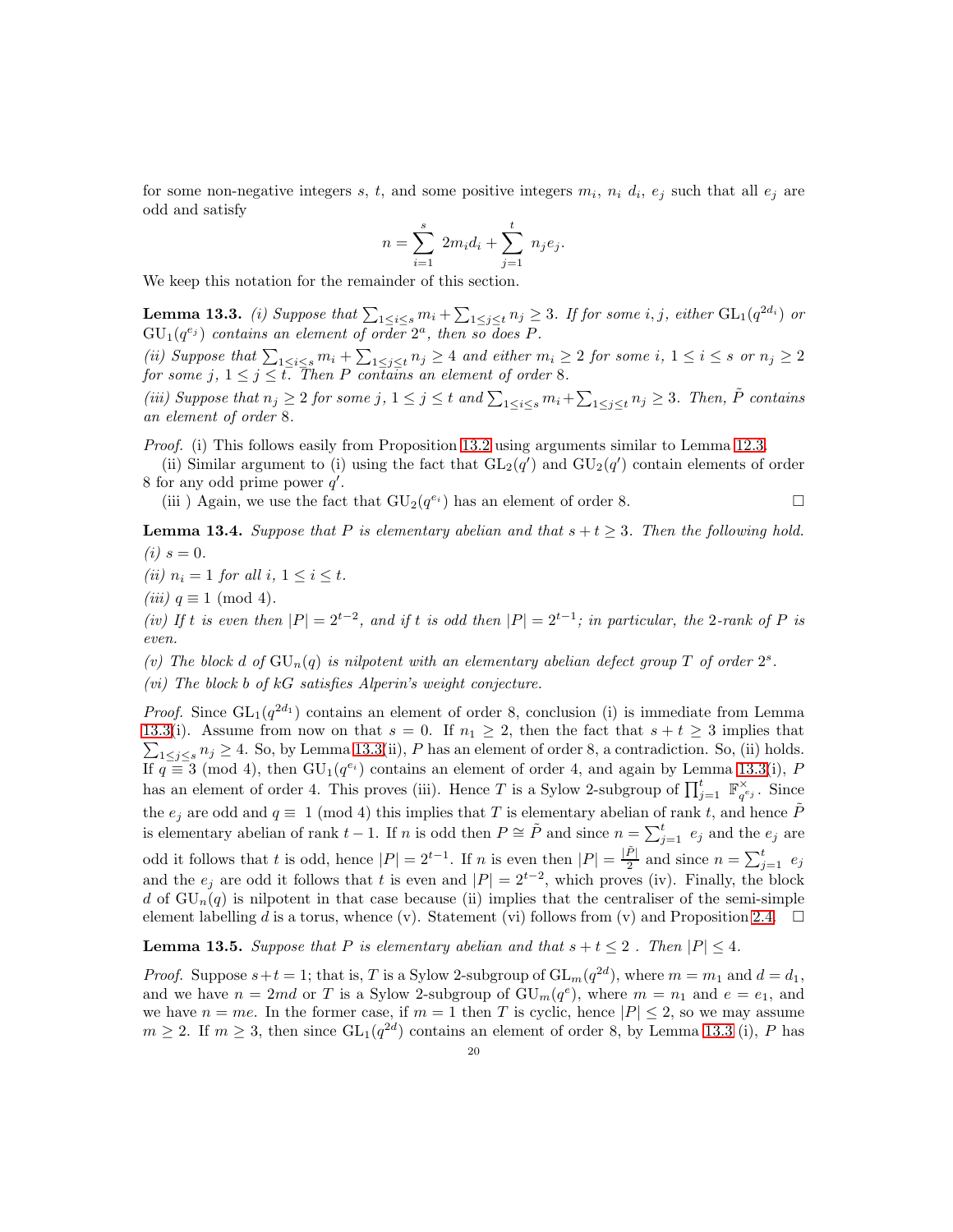for some non-negative integers $s$, $t$, and some positive integers $m_i$, $n_i$ $d_i$, $e_j$ such that all $e_j$ are odd and satisfy

$$n = \sum_{i=1}^{s} 2m_id_i + \sum_{j=1}^{t} n_je_j.$$

We keep this notation for the remainder of this section.

**Lemma 13.3.** *(i) Suppose that $\sum_{1\leq i\leq s} m_i + \sum_{1\leq j\leq t} n_j \geq 3$. If for some $i, j$, either $\mathrm{GL}_1(q^{2d_i})$ or $\mathrm{GU}_1(q^{e_j})$ contains an element of order $2^a$, then so does $P$.*

*(ii) Suppose that $\sum_{1\leq i\leq s} m_i + \sum_{1\leq j\leq t} n_j \geq 4$ and either $m_i \geq 2$ for some $i$, $1 \leq i \leq s$ or $n_j \geq 2$ for some $j$, $1 \leq j \leq t$. Then $P$ contains an element of order 8.*

*(iii) Suppose that $n_j \geq 2$ for some $j$, $1 \leq j \leq t$ and $\sum_{1\leq i\leq s} m_i + \sum_{1\leq j\leq t} n_j \geq 3$. Then, $\tilde{P}$ contains an element of order 8.*

*Proof.* (i) This follows easily from Proposition 13.2 using arguments similar to Lemma 12.3.

(ii) Similar argument to (i) using the fact that $\mathrm{GL}_2(q')$ and $\mathrm{GU}_2(q')$ contain elements of order 8 for any odd prime power $q'$.

(iii ) Again, we use the fact that $\mathrm{GU}_2(q^{e_i})$ has an element of order 8. □

**Lemma 13.4.** *Suppose that $P$ is elementary abelian and that $s + t \geq 3$. Then the following hold.*

*(i) $s = 0$.*

*(ii) $n_i = 1$ for all $i$, $1 \leq i \leq t$.*

*(iii) $q \equiv 1 \pmod 4$.*

*(iv) If $t$ is even then $|P| = 2^{t-2}$, and if $t$ is odd then $|P| = 2^{t-1}$; in particular, the 2-rank of $P$ is even.*

*(v) The block $d$ of $\mathrm{GU}_n(q)$ is nilpotent with an elementary abelian defect group $T$ of order $2^s$.*

*(vi) The block $b$ of $kG$ satisfies Alperin's weight conjecture.*

*Proof.* Since $\mathrm{GL}_1(q^{2d_1})$ contains an element of order 8, conclusion (i) is immediate from Lemma 13.3(i). Assume from now on that $s = 0$. If $n_1 \geq 2$, then the fact that $s + t \geq 3$ implies that $\sum_{1\leq j\leq s} n_j \geq 4$. So, by Lemma 13.3(ii), $P$ has an element of order 8, a contradiction. So, (ii) holds. If $q \equiv 3 \pmod 4$, then $\mathrm{GU}_1(q^{e_i})$ contains an element of order 4, and again by Lemma 13.3(i), $P$ has an element of order 4. This proves (iii). Hence $T$ is a Sylow 2-subgroup of $\prod_{j=1}^{t} \mathbb{F}_{q^{e_j}}^{\times}$. Since the $e_j$ are odd and $q \equiv 1 \pmod 4$ this implies that $T$ is elementary abelian of rank $t$, and hence $\tilde{P}$ is elementary abelian of rank $t-1$. If $n$ is odd then $P \cong \tilde{P}$ and since $n = \sum_{j=1}^{t} e_j$ are odd it follows that $t$ is odd, hence $|P| = 2^{t-1}$. If $n$ is even then $|P| = \frac{|\tilde{P}|}{2}$ and since $n = \sum_{j=1}^{t} e_j$ and the $e_j$ are odd it follows that $t$ is even and $|P| = 2^{t-2}$, which proves (iv). Finally, the block $d$ of $\mathrm{GU}_n(q)$ is nilpotent in that case because (ii) implies that the centraliser of the semi-simple element labelling $d$ is a torus, whence (v). Statement (vi) follows from (v) and Proposition 2.4. □

**Lemma 13.5.** *Suppose that $P$ is elementary abelian and that $s + t \leq 2$ . Then $|P| \leq 4$.*

*Proof.* Suppose $s+t = 1$; that is, $T$ is a Sylow 2-subgroup of $\mathrm{GL}_m(q^{2d})$, where $m = m_1$ and $d = d_1$, and we have $n = 2md$ or $T$ is a Sylow 2-subgroup of $\mathrm{GU}_m(q^e)$, where $m = n_1$ and $e = e_1$, and we have $n = me$. In the former case, if $m = 1$ then $T$ is cyclic, hence $|P| \leq 2$, so we may assume $m \geq 2$. If $m \geq 3$, then since $\mathrm{GL}_1(q^{2d})$ contains an element of order 8, by Lemma 13.3 (i), $P$ has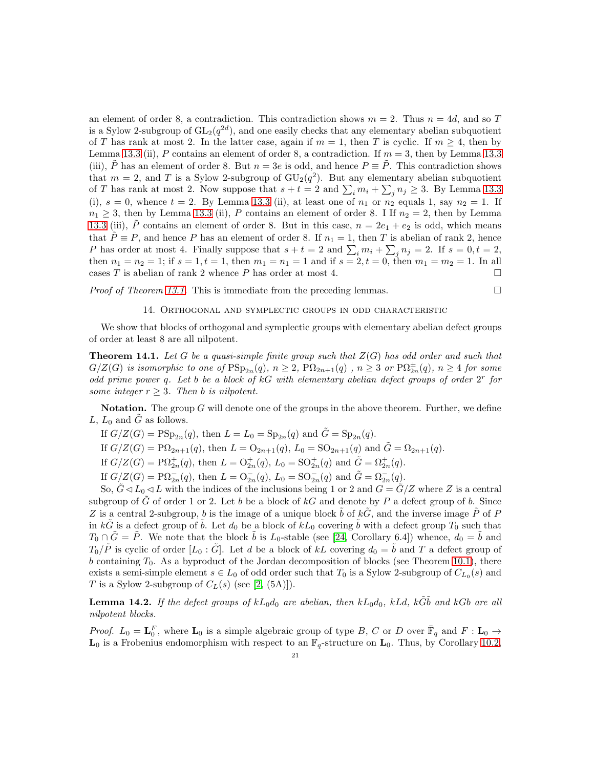an element of order 8, a contradiction. This contradiction shows $m = 2$. Thus $n = 4d$, and so $T$ is a Sylow 2-subgroup of $\mathrm{GL}_2(q^{2d})$, and one easily checks that any elementary abelian subquotient of $T$ has rank at most 2. In the latter case, again if $m = 1$, then $T$ is cyclic. If $m \geq 4$, then by Lemma 13.3 (ii), $P$ contains an element of order 8, a contradiction. If $m = 3$, then by Lemma 13.3 (iii), $\tilde{P}$ has an element of order 8. But $n = 3e$ is odd, and hence $P \equiv \tilde{P}$. This contradiction shows that $m = 2$, and $T$ is a Sylow 2-subgroup of $\mathrm{GU}_2(q^2)$. But any elementary abelian subquotient of $T$ has rank at most 2. Now suppose that $s + t = 2$ and $\sum_i m_i + \sum_j n_j \geq 3$. By Lemma 13.3 (i), $s = 0$, whence $t = 2$. By Lemma 13.3 (ii), at least one of $n_1$ or $n_2$ equals 1, say $n_2 = 1$. If $n_1 \geq 3$, then by Lemma 13.3 (ii), $P$ contains an element of order 8. I If $n_2 = 2$, then by Lemma 13.3 (iii), $\tilde{P}$ contains an element of order 8. But in this case, $n = 2e_1 + e_2$ is odd, which means that $\tilde{P} \equiv P$, and hence $P$ has an element of order 8. If $n_1 = 1$, then $T$ is abelian of rank 2, hence $P$ has order at most 4. Finally suppose that $s + t = 2$ and $\sum_i m_i + \sum_j n_j = 2$. If $s = 0, t = 2$, then $n_1 = n_2 = 1$; if $s = 1, t = 1$, then $m_1 = n_1 = 1$ and if $s = 2, t = 0$, then $m_1 = m_2 = 1$. In all cases $T$ is abelian of rank 2 whence $P$ has order at most 4. □

*Proof of Theorem 13.1.* This is immediate from the preceding lemmas. □

## 14. Orthogonal and symplectic groups in odd characteristic

We show that blocks of orthogonal and symplectic groups with elementary abelian defect groups of order at least 8 are all nilpotent.

**Theorem 14.1.** *Let $G$ be a quasi-simple finite group such that $Z(G)$ has odd order and such that $G/Z(G)$ is isomorphic to one of $\mathrm{PSp}_{2n}(q)$, $n \geq 2$, $\mathrm{P}\Omega_{2n+1}(q)$ , $n \geq 3$ or $\mathrm{P}\Omega^{\pm}_{2n}(q)$, $n \geq 4$ for some odd prime power $q$. Let $b$ be a block of $kG$ with elementary abelian defect groups of order $2^r$ for some integer $r \geq 3$. Then $b$ is nilpotent.*

**Notation.** The group $G$ will denote one of the groups in the above theorem. Further, we define $L$, $L_0$ and $\tilde{G}$ as follows.

If $G/Z(G) = \mathrm{PSp}_{2n}(q)$, then $L = L_0 = \mathrm{Sp}_{2n}(q)$ and $\tilde{G} = \mathrm{Sp}_{2n}(q)$.

If $G/Z(G) = \mathrm{P}\Omega_{2n+1}(q)$, then $L = \mathrm{O}_{2n+1}(q)$, $L_0 = \mathrm{SO}_{2n+1}(q)$ and $\tilde{G} = \Omega_{2n+1}(q)$.

If $G/Z(G) = \mathrm{P}\Omega^{+}_{2n}(q)$, then $L = \mathrm{O}^{+}_{2n}(q)$, $L_0 = \mathrm{SO}^{+}_{2n}(q)$ and $\tilde{G} = \Omega^{+}_{2n}(q)$.

If $G/Z(G) = \mathrm{P}\Omega^{-}_{2n}(q)$, then $L = \mathrm{O}^{-}_{2n}(q)$, $L_0 = \mathrm{SO}^{-}_{2n}(q)$ and $\tilde{G} = \Omega^{-}_{2n}(q)$.

So, $\tilde{G} \lhd L_0 \lhd L$ with the indices of the inclusions being 1 or 2 and $G = \tilde{G}/Z$ where $Z$ is a central subgroup of $\tilde{G}$ of order 1 or 2. Let $b$ be a block of $kG$ and denote by $P$ a defect group of $b$. Since $Z$ is a central 2-subgroup, $b$ is the image of a unique block $\tilde{b}$ of $k\tilde{G}$, and the inverse image $\tilde{P}$ of $P$ in $k\tilde{G}$ is a defect group of $\tilde{b}$. Let $d_0$ be a block of $kL_0$ covering $\tilde{b}$ with a defect group $T_0$ such that $T_0 \cap \tilde{G} = \tilde{P}$. We note that the block $\tilde{b}$ is $L_0$-stable (see [24, Corollary 6.4]) whence, $d_0 = \tilde{b}$ and $T_0/\tilde{P}$ is cyclic of order $[L_0 : \tilde{G}]$. Let $d$ be a block of $kL$ covering $d_0 = \tilde{b}$ and $T$ a defect group of $b$ containing $T_0$. As a byproduct of the Jordan decomposition of blocks (see Theorem 10.1), there exists a semi-simple element $s \in L_0$ of odd order such that $T_0$ is a Sylow 2-subgroup of $C_{L_0}(s)$ and $T$ is a Sylow 2-subgroup of $C_L(s)$ (see [2, (5A)]).

**Lemma 14.2.** *If the defect groups of $kL_0d_0$ are abelian, then $kL_0d_0$, $kLd$, $k\tilde{G}\tilde{b}$ and $kGb$ are all nilpotent blocks.*

*Proof.* $L_0 = \mathbf{L}_0^F$, where $\mathbf{L}_0$ is a simple algebraic group of type $B$, $C$ or $D$ over $\bar{\mathbb{F}}_q$ and $F : \mathbf{L}_0 \to \mathbf{L}_0$ is a Frobenius endomorphism with respect to an $\mathbb{F}_q$-structure on $\mathbf{L}_0$. Thus, by Corollary 10.2,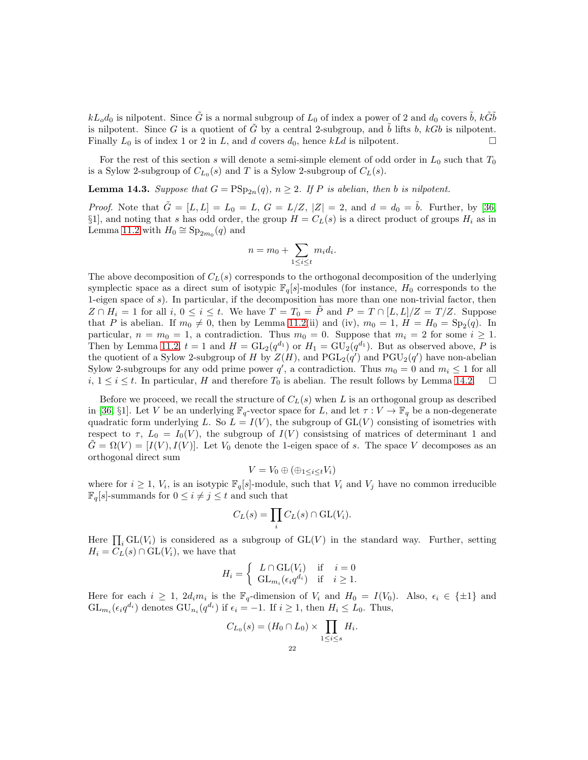$kL_o d_0$ is nilpotent. Since $\tilde{G}$ is a normal subgroup of $L_0$ of index a power of 2 and $d_0$ covers $\tilde{b}$, $k\tilde{G}\tilde{b}$ is nilpotent. Since $G$ is a quotient of $\tilde{G}$ by a central 2-subgroup, and $\tilde{b}$ lifts $b$, $kGb$ is nilpotent. Finally $L_0$ is of index 1 or 2 in $L$, and $d$ covers $d_0$, hence $kLd$ is nilpotent. □

For the rest of this section $s$ will denote a semi-simple element of odd order in $L_0$ such that $T_0$ is a Sylow 2-subgroup of $C_{L_0}(s)$ and $T$ is a Sylow 2-subgroup of $C_L(s)$.

**Lemma 14.3.** *Suppose that $G = \mathrm{PSp}_{2n}(q)$, $n \geq 2$. If $P$ is abelian, then $b$ is nilpotent.*

*Proof.* Note that $\tilde{G} = [L, L] = L_0 = L$, $G = L/Z$, $|Z| = 2$, and $d = d_0 = \tilde{b}$. Further, by [36, §1], and noting that $s$ has odd order, the group $H = C_L(s)$ is a direct product of groups $H_i$ as in Lemma 11.2 with $H_0 \cong \mathrm{Sp}_{2m_0}(q)$ and

$$n = m_0 + \sum_{1 \leq i \leq t} m_i d_i.$$

The above decomposition of $C_L(s)$ corresponds to the orthogonal decomposition of the underlying symplectic space as a direct sum of isotypic $\mathbb{F}_q[s]$-modules (for instance, $H_0$ corresponds to the 1-eigen space of $s$). In particular, if the decomposition has more than one non-trivial factor, then $Z \cap H_i = 1$ for all $i$, $0 \leq i \leq t$. We have $T = T_0 = \tilde{P}$ and $P = T \cap [L, L]/Z = T/Z$. Suppose that $P$ is abelian. If $m_0 \neq 0$, then by Lemma 11.2(ii) and (iv), $m_0 = 1$, $H = H_0 = \mathrm{Sp}_2(q)$. In particular, $n = m_0 = 1$, a contradiction. Thus $m_0 = 0$. Suppose that $m_i = 2$ for some $i \geq 1$. Then by Lemma 11.2, $t = 1$ and $H = \mathrm{GL}_2(q^{d_1})$ or $H_1 = \mathrm{GU}_2(q^{d_1})$. But as observed above, $P$ is the quotient of a Sylow 2-subgroup of $H$ by $Z(H)$, and $\mathrm{PGL}_2(q')$ and $\mathrm{PGU}_2(q')$ have non-abelian Sylow 2-subgroups for any odd prime power $q'$, a contradiction. Thus $m_0 = 0$ and $m_i \leq 1$ for all $i$, $1 \leq i \leq t$. In particular, $H$ and therefore $T_0$ is abelian. The result follows by Lemma 14.2. □

Before we proceed, we recall the structure of $C_L(s)$ when $L$ is an orthogonal group as described in [36, §1]. Let $V$ be an underlying $\mathbb{F}_q$-vector space for $L$, and let $\tau : V \to \mathbb{F}_q$ be a non-degenerate quadratic form underlying $L$. So $L = I(V)$, the subgroup of $\mathrm{GL}(V)$ consisting of isometries with respect to $\tau$, $L_0 = I_0(V)$, the subgroup of $I(V)$ consistsing of matrices of determinant 1 and $\tilde{G} = \Omega(V) = [I(V), I(V)]$. Let $V_0$ denote the 1-eigen space of $s$. The space $V$ decomposes as an orthogonal direct sum

$$V = V_0 \oplus (\oplus_{1 \leq i \leq t} V_i)$$

where for $i \geq 1$, $V_i$, is an isotypic $\mathbb{F}_q[s]$-module, such that $V_i$ and $V_j$ have no common irreducible $\mathbb{F}_q[s]$-summands for $0 \leq i \neq j \leq t$ and such that

$$C_L(s) = \prod_i C_L(s) \cap \mathrm{GL}(V_i).$$

Here $\prod_i \mathrm{GL}(V_i)$ is considered as a subgroup of $\mathrm{GL}(V)$ in the standard way. Further, setting $H_i = C_L(s) \cap \mathrm{GL}(V_i)$, we have that

$$H_i = \begin{cases} L \cap \mathrm{GL}(V_i) & \text{if} \quad i = 0 \\ \mathrm{GL}_{m_i}(\epsilon_i q^{d_i}) & \text{if} \quad i \geq 1. \end{cases}$$

Here for each $i \geq 1$, $2d_i m_i$ is the $\mathbb{F}_q$-dimension of $V_i$ and $H_0 = I(V_0)$. Also, $\epsilon_i \in \{\pm 1\}$ and $\mathrm{GL}_{m_i}(\epsilon_i q^{d_i})$ denotes $\mathrm{GU}_{n_i}(q^{d_i})$ if $\epsilon_i = -1$. If $i \geq 1$, then $H_i \leq L_0$. Thus,

$$C_{L_0}(s) = (H_0 \cap L_0) \times \prod_{1 \leq i \leq s} H_i.$$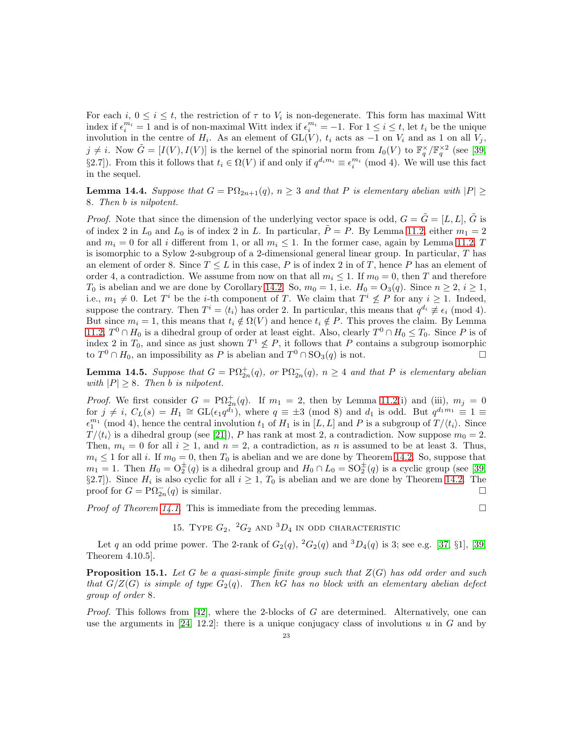For each $i$, $0 \leq i \leq t$, the restriction of $\tau$ to $V_i$ is non-degenerate. This form has maximal Witt index if $\epsilon_i^{m_i} = 1$ and is of non-maximal Witt index if $\epsilon_i^{m_i} = -1$. For $1 \leq i \leq t$, let $t_i$ be the unique involution in the centre of $H_i$. As an element of $\mathrm{GL}(V)$, $t_i$ acts as $-1$ on $V_i$ and as 1 on all $V_j$, $j \neq i$. Now $\tilde{G} = [I(V), I(V)]$ is the kernel of the spinorial norm from $I_0(V)$ to $\mathbb{F}_q^\times/\mathbb{F}_q^{\times 2}$ (see [39, §2.7]). From this it follows that $t_i \in \Omega(V)$ if and only if $q^{d_i m_i} \equiv \epsilon_i^{m_i} \pmod 4$. We will use this fact in the sequel.

**Lemma 14.4.** *Suppose that $G = \mathrm{P}\Omega_{2n+1}(q)$, $n \geq 3$ and that $P$ is elementary abelian with $|P| \geq 8$. Then $b$ is nilpotent.*

*Proof.* Note that since the dimension of the underlying vector space is odd, $G = \tilde{G} = [L, L]$, $\tilde{G}$ is of index 2 in $L_0$ and $L_0$ is of index 2 in $L$. In particular, $\tilde{P} = P$. By Lemma 11.2, either $m_1 = 2$ and $m_i = 0$ for all $i$ different from 1, or all $m_i \leq 1$. In the former case, again by Lemma 11.2, $T$ is isomorphic to a Sylow 2-subgroup of a 2-dimensional general linear group. In particular, $T$ has an element of order 8. Since $T \leq L$ in this case, $P$ is of index 2 in of $T$, hence $P$ has an element of order 4, a contradiction. We assume from now on that all $m_i \leq 1$. If $m_0 = 0$, then $T$ and therefore $T_0$ is abelian and we are done by Corollary 14.2. So, $m_0 = 1$, i.e. $H_0 = \mathrm{O}_3(q)$. Since $n \geq 2$, $i \geq 1$, i.e., $m_1 \neq 0$. Let $T^i$ be the $i$-th component of $T$. We claim that $T^i \not\leq P$ for any $i \geq 1$. Indeed, suppose the contrary. Then $T^i = \langle t_i \rangle$ has order 2. In particular, this means that $q^{d_i} \not\equiv \epsilon_i \pmod 4$. But since $m_i = 1$, this means that $t_i \notin \Omega(V)$ and hence $t_i \notin P$. This proves the claim. By Lemma 11.2, $T^0 \cap H_0$ is a dihedral group of order at least eight. Also, clearly $T^0 \cap H_0 \leq T_0$. Since $P$ is of index 2 in $T_0$, and since as just shown $T^1 \not\leq P$, it follows that $P$ contains a subgroup isomorphic to $T^0 \cap H_0$, an impossibility as $P$ is abelian and $T^0 \cap \mathrm{SO}_3(q)$ is not. $\square$

**Lemma 14.5.** *Suppose that $G = \mathrm{P}\Omega_{2n}^+(q)$, or $\mathrm{P}\Omega_{2n}^-(q)$, $n \geq 4$ and that $P$ is elementary abelian with $|P| \geq 8$. Then $b$ is nilpotent.*

*Proof.* We first consider $G = \mathrm{P}\Omega_{2n}^+(q)$. If $m_1 = 2$, then by Lemma 11.2(i) and (iii), $m_j = 0$ for $j \neq i$, $C_L(s) = H_1 \cong \mathrm{GL}(\epsilon_1 q^{d_1})$, where $q \equiv \pm 3 \pmod 8$ and $d_1$ is odd. But $q^{d_1 m_1} \equiv 1 \equiv \epsilon_1^{m_1} \pmod 4$, hence the central involution $t_1$ of $H_1$ is in $[L, L]$ and $P$ is a subgroup of $T/\langle t_i \rangle$. Since $T/\langle t_i \rangle$ is a dihedral group (see [21]), $P$ has rank at most 2, a contradiction. Now suppose $m_0 = 2$. Then, $m_i = 0$ for all $i \geq 1$, and $n = 2$, a contradiction, as $n$ is assumed to be at least 3. Thus, $m_i \leq 1$ for all $i$. If $m_0 = 0$, then $T_0$ is abelian and we are done by Theorem 14.2. So, suppose that $m_1 = 1$. Then $H_0 = \mathrm{O}_2^\pm(q)$ is a dihedral group and $H_0 \cap L_0 = \mathrm{SO}_2^\pm(q)$ is a cyclic group (see [39, §2.7]). Since $H_i$ is also cyclic for all $i \geq 1$, $T_0$ is abelian and we are done by Theorem 14.2. The proof for $G = \mathrm{P}\Omega_{2n}^-(q)$ is similar. $\square$

*Proof of Theorem 14.1.* This is immediate from the preceding lemmas. $\square$

## 15. Type $G_2$, ${}^2G_2$ and ${}^3D_4$ in odd characteristic

Let $q$ an odd prime power. The 2-rank of $G_2(q)$, ${}^2G_2(q)$ and ${}^3D_4(q)$ is 3; see e.g. [37, §1], [39, Theorem 4.10.5].

**Proposition 15.1.** *Let $G$ be a quasi-simple finite group such that $Z(G)$ has odd order and such that $G/Z(G)$ is simple of type $G_2(q)$. Then $kG$ has no block with an elementary abelian defect group of order 8.*

*Proof.* This follows from [42], where the 2-blocks of $G$ are determined. Alternatively, one can use the arguments in [24, 12.2]: there is a unique conjugacy class of involutions $u$ in $G$ and by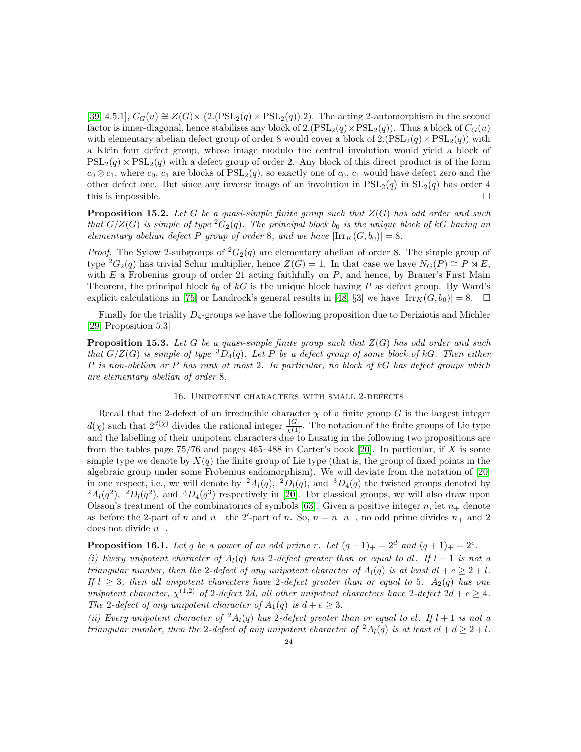[39, 4.5.1], $C_G(u) \cong Z(G) \times (2.(\mathrm{PSL}_2(q) \times \mathrm{PSL}_2(q)).2)$. The acting 2-automorphism in the second factor is inner-diagonal, hence stabilises any block of $2.(\mathrm{PSL}_2(q) \times \mathrm{PSL}_2(q))$. Thus a block of $C_G(u)$ with elementary abelian defect group of order 8 would cover a block of $2.(\mathrm{PSL}_2(q) \times \mathrm{PSL}_2(q))$ with a Klein four defect group, whose image modulo the central involution would yield a block of $\mathrm{PSL}_2(q) \times \mathrm{PSL}_2(q)$ with a defect group of order 2. Any block of this direct product is of the form $c_0 \otimes c_1$, where $c_0$, $c_1$ are blocks of $\mathrm{PSL}_2(q)$, so exactly one of $c_0$, $c_1$ would have defect zero and the other defect one. But since any inverse image of an involution in $\mathrm{PSL}_2(q)$ in $\mathrm{SL}_2(q)$ has order 4 this is impossible. □

**Proposition 15.2.** *Let $G$ be a quasi-simple finite group such that $Z(G)$ has odd order and such that $G/Z(G)$ is simple of type ${}^2G_2(q)$. The principal block $b_0$ is the unique block of $kG$ having an elementary abelian defect $P$ group of order 8, and we have $|\mathrm{Irr}_K(G, b_0)| = 8$.*

*Proof.* The Sylow 2-subgroups of ${}^2G_2(q)$ are elementary abelian of order 8. The simple group of type ${}^2G_2(q)$ has trivial Schur multiplier, hence $Z(G) = 1$. In that case we have $N_G(P) \cong P \rtimes E$, with $E$ a Frobenius group of order 21 acting faithfully on $P$, and hence, by Brauer's First Main Theorem, the principal block $b_0$ of $kG$ is the unique block having $P$ as defect group. By Ward's explicit calculations in [75] or Landrock's general results in [48, §3] we have $|\mathrm{Irr}_K(G, b_0)| = 8$. □

Finally for the triality $D_4$-groups we have the following proposition due to Deriziotis and Michler [29, Proposition 5.3]

**Proposition 15.3.** *Let $G$ be a quasi-simple finite group such that $Z(G)$ has odd order and such that $G/Z(G)$ is simple of type ${}^3D_4(q)$. Let $P$ be a defect group of some block of $kG$. Then either $P$ is non-abelian or $P$ has rank at most 2. In particular, no block of $kG$ has defect groups which are elementary abelian of order 8.*

## 16. Unipotent characters with small 2-defects

Recall that the 2-defect of an irreducible character $\chi$ of a finite group $G$ is the largest integer $d(\chi)$ such that $2^{d(\chi)}$ divides the rational integer $\frac{|G|}{\chi(1)}$. The notation of the finite groups of Lie type and the labelling of their unipotent characters due to Lusztig in the following two propositions are from the tables page 75/76 and pages 465–488 in Carter's book [20]. In particular, if $X$ is some simple type we denote by $X(q)$ the finite group of Lie type (that is, the group of fixed points in the algebraic group under some Frobenius endomorphism). We will deviate from the notation of [20] in one respect, i.e., we will denote by ${}^2A_l(q)$, ${}^2D_l(q)$, and ${}^3D_4(q)$ the twisted groups denoted by ${}^2A_l(q^2)$, ${}^2D_l(q^2)$, and ${}^3D_4(q^3)$ respectively in [20]. For classical groups, we will also draw upon Olsson's treatment of the combinatorics of symbols [63]. Given a positive integer $n$, let $n_+$ denote as before the 2-part of $n$ and $n_-$ the $2'$-part of $n$. So, $n = n_+ n_-$, no odd prime divides $n_+$ and 2 does not divide $n_-$.

**Proposition 16.1.** *Let $q$ be a power of an odd prime $r$. Let $(q-1)_+ = 2^d$ and $(q+1)_+ = 2^e$.*
*(i) Every unipotent character of $A_l(q)$ has 2-defect greater than or equal to $dl$. If $l+1$ is not a triangular number, then the 2-defect of any unipotent character of $A_l(q)$ is at least $dl + e \geq 2 + l$. If $l \geq 3$, then all unipotent charecters have 2-defect greater than or equal to 5. $A_2(q)$ has one unipotent character, $\chi^{(1,2)}$ of 2-defect $2d$, all other unipotent characters have 2-defect $2d + e \geq 4$. The 2-defect of any unipotent character of $A_1(q)$ is $d + e \geq 3$.*
*(ii) Every unipotent character of ${}^2A_l(q)$ has 2-defect greater than or equal to $el$. If $l+1$ is not a triangular number, then the 2-defect of any unipotent character of ${}^2A_l(q)$ is at least $el + d \geq 2 + l$.*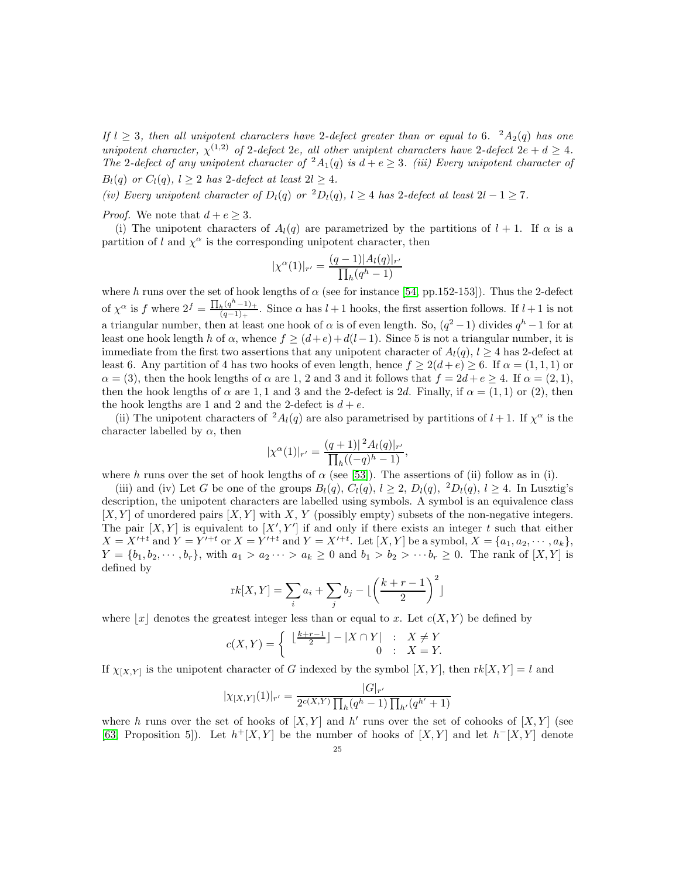*If $l \geq 3$, then all unipotent characters have 2-defect greater than or equal to 6. ${}^2A_2(q)$ has one unipotent character, $\chi^{(1,2)}$ of 2-defect $2e$, all other uniptent characters have 2-defect $2e + d \geq 4$. The 2-defect of any unipotent character of ${}^2A_1(q)$ is $d + e \geq 3$. (iii) Every unipotent character of $B_l(q)$ or $C_l(q)$, $l \geq 2$ has 2-defect at least $2l \geq 4$.*

*(iv) Every unipotent character of $D_l(q)$ or ${}^2D_l(q)$, $l \geq 4$ has 2-defect at least $2l - 1 \geq 7$.*

*Proof.* We note that $d + e \geq 3$.

(i) The unipotent characters of $A_l(q)$ are parametrized by the partitions of $l+1$. If $\alpha$ is a partition of $l$ and $\chi^\alpha$ is the corresponding unipotent character, then

$$|\chi^\alpha(1)|_{r'} = \frac{(q-1)|A_l(q)|_{r'}}{\prod_h (q^h - 1)}$$

where $h$ runs over the set of hook lengths of $\alpha$ (see for instance [54, pp.152-153]). Thus the 2-defect of $\chi^\alpha$ is $f$ where $2^f = \frac{\prod_h (q^h-1)_+}{(q-1)_+}$. Since $\alpha$ has $l+1$ hooks, the first assertion follows. If $l+1$ is not a triangular number, then at least one hook of $\alpha$ is of even length. So, $(q^2-1)$ divides $q^h - 1$ for at least one hook length $h$ of $\alpha$, whence $f \geq (d+e) + d(l-1)$. Since 5 is not a triangular number, it is immediate from the first two assertions that any unipotent character of $A_l(q)$, $l \geq 4$ has 2-defect at least 6. Any partition of 4 has two hooks of even length, hence $f \geq 2(d+e) \geq 6$. If $\alpha = (1,1,1)$ or $\alpha = (3)$, then the hook lengths of $\alpha$ are 1, 2 and 3 and it follows that $f = 2d + e \geq 4$. If $\alpha = (2,1)$, then the hook lengths of $\alpha$ are $1, 1$ and 3 and the 2-defect is $2d$. Finally, if $\alpha = (1,1)$ or $(2)$, then the hook lengths are 1 and 2 and the 2-defect is $d + e$.

(ii) The unipotent characters of ${}^2A_l(q)$ are also parametrised by partitions of $l+1$. If $\chi^\alpha$ is the character labelled by $\alpha$, then

$$|\chi^\alpha(1)|_{r'} = \frac{(q+1)|{}^2A_l(q)|_{r'}}{\prod_h ((-q)^h - 1)},$$

where $h$ runs over the set of hook lengths of $\alpha$ (see [53]). The assertions of (ii) follow as in (i).

(iii) and (iv) Let $G$ be one of the groups $B_l(q)$, $C_l(q)$, $l \geq 2$, $D_l(q)$, ${}^2D_l(q)$, $l \geq 4$. In Lusztig's description, the unipotent characters are labelled using symbols. A symbol is an equivalence class $[X, Y]$ of unordered pairs $[X, Y]$ with $X$, $Y$ (possibly empty) subsets of the non-negative integers. The pair $[X, Y]$ is equivalent to $[X', Y']$ if and only if there exists an integer $t$ such that either $X = X'^{+t}$ and $Y = Y'^{+t}$ or $X = Y'^{+t}$ and $Y = X'^{+t}$. Let $[X, Y]$ be a symbol, $X = \{a_1, a_2, \cdots, a_k\}$, $Y = \{b_1, b_2, \cdots, b_r\}$, with $a_1 > a_2 \cdots > a_k \geq 0$ and $b_1 > b_2 > \cdots b_r \geq 0$. The rank of $[X, Y]$ is defined by

$$\text{r}k[X, Y] = \sum_i a_i + \sum_j b_j - \lfloor \left(\frac{k+r-1}{2}\right)^2 \rfloor$$

where $\lfloor x \rfloor$ denotes the greatest integer less than or equal to $x$. Let $c(X, Y)$ be defined by

$$c(X, Y) = \left\{ \begin{array}{lcl} \lfloor \frac{k+r-1}{2} \rfloor - |X \cap Y| & : & X \neq Y \\ 0 & : & X = Y. \end{array} \right.$$

If $\chi_{[X,Y]}$ is the unipotent character of $G$ indexed by the symbol $[X, Y]$, then $\text{r}k[X, Y] = l$ and

$$|\chi_{[X,Y]}(1)|_{r'} = \frac{|G|_{r'}}{2^{c(X,Y)} \prod_h (q^h - 1) \prod_{h'} (q^{h'} + 1)}$$

where $h$ runs over the set of hooks of $[X, Y]$ and $h'$ runs over the set of cohooks of $[X, Y]$ (see [63, Proposition 5]). Let $h^+[X, Y]$ be the number of hooks of $[X, Y]$ and let $h^-[X, Y]$ denote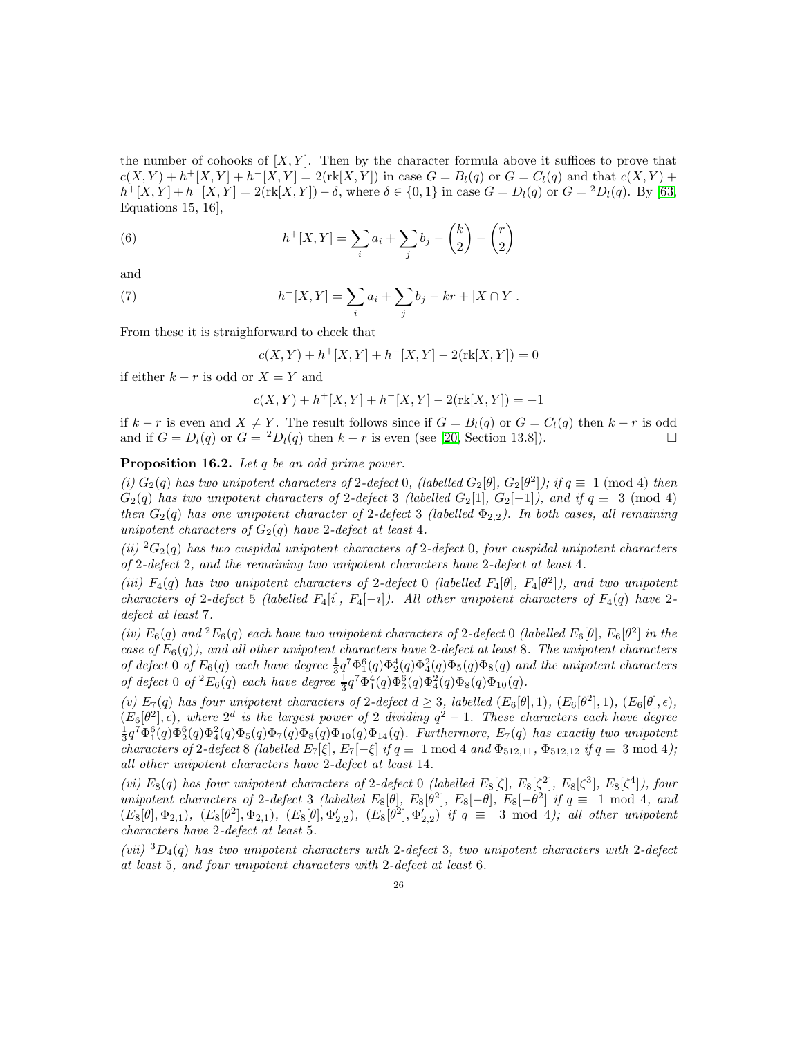the number of cohooks of $[X, Y]$. Then by the character formula above it suffices to prove that $c(X,Y) + h^+[X,Y] + h^-[X,Y] = 2(\text{rk}[X,Y])$ in case $G = B_l(q)$ or $G = C_l(q)$ and that $c(X,Y) + h^+[X,Y] + h^-[X,Y] = 2(\text{rk}[X,Y]) - \delta$, where $\delta \in \{0,1\}$ in case $G = D_l(q)$ or $G = {}^2D_l(q)$. By [63, Equations 15, 16],

$$h^+[X,Y] = \sum_i a_i + \sum_j b_j - \binom{k}{2} - \binom{r}{2} \tag{6}$$

and

$$h^-[X,Y] = \sum_i a_i + \sum_j b_j - kr + |X \cap Y|. \tag{7}$$

From these it is straighforward to check that

$$c(X,Y) + h^+[X,Y] + h^-[X,Y] - 2(\text{rk}[X,Y]) = 0$$

if either $k - r$ is odd or $X = Y$ and

$$c(X,Y) + h^+[X,Y] + h^-[X,Y] - 2(\text{rk}[X,Y]) = -1$$

if $k - r$ is even and $X \neq Y$. The result follows since if $G = B_l(q)$ or $G = C_l(q)$ then $k - r$ is odd and if $G = D_l(q)$ or $G = {}^2D_l(q)$ then $k - r$ is even (see [20, Section 13.8]). $\square$

**Proposition 16.2.** *Let $q$ be an odd prime power.*

*(i) $G_2(q)$ has two unipotent characters of 2-defect 0, (labelled $G_2[\theta]$, $G_2[\theta^2]$); if $q \equiv 1 \pmod 4$ then $G_2(q)$ has two unipotent characters of 2-defect 3 (labelled $G_2[1]$, $G_2[-1]$), and if $q \equiv 3 \pmod 4$ then $G_2(q)$ has one unipotent character of 2-defect 3 (labelled $\Phi_{2,2}$). In both cases, all remaining unipotent characters of $G_2(q)$ have 2-defect at least 4.*

*(ii) ${}^2G_2(q)$ has two cuspidal unipotent characters of 2-defect 0, four cuspidal unipotent characters of 2-defect 2, and the remaining two unipotent characters have 2-defect at least 4.*

*(iii) $F_4(q)$ has two unipotent characters of 2-defect 0 (labelled $F_4[\theta]$, $F_4[\theta^2]$), and two unipotent characters of 2-defect 5 (labelled $F_4[i]$, $F_4[-i]$). All other unipotent characters of $F_4(q)$ have 2-defect at least 7.*

*(iv) $E_6(q)$ and ${}^2E_6(q)$ each have two unipotent characters of 2-defect 0 (labelled $E_6[\theta]$, $E_6[\theta^2]$ in the case of $E_6(q)$), and all other unipotent characters have 2-defect at least 8. The unipotent characters of defect 0 of $E_6(q)$ each have degree $\frac{1}{3}q^7\Phi_1^6(q)\Phi_2^4(q)\Phi_4^2(q)\Phi_5(q)\Phi_8(q)$ and the unipotent characters of defect 0 of ${}^2E_6(q)$ each have degree $\frac{1}{3}q^7\Phi_1^4(q)\Phi_2^6(q)\Phi_4^2(q)\Phi_8(q)\Phi_{10}(q)$.*

*(v) $E_7(q)$ has four unipotent characters of 2-defect $d \geq 3$, labelled $(E_6[\theta], 1)$, $(E_6[\theta^2], 1)$, $(E_6[\theta], \epsilon)$, $(E_6[\theta^2], \epsilon)$, where $2^d$ is the largest power of 2 dividing $q^2 - 1$. These characters each have degree $\frac{1}{3}q^7\Phi_1^6(q)\Phi_2^6(q)\Phi_4^2(q)\Phi_5(q)\Phi_7(q)\Phi_8(q)\Phi_{10}(q)\Phi_{14}(q)$. Furthermore, $E_7(q)$ has exactly two unipotent characters of 2-defect 8 (labelled $E_7[\xi]$, $E_7[-\xi]$ if $q \equiv 1 \bmod 4$ and $\Phi_{512,11}$, $\Phi_{512,12}$ if $q \equiv 3 \bmod 4$); all other unipotent characters have 2-defect at least 14.*

*(vi) $E_8(q)$ has four unipotent characters of 2-defect 0 (labelled $E_8[\zeta]$, $E_8[\zeta^2]$, $E_8[\zeta^3]$, $E_8[\zeta^4]$), four unipotent characters of 2-defect 3 (labelled $E_8[\theta]$, $E_8[\theta^2]$, $E_8[-\theta]$, $E_8[-\theta^2]$ if $q \equiv 1 \bmod 4$, and $(E_8[\theta], \Phi_{2,1})$, $(E_8[\theta^2], \Phi_{2,1})$, $(E_8[\theta], \Phi'_{2,2})$, $(E_8[\theta^2], \Phi'_{2,2})$ if $q \equiv 3 \bmod 4$); all other unipotent characters have 2-defect at least 5.*

*(vii) ${}^3D_4(q)$ has two unipotent characters with 2-defect 3, two unipotent characters with 2-defect at least 5, and four unipotent characters with 2-defect at least 6.*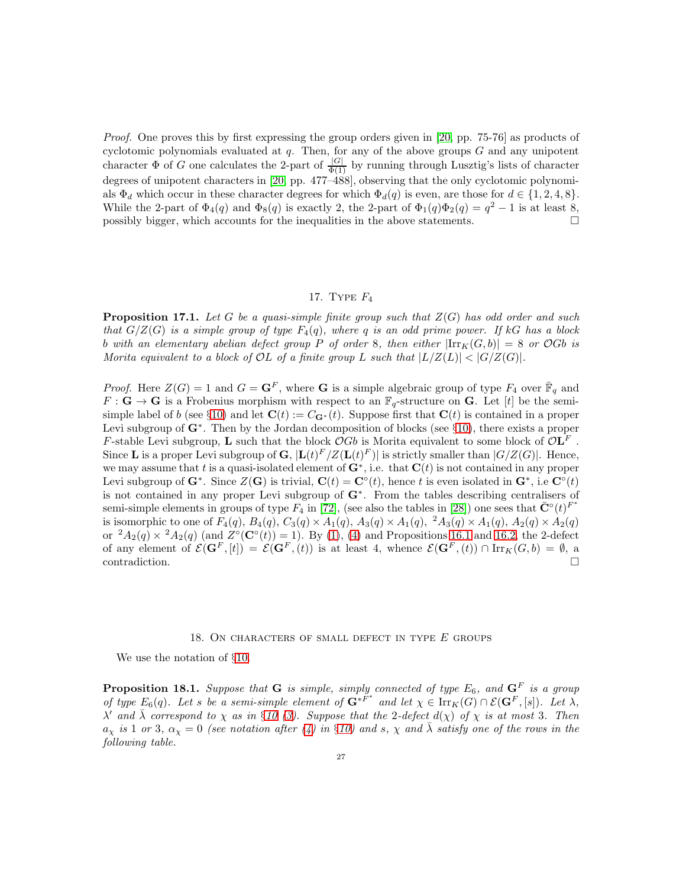*Proof.* One proves this by first expressing the group orders given in [20, pp. 75-76] as products of cyclotomic polynomials evaluated at $q$. Then, for any of the above groups $G$ and any unipotent character $\Phi$ of $G$ one calculates the 2-part of $\frac{|G|}{\Phi(1)}$ by running through Lusztig's lists of character degrees of unipotent characters in [20, pp. 477–488], observing that the only cyclotomic polynomials $\Phi_d$ which occur in these character degrees for which $\Phi_d(q)$ is even, are those for $d \in \{1, 2, 4, 8\}$. While the 2-part of $\Phi_4(q)$ and $\Phi_8(q)$ is exactly 2, the 2-part of $\Phi_1(q)\Phi_2(q) = q^2 - 1$ is at least 8, possibly bigger, which accounts for the inequalities in the above statements. □

## 17. Type $F_4$

**Proposition 17.1.** *Let $G$ be a quasi-simple finite group such that $Z(G)$ has odd order and such that $G/Z(G)$ is a simple group of type $F_4(q)$, where $q$ is an odd prime power. If $kG$ has a block $b$ with an elementary abelian defect group $P$ of order 8, then either $|\mathrm{Irr}_K(G, b)| = 8$ or $\mathcal{O}Gb$ is Morita equivalent to a block of $\mathcal{O}L$ of a finite group $L$ such that $|L/Z(L)| < |G/Z(G)|$.*

*Proof.* Here $Z(G) = 1$ and $G = \mathbf{G}^F$, where $\mathbf{G}$ is a simple algebraic group of type $F_4$ over $\bar{\mathbb{F}}_q$ and $F : \mathbf{G} \to \mathbf{G}$ is a Frobenius morphism with respect to an $\mathbb{F}_q$-structure on $\mathbf{G}$. Let $[t]$ be the semi-simple label of $b$ (see §10) and let $\mathbf{C}(t) := C_{\mathbf{G}^*}(t)$. Suppose first that $\mathbf{C}(t)$ is contained in a proper Levi subgroup of $\mathbf{G}^*$. Then by the Jordan decomposition of blocks (see §10), there exists a proper $F$-stable Levi subgroup, $\mathbf{L}$ such that the block $\mathcal{O}Gb$ is Morita equivalent to some block of $\mathcal{O}\mathbf{L}^F$. Since $\mathbf{L}$ is a proper Levi subgroup of $\mathbf{G}$, $|\mathbf{L}(t)^F/Z(\mathbf{L}(t)^F)|$ is strictly smaller than $|G/Z(G)|$. Hence, we may assume that $t$ is a quasi-isolated element of $\mathbf{G}^*$, i.e. that $\mathbf{C}(t)$ is not contained in any proper Levi subgroup of $\mathbf{G}^*$. Since $Z(\mathbf{G})$ is trivial, $\mathbf{C}(t) = \mathbf{C}^\circ(t)$, hence $t$ is even isolated in $\mathbf{G}^*$, i.e $\mathbf{C}^\circ(t)$ is not contained in any proper Levi subgroup of $\mathbf{G}^*$. From the tables describing centralisers of semi-simple elements in groups of type $F_4$ in [72], (see also the tables in [28]) one sees that $\bar{\mathbf{C}}^\circ(t)^{F^*}$ is isomorphic to one of $F_4(q)$, $B_4(q)$, $C_3(q) \times A_1(q)$, $A_3(q) \times A_1(q)$, ${}^2A_3(q) \times A_1(q)$, $A_2(q) \times A_2(q)$ or ${}^2A_2(q) \times {}^2A_2(q)$ (and $Z^\circ(\mathbf{C}^\circ(t)) = 1$). By (1), (4) and Propositions 16.1 and 16.2, the 2-defect of any element of $\mathcal{E}(\mathbf{G}^F, [t]) = \mathcal{E}(\mathbf{G}^F, (t))$ is at least 4, whence $\mathcal{E}(\mathbf{G}^F, (t)) \cap \mathrm{Irr}_K(G, b) = \emptyset$, a contradiction. □

## 18. On characters of small defect in type $E$ groups

We use the notation of §10.

**Proposition 18.1.** *Suppose that $\mathbf{G}$ is simple, simply connected of type $E_6$, and $\mathbf{G}^F$ is a group of type $E_6(q)$. Let $s$ be a semi-simple element of $\mathbf{G}^{*F^*}$ and let $\chi \in \mathrm{Irr}_K(G) \cap \mathcal{E}(\mathbf{G}^F, [s])$. Let $\lambda$, $\lambda'$ and $\bar{\lambda}$ correspond to $\chi$ as in §10 (3). Suppose that the 2-defect $d(\chi)$ of $\chi$ is at most 3. Then $a_\chi$ is 1 or 3, $\alpha_\chi = 0$ (see notation after (4) in §10) and $s$, $\chi$ and $\bar{\lambda}$ satisfy one of the rows in the following table.*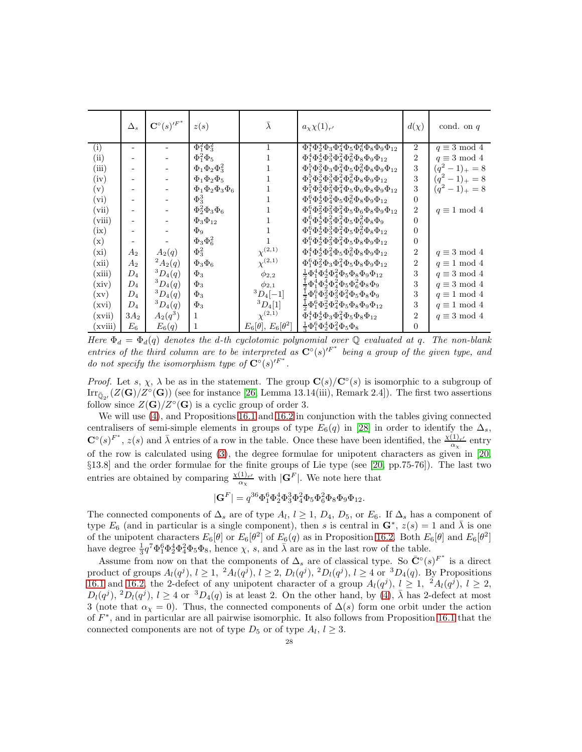|  | $\Delta_s$ | $\mathbf{C}^\circ(s)'^{F^*}$ | $z(s)$ | $\bar{\lambda}$ | $a_\chi \chi(1)_{r'}$ | $d(\chi)$ | cond. on $q$ |
|---|---|---|---|---|---|---|---|
| (i) | - | - | $\Phi_1^2\Phi_3^2$ | 1 | $\Phi_1^4\Phi_2^4\Phi_3\Phi_4^2\Phi_5\Phi_6^2\Phi_8\Phi_9\Phi_{12}$ | 2 | $q \equiv 3 \bmod 4$ |
| (ii) | - | - | $\Phi_1^2\Phi_5$ | 1 | $\Phi_1^4\Phi_2^4\Phi_3^3\Phi_4^2\Phi_6^2\Phi_8\Phi_9\Phi_{12}$ | 2 | $q \equiv 3 \bmod 4$ |
| (iii) | - | - | $\Phi_1\Phi_2\Phi_3^2$ | 1 | $\Phi_1^5\Phi_2^3\Phi_3\Phi_4^2\Phi_5\Phi_6^2\Phi_8\Phi_9\Phi_{12}$ | 3 | $(q^2-1)_+ = 8$ |
| (iv) | - | - | $\Phi_1\Phi_2\Phi_5$ | 1 | $\Phi_1^5\Phi_2^3\Phi_3^3\Phi_4^2\Phi_6^2\Phi_8\Phi_9\Phi_{12}$ | 3 | $(q^2-1)_+ = 8$ |
| (v) | - | - | $\Phi_1\Phi_2\Phi_3\Phi_6$ | 1 | $\Phi_1^5\Phi_2^3\Phi_3^2\Phi_4^2\Phi_5\Phi_6\Phi_8\Phi_9\Phi_{12}$ | 3 | $(q^2-1)_+ = 8$ |
| (vi) | - | - | $\Phi_3^3$ | 1 | $\Phi_1^6\Phi_2^4\Phi_4^2\Phi_5\Phi_6^2\Phi_8\Phi_9\Phi_{12}$ | 0 |  |
| (vii) | - | - | $\Phi_2^2\Phi_3\Phi_6$ | 1 | $\Phi_1^6\Phi_2^2\Phi_3^2\Phi_4^2\Phi_5\Phi_6\Phi_8\Phi_9\Phi_{12}$ | 2 | $q \equiv 1 \bmod 4$ |
| (viii) | - | - | $\Phi_3\Phi_{12}$ | 1 | $\Phi_1^6\Phi_2^4\Phi_3^2\Phi_4^2\Phi_5\Phi_6^2\Phi_8\Phi_9$ | 0 |  |
| (ix) | - | - | $\Phi_9$ | 1 | $\Phi_1^6\Phi_2^4\Phi_3^3\Phi_4^2\Phi_5\Phi_6^2\Phi_8\Phi_{12}$ | 0 |  |
| (x) | - | - | $\Phi_3\Phi_6^2$ | 1 | $\Phi_1^6\Phi_2^4\Phi_3^2\Phi_4^2\Phi_5\Phi_8\Phi_9\Phi_{12}$ | 0 |  |
| (xi) | $A_2$ | $A_2(q)$ | $\Phi_3^2$ | $\chi^{(2,1)}$ | $\Phi_1^4\Phi_2^4\Phi_4^2\Phi_5\Phi_6^2\Phi_8\Phi_9\Phi_{12}$ | 2 | $q \equiv 3 \bmod 4$ |
| (xii) | $A_2$ | ${}^2A_2(q)$ | $\Phi_3\Phi_6$ | $\chi^{(2,1)}$ | $\Phi_1^6\Phi_2^2\Phi_3\Phi_4^2\Phi_5\Phi_8\Phi_9\Phi_{12}$ | 2 | $q \equiv 1 \bmod 4$ |
| (xiii) | $D_4$ | ${}^3D_4(q)$ | $\Phi_3$ | $\phi_{2,2}$ | $\frac{1}{2}\Phi_1^4\Phi_2^4\Phi_4^2\Phi_5\Phi_8\Phi_9\Phi_{12}$ | 3 | $q \equiv 3 \bmod 4$ |
| (xiv) | $D_4$ | ${}^3D_4(q)$ | $\Phi_3$ | $\phi_{2,1}$ | $\frac{1}{2}\Phi_1^4\Phi_2^4\Phi_4^2\Phi_5\Phi_6^2\Phi_8\Phi_9$ | 3 | $q \equiv 3 \bmod 4$ |
| (xv) | $D_4$ | ${}^3D_4(q)$ | $\Phi_3$ | ${}^3D_4[-1]$ | $\frac{1}{2}\Phi_1^6\Phi_2^2\Phi_3^2\Phi_4^2\Phi_5\Phi_8\Phi_9$ | 3 | $q \equiv 1 \bmod 4$ |
| (xvi) | $D_4$ | ${}^3D_4(q)$ | $\Phi_3$ | ${}^3D_4[1]$ | $\frac{1}{2}\Phi_1^6\Phi_2^2\Phi_4^2\Phi_5\Phi_8\Phi_9\Phi_{12}$ | 3 | $q \equiv 1 \bmod 4$ |
| (xvii) | $3A_2$ | $A_2(q^3)$ | 1 | $\chi^{(2,1)}$ | $\Phi_1^4\Phi_2^4\Phi_3\Phi_4^2\Phi_5\Phi_8\Phi_{12}$ | 2 | $q \equiv 3 \bmod 4$ |
| (xviii) | $E_6$ | $E_6(q)$ | 1 | $E_6[\theta]$, $E_6[\theta^2]$ | $\frac{1}{3}\Phi_1^6\Phi_2^4\Phi_4^2\Phi_5\Phi_8$ | 0 |  |

*Here $\Phi_d = \Phi_d(q)$ denotes the d-th cyclotomic polynomial over $\mathbb{Q}$ evaluated at q. The non-blank entries of the third column are to be interpreted as $\mathbf{C}^\circ(s)'^{F^*}$ being a group of the given type, and do not specify the isomorphism type of $\mathbf{C}^\circ(s)'^{F^*}$.*

*Proof.* Let $s$, $\chi$, $\lambda$ be as in the statement. The group $\mathbf{C}(s)/\mathbf{C}^\circ(s)$ is isomorphic to a subgroup of $\mathrm{Irr}_{\bar{\mathbb{Q}}_{2'}}(Z(\mathbf{G})/Z^\circ(\mathbf{G}))$ (see for instance [26, Lemma 13.14(iii), Remark 2.4]). The first two assertions follow since $Z(\mathbf{G})/Z^\circ(\mathbf{G})$ is a cyclic group of order 3.

We will use (4), and Propositions 16.1 and 16.2 in conjunction with the tables giving connected centralisers of semi-simple elements in groups of type $E_6(q)$ in [28] in order to identify the $\Delta_s$, $\mathbf{C}^\circ(s)^{F^*}$, $z(s)$ and $\bar{\lambda}$ entries of a row in the table. Once these have been identified, the $\frac{\chi(1)_{r'}}{\alpha_\chi}$ entry of the row is calculated using (3), the degree formulae for unipotent characters as given in [20, §13.8] and the order formulae for the finite groups of Lie type (see [20, pp.75-76]). The last two entries are obtained by comparing $\frac{\chi(1)_{r'}}{\alpha_\chi}$ with $|\mathbf{G}^F|$. We note here that

$$|\mathbf{G}^F| = q^{36}\Phi_1^6\Phi_2^4\Phi_3^3\Phi_4^2\Phi_5\Phi_6^2\Phi_8\Phi_9\Phi_{12}.$$

The connected components of $\Delta_s$ are of type $A_l$, $l \geq 1$, $D_4$, $D_5$, or $E_6$. If $\Delta_s$ has a component of type $E_6$ (and in particular is a single component), then $s$ is central in $\mathbf{G}^*$, $z(s) = 1$ and $\bar{\lambda}$ is one of the unipotent characters $E_6[\theta]$ or $E_6[\theta^2]$ of $E_6(q)$ as in Proposition 16.2. Both $E_6[\theta]$ and $E_6[\theta^2]$ have degree $\frac{1}{3}q^7\Phi_1^6\Phi_2^4\Phi_4^2\Phi_5\Phi_8$, hence $\chi$, $s$, and $\bar{\lambda}$ are as in the last row of the table.

Assume from now on that the components of $\Delta_s$ are of classical type. So $\bar{\mathbf{C}}^\circ(s)^{F^*}$ is a direct product of groups $A_l(q^j)$, $l \geq 1$, ${}^2A_l(q^j)$, $l \geq 2$, $D_l(q^j)$, ${}^2D_l(q^j)$, $l \geq 4$ or ${}^3D_4(q)$. By Propositions 16.1 and 16.2, the 2-defect of any unipotent character of a group $A_l(q^j)$, $l \geq 1$, ${}^2A_l(q^j)$, $l \geq 2$, $D_l(q^j)$, ${}^2D_l(q^j)$, $l \geq 4$ or ${}^3D_4(q)$ is at least 2. On the other hand, by (4), $\bar{\lambda}$ has 2-defect at most 3 (note that $\alpha_\chi = 0$). Thus, the connected components of $\Delta(s)$ form one orbit under the action of $F^*$, and in particular are all pairwise isomorphic. It also follows from Proposition 16.1 that the connected components are not of type $D_5$ or of type $A_l$, $l \geq 3$.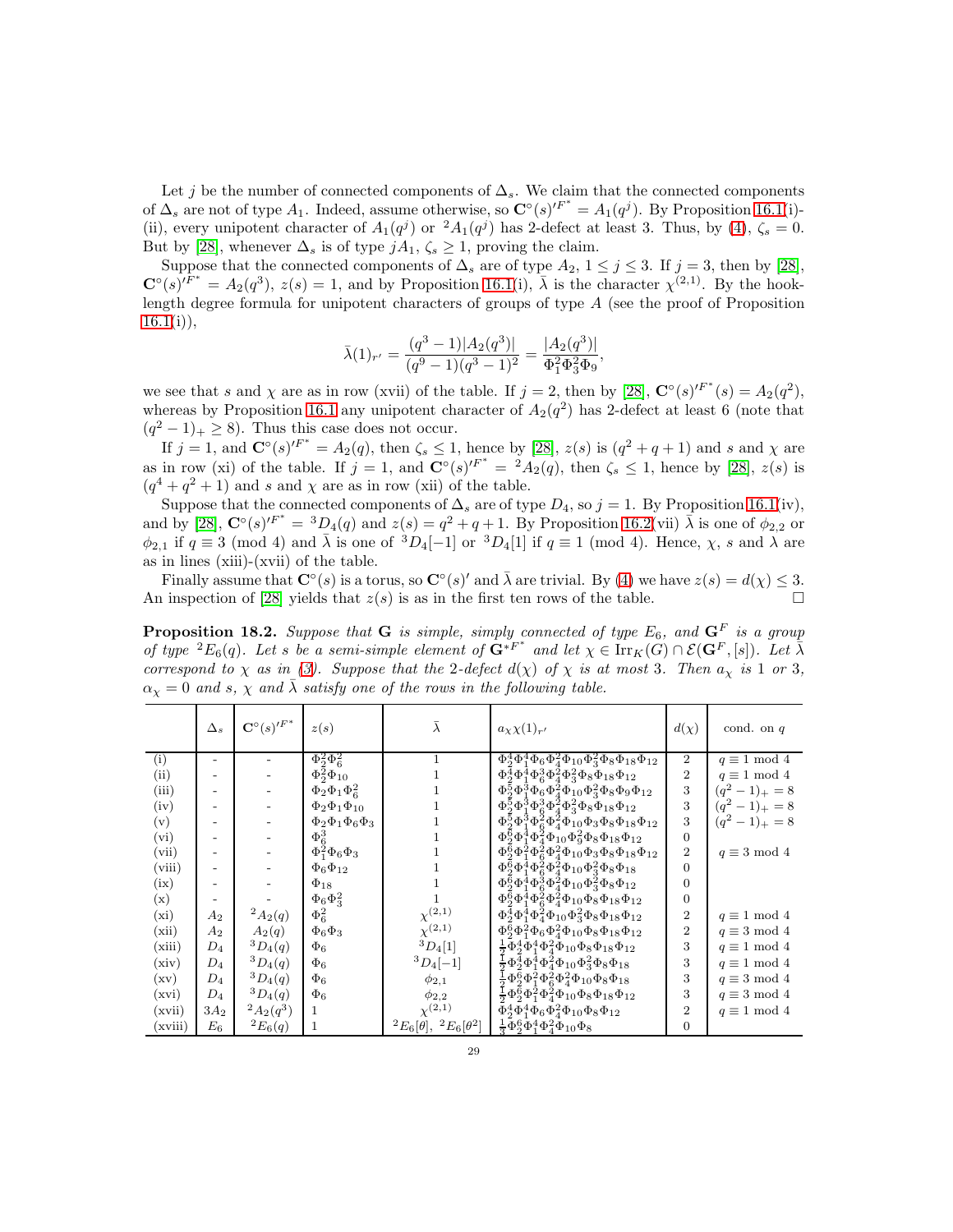Let $j$ be the number of connected components of $\Delta_s$. We claim that the connected components of $\Delta_s$ are not of type $A_1$. Indeed, assume otherwise, so $\mathbf{C}^\circ(s)'^{F^*} = A_1(q^j)$. By Proposition 16.1(i)-(ii), every unipotent character of $A_1(q^j)$ or ${}^2A_1(q^j)$ has 2-defect at least 3. Thus, by (4), $\zeta_s = 0$. But by [28], whenever $\Delta_s$ is of type $jA_1$, $\zeta_s \geq 1$, proving the claim.

Suppose that the connected components of $\Delta_s$ are of type $A_2$, $1 \leq j \leq 3$. If $j = 3$, then by [28], $\mathbf{C}^\circ(s)'^{F^*} = A_2(q^3)$, $z(s) = 1$, and by Proposition 16.1(i), $\bar{\lambda}$ is the character $\chi^{(2,1)}$. By the hook-length degree formula for unipotent characters of groups of type $A$ (see the proof of Proposition 16.1(i)),

$$\bar{\lambda}(1)_{r'} = \frac{(q^3-1)|A_2(q^3)|}{(q^9-1)(q^3-1)^2} = \frac{|A_2(q^3)|}{\Phi_1^2\Phi_3^2\Phi_9},$$

we see that $s$ and $\chi$ are as in row (xvii) of the table. If $j = 2$, then by [28], $\mathbf{C}^\circ(s)'^{F^*}(s) = A_2(q^2)$, whereas by Proposition 16.1 any unipotent character of $A_2(q^2)$ has 2-defect at least 6 (note that $(q^2-1)_+ \geq 8$). Thus this case does not occur.

If $j = 1$, and $\mathbf{C}^\circ(s)'^{F^*} = A_2(q)$, then $\zeta_s \leq 1$, hence by [28], $z(s)$ is $(q^2+q+1)$ and $s$ and $\chi$ are as in row (xi) of the table. If $j = 1$, and $\mathbf{C}^\circ(s)'^{F^*} = {}^2A_2(q)$, then $\zeta_s \leq 1$, hence by [28], $z(s)$ is $(q^4+q^2+1)$ and $s$ and $\chi$ are as in row (xii) of the table.

Suppose that the connected components of $\Delta_s$ are of type $D_4$, so $j = 1$. By Proposition 16.1(iv), and by [28], $\mathbf{C}^\circ(s)'^{F^*} = {}^3D_4(q)$ and $z(s) = q^2+q+1$. By Proposition 16.2(vii) $\bar{\lambda}$ is one of $\phi_{2,2}$ or $\phi_{2,1}$ if $q \equiv 3 \pmod 4$ and $\bar{\lambda}$ is one of ${}^3D_4[-1]$ or ${}^3D_4[1]$ if $q \equiv 1 \pmod 4$. Hence, $\chi$, $s$ and $\lambda$ are as in lines (xiii)-(xvii) of the table.

Finally assume that $\mathbf{C}^\circ(s)$ is a torus, so $\mathbf{C}^\circ(s)'$ and $\bar{\lambda}$ are trivial. By (4) we have $z(s) = d(\chi) \leq 3$. An inspection of [28] yields that $z(s)$ is as in the first ten rows of the table. $\square$

**Proposition 18.2.** *Suppose that $\mathbf{G}$ is simple, simply connected of type $E_6$, and $\mathbf{G}^F$ is a group of type ${}^2E_6(q)$. Let $s$ be a semi-simple element of $\mathbf{G}^{*F^*}$ and let $\chi \in \mathrm{Irr}_K(G) \cap \mathcal{E}(\mathbf{G}^F, [s])$. Let $\bar{\lambda}$ correspond to $\chi$ as in (3). Suppose that the 2-defect $d(\chi)$ of $\chi$ is at most 3. Then $a_\chi$ is 1 or 3, $\alpha_\chi = 0$ and $s$, $\chi$ and $\bar{\lambda}$ satisfy one of the rows in the following table.*

| | $\Delta_s$ | $\mathbf{C}^\circ(s)'^{F^*}$ | $z(s)$ | $\bar{\lambda}$ | $a_\chi\chi(1)_{r'}$ | $d(\chi)$ | cond. on $q$ |
|---|---|---|---|---|---|---|---|
| (i) | - | - | $\Phi_2^2\Phi_6^2$ | 1 | $\Phi_2^4\Phi_1^4\Phi_6\Phi_4^2\Phi_{10}\Phi_3^2\Phi_8\Phi_{18}\Phi_{12}$ | 2 | $q \equiv 1 \bmod 4$ |
| (ii) | - | - | $\Phi_2^2\Phi_{10}$ | 1 | $\Phi_2^4\Phi_1^4\Phi_6^3\Phi_4^2\Phi_3^2\Phi_8\Phi_{18}\Phi_{12}$ | 2 | $q \equiv 1 \bmod 4$ |
| (iii) | - | - | $\Phi_2\Phi_1\Phi_6^2$ | 1 | $\Phi_2^5\Phi_1^3\Phi_6\Phi_4^2\Phi_{10}\Phi_3^2\Phi_8\Phi_9\Phi_{12}$ | 3 | $(q^2-1)_+ = 8$ |
| (iv) | - | - | $\Phi_2\Phi_1\Phi_{10}$ | 1 | $\Phi_2^5\Phi_1^3\Phi_6^3\Phi_4^2\Phi_3^2\Phi_8\Phi_{18}\Phi_{12}$ | 3 | $(q^2-1)_+ = 8$ |
| (v) | - | - | $\Phi_2\Phi_1\Phi_6\Phi_3$ | 1 | $\Phi_2^5\Phi_1^3\Phi_6^2\Phi_4^2\Phi_{10}\Phi_3\Phi_8\Phi_{18}\Phi_{12}$ | 3 | $(q^2-1)_+ = 8$ |
| (vi) | - | - | $\Phi_6^3$ | 1 | $\Phi_2^6\Phi_1^4\Phi_4^2\Phi_{10}\Phi_9^2\Phi_8\Phi_{18}\Phi_{12}$ | 0 | |
| (vii) | - | - | $\Phi_1^2\Phi_6\Phi_3$ | 1 | $\Phi_2^6\Phi_1^2\Phi_6^2\Phi_4^2\Phi_{10}\Phi_3\Phi_8\Phi_{18}\Phi_{12}$ | 2 | $q \equiv 3 \bmod 4$ |
| (viii) | - | - | $\Phi_6\Phi_{12}$ | 1 | $\Phi_2^6\Phi_1^4\Phi_6^2\Phi_4^2\Phi_{10}\Phi_3^2\Phi_8\Phi_{18}$ | 0 | |
| (ix) | - | - | $\Phi_{18}$ | 1 | $\Phi_2^6\Phi_1^4\Phi_6^3\Phi_4^2\Phi_{10}\Phi_3^2\Phi_8\Phi_{12}$ | 0 | |
| (x) | - | - | $\Phi_6\Phi_3^2$ | 1 | $\Phi_2^6\Phi_1^4\Phi_6^2\Phi_4^2\Phi_{10}\Phi_8\Phi_{18}\Phi_{12}$ | 0 | |
| (xi) | $A_2$ | ${}^2A_2(q)$ | $\Phi_6^2$ | $\chi^{(2,1)}$ | $\Phi_2^4\Phi_1^4\Phi_4^2\Phi_{10}\Phi_3^2\Phi_8\Phi_{18}\Phi_{12}$ | 2 | $q \equiv 1 \bmod 4$ |
| (xii) | $A_2$ | $A_2(q)$ | $\Phi_6\Phi_3$ | $\chi^{(2,1)}$ | $\Phi_2^6\Phi_1^2\Phi_6\Phi_4^2\Phi_{10}\Phi_8\Phi_{18}\Phi_{12}$ | 2 | $q \equiv 3 \bmod 4$ |
| (xiii) | $D_4$ | ${}^3D_4(q)$ | $\Phi_6$ | ${}^3D_4[1]$ | $\frac{1}{2}\Phi_2^4\Phi_1^4\Phi_4^2\Phi_{10}\Phi_8\Phi_{18}\Phi_{12}$ | 3 | $q \equiv 1 \bmod 4$ |
| (xiv) | $D_4$ | ${}^3D_4(q)$ | $\Phi_6$ | ${}^3D_4[-1]$ | $\frac{1}{2}\Phi_2^4\Phi_1^4\Phi_4^2\Phi_{10}\Phi_3^2\Phi_8\Phi_{18}$ | 3 | $q \equiv 1 \bmod 4$ |
| (xv) | $D_4$ | ${}^3D_4(q)$ | $\Phi_6$ | $\phi_{2,1}$ | $\frac{1}{2}\Phi_2^6\Phi_1^2\Phi_6^2\Phi_4^2\Phi_{10}\Phi_8\Phi_{18}$ | 3 | $q \equiv 3 \bmod 4$ |
| (xvi) | $D_4$ | ${}^3D_4(q)$ | $\Phi_6$ | $\phi_{2,2}$ | $\frac{1}{2}\Phi_2^6\Phi_1^2\Phi_4^2\Phi_{10}\Phi_8\Phi_{18}\Phi_{12}$ | 3 | $q \equiv 3 \bmod 4$ |
| (xvii) | $3A_2$ | ${}^2A_2(q^3)$ | 1 | $\chi^{(2,1)}$ | $\Phi_2^4\Phi_1^4\Phi_6\Phi_4^2\Phi_{10}\Phi_8\Phi_{12}$ | 2 | $q \equiv 1 \bmod 4$ |
| (xviii) | $E_6$ | ${}^2E_6(q)$ | 1 | ${}^2E_6[\theta]$, ${}^2E_6[\theta^2]$ | $\frac{1}{3}\Phi_2^6\Phi_1^4\Phi_4^2\Phi_{10}\Phi_8$ | 0 | |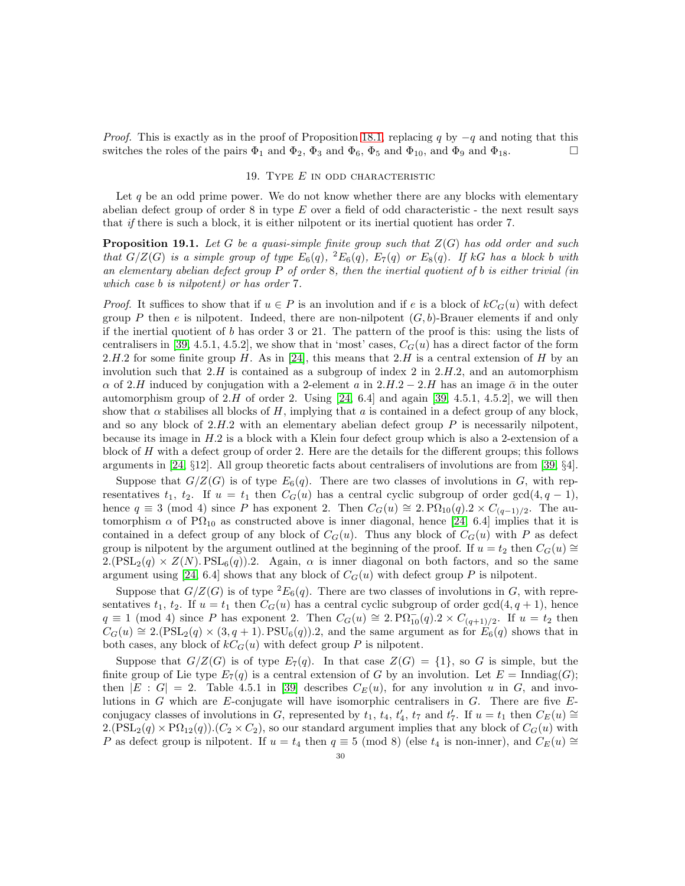*Proof.* This is exactly as in the proof of Proposition 18.1, replacing $q$ by $-q$ and noting that this switches the roles of the pairs $\Phi_1$ and $\Phi_2$, $\Phi_3$ and $\Phi_6$, $\Phi_5$ and $\Phi_{10}$, and $\Phi_9$ and $\Phi_{18}$. □

## 19. Type $E$ in odd characteristic

Let $q$ be an odd prime power. We do not know whether there are any blocks with elementary abelian defect group of order 8 in type $E$ over a field of odd characteristic - the next result says that *if* there is such a block, it is either nilpotent or its inertial quotient has order 7.

**Proposition 19.1.** *Let $G$ be a quasi-simple finite group such that $Z(G)$ has odd order and such that $G/Z(G)$ is a simple group of type $E_6(q)$, ${}^2E_6(q)$, $E_7(q)$ or $E_8(q)$. If $kG$ has a block $b$ with an elementary abelian defect group $P$ of order 8, then the inertial quotient of $b$ is either trivial (in which case $b$ is nilpotent) or has order 7.*

*Proof.* It suffices to show that if $u \in P$ is an involution and if $e$ is a block of $kC_G(u)$ with defect group $P$ then $e$ is nilpotent. Indeed, there are non-nilpotent $(G, b)$-Brauer elements if and only if the inertial quotient of $b$ has order 3 or 21. The pattern of the proof is this: using the lists of centralisers in [39, 4.5.1, 4.5.2], we show that in 'most' cases, $C_G(u)$ has a direct factor of the form $2.H.2$ for some finite group $H$. As in [24], this means that $2.H$ is a central extension of $H$ by an involution such that $2.H$ is contained as a subgroup of index 2 in $2.H.2$, and an automorphism $\alpha$ of $2.H$ induced by conjugation with a 2-element $a$ in $2.H.2 - 2.H$ has an image $\bar{\alpha}$ in the outer automorphism group of $2.H$ of order 2. Using [24, 6.4] and again [39, 4.5.1, 4.5.2], we will then show that $\alpha$ stabilises all blocks of $H$, implying that $a$ is contained in a defect group of any block, and so any block of $2.H.2$ with an elementary abelian defect group $P$ is necessarily nilpotent, because its image in $H.2$ is a block with a Klein four defect group which is also a 2-extension of a block of $H$ with a defect group of order 2. Here are the details for the different groups; this follows arguments in [24, §12]. All group theoretic facts about centralisers of involutions are from [39, §4].

Suppose that $G/Z(G)$ is of type $E_6(q)$. There are two classes of involutions in $G$, with representatives $t_1$, $t_2$. If $u = t_1$ then $C_G(u)$ has a central cyclic subgroup of order $\gcd(4, q-1)$, hence $q \equiv 3 \pmod 4$ since $P$ has exponent 2. Then $C_G(u) \cong 2.\,\mathrm{P}\Omega_{10}(q).2 \times C_{(q-1)/2}$. The automorphism $\alpha$ of $\mathrm{P}\Omega_{10}$ as constructed above is inner diagonal, hence [24, 6.4] implies that it is contained in a defect group of any block of $C_G(u)$. Thus any block of $C_G(u)$ with $P$ as defect group is nilpotent by the argument outlined at the beginning of the proof. If $u = t_2$ then $C_G(u) \cong 2.(\mathrm{PSL}_2(q) \times Z(N).\,\mathrm{PSL}_6(q)).2$. Again, $\alpha$ is inner diagonal on both factors, and so the same argument using [24, 6.4] shows that any block of $C_G(u)$ with defect group $P$ is nilpotent.

Suppose that $G/Z(G)$ is of type ${}^2E_6(q)$. There are two classes of involutions in $G$, with representatives $t_1$, $t_2$. If $u = t_1$ then $C_G(u)$ has a central cyclic subgroup of order $\gcd(4, q+1)$, hence $q \equiv 1 \pmod 4$ since $P$ has exponent 2. Then $C_G(u) \cong 2.\,\mathrm{P}\Omega^-_{10}(q).2 \times C_{(q+1)/2}$. If $u = t_2$ then $C_G(u) \cong 2.(\mathrm{PSL}_2(q) \times (3, q+1).\,\mathrm{PSU}_6(q)).2$, and the same argument as for $E_6(q)$ shows that in both cases, any block of $kC_G(u)$ with defect group $P$ is nilpotent.

Suppose that $G/Z(G)$ is of type $E_7(q)$. In that case $Z(G) = \{1\}$, so $G$ is simple, but the finite group of Lie type $E_7(q)$ is a central extension of $G$ by an involution. Let $E = \mathrm{Inndiag}(G)$; then $|E : G| = 2$. Table 4.5.1 in [39] describes $C_E(u)$, for any involution $u$ in $G$, and involutions in $G$ which are $E$-conjugate will have isomorphic centralisers in $G$. There are five $E$-conjugacy classes of involutions in $G$, represented by $t_1$, $t_4$, $t'_4$, $t_7$ and $t'_7$. If $u = t_1$ then $C_E(u) \cong 2.(\mathrm{PSL}_2(q) \times \mathrm{P}\Omega_{12}(q)).(C_2 \times C_2)$, so our standard argument implies that any block of $C_G(u)$ with $P$ as defect group is nilpotent. If $u = t_4$ then $q \equiv 5 \pmod 8$ (else $t_4$ is non-inner), and $C_E(u) \cong$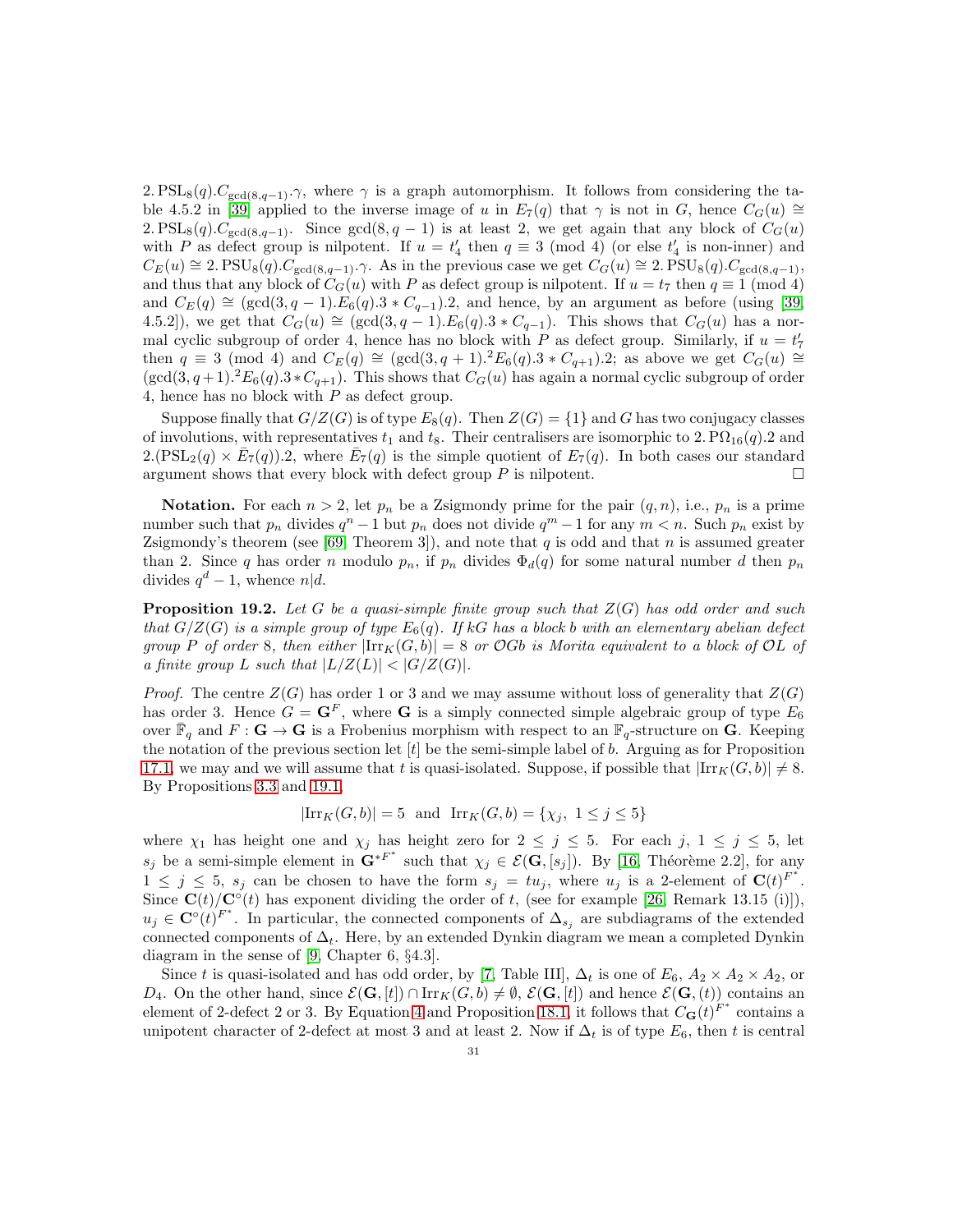$2.\operatorname{PSL}_8(q).C_{\gcd(8,q-1)}.\gamma$, where $\gamma$ is a graph automorphism. It follows from considering the table 4.5.2 in [39] applied to the inverse image of $u$ in $E_7(q)$ that $\gamma$ is not in $G$, hence $C_G(u) \cong 2.\operatorname{PSL}_8(q).C_{\gcd(8,q-1)}$. Since $\gcd(8, q-1)$ is at least 2, we get again that any block of $C_G(u)$ with $P$ as defect group is nilpotent. If $u = t_4'$ then $q \equiv 3 \pmod 4$ (or else $t_4'$ is non-inner) and $C_E(u) \cong 2.\operatorname{PSU}_8(q).C_{\gcd(8,q-1)}.\gamma$. As in the previous case we get $C_G(u) \cong 2.\operatorname{PSU}_8(q).C_{\gcd(8,q-1)}$, and thus that any block of $C_G(u)$ with $P$ as defect group is nilpotent. If $u = t_7$ then $q \equiv 1 \pmod 4$ and $C_E(q) \cong (\gcd(3, q-1).E_6(q).3 * C_{q-1}).2$, and hence, by an argument as before (using [39, 4.5.2]), we get that $C_G(u) \cong (\gcd(3, q-1).E_6(q).3 * C_{q-1})$. This shows that $C_G(u)$ has a normal cyclic subgroup of order 4, hence has no block with $P$ as defect group. Similarly, if $u = t_7'$ then $q \equiv 3 \pmod 4$ and $C_E(q) \cong (\gcd(3, q+1).{}^2E_6(q).3 * C_{q+1}).2$; as above we get $C_G(u) \cong (\gcd(3, q+1).{}^2E_6(q).3 * C_{q+1})$. This shows that $C_G(u)$ has again a normal cyclic subgroup of order 4, hence has no block with $P$ as defect group.

Suppose finally that $G/Z(G)$ is of type $E_8(q)$. Then $Z(G) = \{1\}$ and $G$ has two conjugacy classes of involutions, with representatives $t_1$ and $t_8$. Their centralisers are isomorphic to $2.\operatorname{P\Omega}_{16}(q).2$ and $2.(\operatorname{PSL}_2(q) \times \bar{E}_7(q)).2$, where $\bar{E}_7(q)$ is the simple quotient of $E_7(q)$. In both cases our standard argument shows that every block with defect group $P$ is nilpotent. $\square$

**Notation.** For each $n > 2$, let $p_n$ be a Zsigmondy prime for the pair $(q, n)$, i.e., $p_n$ is a prime number such that $p_n$ divides $q^n - 1$ but $p_n$ does not divide $q^m - 1$ for any $m < n$. Such $p_n$ exist by Zsigmondy's theorem (see [69, Theorem 3]), and note that $q$ is odd and that $n$ is assumed greater than 2. Since $q$ has order $n$ modulo $p_n$, if $p_n$ divides $\Phi_d(q)$ for some natural number $d$ then $p_n$ divides $q^d - 1$, whence $n|d$.

**Proposition 19.2.** *Let $G$ be a quasi-simple finite group such that $Z(G)$ has odd order and such that $G/Z(G)$ is a simple group of type $E_6(q)$. If $kG$ has a block $b$ with an elementary abelian defect group $P$ of order 8, then either $|\operatorname{Irr}_K(G, b)| = 8$ or $\mathcal{O}Gb$ is Morita equivalent to a block of $\mathcal{O}L$ of a finite group $L$ such that $|L/Z(L)| < |G/Z(G)|$.*

*Proof.* The centre $Z(G)$ has order 1 or 3 and we may assume without loss of generality that $Z(G)$ has order 3. Hence $G = \mathbf{G}^F$, where $\mathbf{G}$ is a simply connected simple algebraic group of type $E_6$ over $\bar{\mathbb{F}}_q$ and $F : \mathbf{G} \to \mathbf{G}$ is a Frobenius morphism with respect to an $\mathbb{F}_q$-structure on $\mathbf{G}$. Keeping the notation of the previous section let $[t]$ be the semi-simple label of $b$. Arguing as for Proposition 17.1, we may and we will assume that $t$ is quasi-isolated. Suppose, if possible that $|\operatorname{Irr}_K(G, b)| \neq 8$. By Propositions 3.3 and 19.1,

$$|\operatorname{Irr}_K(G, b)| = 5 \quad \text{and} \quad \operatorname{Irr}_K(G, b) = \{\chi_j,\ 1 \le j \le 5\}$$

where $\chi_1$ has height one and $\chi_j$ has height zero for $2 \le j \le 5$. For each $j$, $1 \le j \le 5$, let $s_j$ be a semi-simple element in $\mathbf{G}^{*F^*}$ such that $\chi_j \in \mathcal{E}(\mathbf{G}, [s_j])$. By [16, Théorème 2.2], for any $1 \le j \le 5$, $s_j$ can be chosen to have the form $s_j = tu_j$, where $u_j$ is a 2-element of $\mathbf{C}(t)^{F^*}$. Since $\mathbf{C}(t)/\mathbf{C}^\circ(t)$ has exponent dividing the order of $t$, (see for example [26, Remark 13.15 (i)]), $u_j \in \mathbf{C}^\circ(t)^{F^*}$. In particular, the connected components of $\Delta_{s_j}$ are subdiagrams of the extended connected components of $\Delta_t$. Here, by an extended Dynkin diagram we mean a completed Dynkin diagram in the sense of [9, Chapter 6, §4.3].

Since $t$ is quasi-isolated and has odd order, by [7, Table III], $\Delta_t$ is one of $E_6$, $A_2 \times A_2 \times A_2$, or $D_4$. On the other hand, since $\mathcal{E}(\mathbf{G}, [t]) \cap \operatorname{Irr}_K(G, b) \neq \emptyset$, $\mathcal{E}(\mathbf{G}, [t])$ and hence $\mathcal{E}(\mathbf{G}, (t))$ contains an element of 2-defect 2 or 3. By Equation 4 and Proposition 18.1, it follows that $C_{\mathbf{G}}(t)^{F^*}$ contains a unipotent character of 2-defect at most 3 and at least 2. Now if $\Delta_t$ is of type $E_6$, then $t$ is central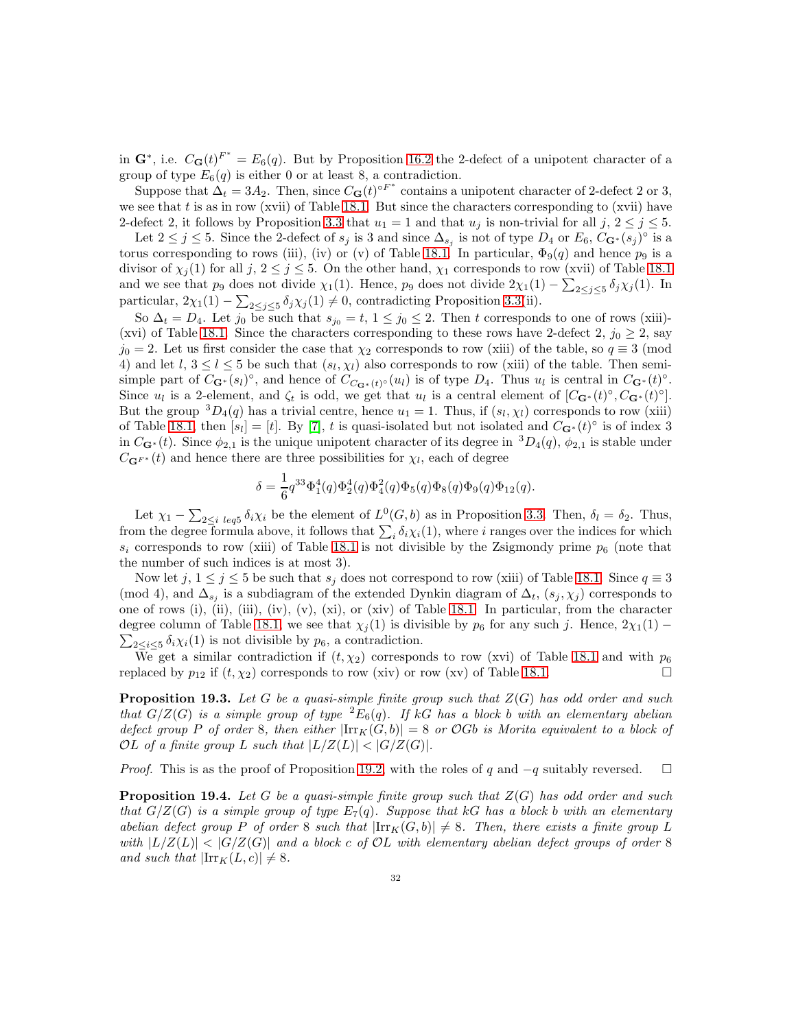in $\mathbf{G}^*$, i.e. $C_{\mathbf{G}}(t)^{F^*} = E_6(q)$. But by Proposition 16.2 the 2-defect of a unipotent character of a group of type $E_6(q)$ is either 0 or at least 8, a contradiction.

Suppose that $\Delta_t = 3A_2$. Then, since $C_{\mathbf{G}}(t)^{\circ F^*}$ contains a unipotent character of 2-defect 2 or 3, we see that $t$ is as in row (xvii) of Table 18.1. But since the characters corresponding to (xvii) have 2-defect 2, it follows by Proposition 3.3 that $u_1 = 1$ and that $u_j$ is non-trivial for all $j$, $2 \leq j \leq 5$.

Let $2 \leq j \leq 5$. Since the 2-defect of $s_j$ is 3 and since $\Delta_{s_j}$ is not of type $D_4$ or $E_6$, $C_{\mathbf{G}^*}(s_j)^\circ$ is a torus corresponding to rows (iii), (iv) or (v) of Table 18.1. In particular, $\Phi_9(q)$ and hence $p_9$ is a divisor of $\chi_j(1)$ for all $j$, $2 \leq j \leq 5$. On the other hand, $\chi_1$ corresponds to row (xvii) of Table 18.1 and we see that $p_9$ does not divide $\chi_1(1)$. Hence, $p_9$ does not divide $2\chi_1(1) - \sum_{2 \leq j \leq 5} \delta_j \chi_j(1)$. In particular, $2\chi_1(1) - \sum_{2 \leq j \leq 5} \delta_j \chi_j(1) \neq 0$, contradicting Proposition 3.3(ii).

So $\Delta_t = D_4$. Let $j_0$ be such that $s_{j_0} = t$, $1 \leq j_0 \leq 2$. Then $t$ corresponds to one of rows (xiii)-(xvi) of Table 18.1. Since the characters corresponding to these rows have 2-defect 2, $j_0 \geq 2$, say $j_0 = 2$. Let us first consider the case that $\chi_2$ corresponds to row (xiii) of the table, so $q \equiv 3 \pmod 4$ and let $l$, $3 \leq l \leq 5$ be such that $(s_l, \chi_l)$ also corresponds to row (xiii) of the table. Then semi-simple part of $C_{\mathbf{G}^*}(s_l)^\circ$, and hence of $C_{C_{\mathbf{G}^*}(t)^\circ}(u_l)$ is of type $D_4$. Thus $u_l$ is central in $C_{\mathbf{G}^*}(t)^\circ$. Since $u_l$ is a 2-element, and $\zeta_t$ is odd, we get that $u_l$ is a central element of $[C_{\mathbf{G}^*}(t)^\circ, C_{\mathbf{G}^*}(t)^\circ]$. But the group ${}^3D_4(q)$ has a trivial centre, hence $u_1 = 1$. Thus, if $(s_l, \chi_l)$ corresponds to row (xiii) of Table 18.1, then $[s_l] = [t]$. By [7], $t$ is quasi-isolated but not isolated and $C_{\mathbf{G}^*}(t)^\circ$ is of index 3 in $C_{\mathbf{G}^*}(t)$. Since $\phi_{2,1}$ is the unique unipotent character of its degree in ${}^3D_4(q)$, $\phi_{2,1}$ is stable under $C_{\mathbf{G}^{F^*}}(t)$ and hence there are three possibilities for $\chi_l$, each of degree

$$\delta = \frac{1}{6} q^{33} \Phi_1^4(q) \Phi_2^4(q) \Phi_4^2(q) \Phi_5(q) \Phi_8(q) \Phi_9(q) \Phi_{12}(q).$$

Let $\chi_1 - \sum_{2 \leq i\ leq5} \delta_i \chi_i$ be the element of $L^0(G, b)$ as in Proposition 3.3. Then, $\delta_l = \delta_2$. Thus, from the degree formula above, it follows that $\sum_i \delta_i \chi_i(1)$, where $i$ ranges over the indices for which $s_i$ corresponds to row (xiii) of Table 18.1 is not divisible by the Zsigmondy prime $p_6$ (note that the number of such indices is at most 3).

Now let $j$, $1 \leq j \leq 5$ be such that $s_j$ does not correspond to row (xiii) of Table 18.1. Since $q \equiv 3 \pmod 4$, and $\Delta_{s_j}$ is a subdiagram of the extended Dynkin diagram of $\Delta_t$, $(s_j, \chi_j)$ corresponds to one of rows (i), (ii), (iii), (iv), (v), (xi), or (xiv) of Table 18.1. In particular, from the character degree column of Table 18.1, we see that $\chi_j(1)$ is divisible by $p_6$ for any such $j$. Hence, $2\chi_1(1) - \sum_{2 \leq i \leq 5} \delta_i \chi_i(1)$ is not divisible by $p_6$, a contradiction.

We get a similar contradiction if $(t, \chi_2)$ corresponds to row (xvi) of Table 18.1 and with $p_6$ replaced by $p_{12}$ if $(t, \chi_2)$ corresponds to row (xiv) or row (xv) of Table 18.1. □

**Proposition 19.3.** *Let $G$ be a quasi-simple finite group such that $Z(G)$ has odd order and such that $G/Z(G)$ is a simple group of type ${}^2E_6(q)$. If $kG$ has a block $b$ with an elementary abelian defect group $P$ of order 8, then either $|\mathrm{Irr}_K(G, b)| = 8$ or $\mathcal{O}Gb$ is Morita equivalent to a block of $\mathcal{O}L$ of a finite group $L$ such that $|L/Z(L)| < |G/Z(G)|$.*

*Proof.* This is as the proof of Proposition 19.2, with the roles of $q$ and $-q$ suitably reversed. □

**Proposition 19.4.** *Let $G$ be a quasi-simple finite group such that $Z(G)$ has odd order and such that $G/Z(G)$ is a simple group of type $E_7(q)$. Suppose that $kG$ has a block $b$ with an elementary abelian defect group $P$ of order 8 such that $|\mathrm{Irr}_K(G, b)| \neq 8$. Then, there exists a finite group $L$ with $|L/Z(L)| < |G/Z(G)|$ and a block $c$ of $\mathcal{O}L$ with elementary abelian defect groups of order 8 and such that $|\mathrm{Irr}_K(L, c)| \neq 8$.*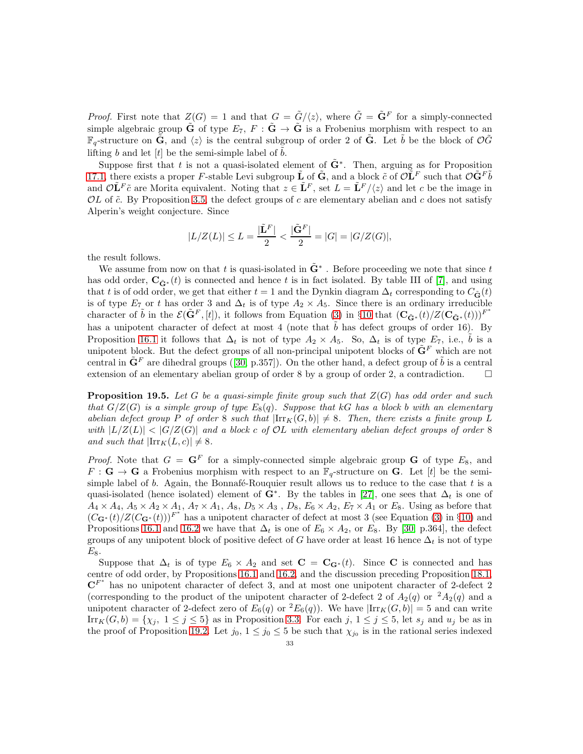*Proof.* First note that $Z(G) = 1$ and that $G = \tilde{G}/\langle z \rangle$, where $\tilde{G} = \tilde{\mathbf{G}}^F$ for a simply-connected simple algebraic group $\tilde{\mathbf{G}}$ of type $E_7$, $F : \tilde{\mathbf{G}} \to \tilde{\mathbf{G}}$ is a Frobenius morphism with respect to an $\mathbb{F}_q$-structure on $\tilde{\mathbf{G}}$, and $\langle z \rangle$ is the central subgroup of order 2 of $\tilde{\mathbf{G}}$. Let $\tilde{b}$ be the block of $\mathcal{O}\tilde{G}$ lifting $b$ and let $[t]$ be the semi-simple label of $\tilde{b}$.

Suppose first that $t$ is not a quasi-isolated element of $\tilde{\mathbf{G}}^*$. Then, arguing as for Proposition 17.1, there exists a proper $F$-stable Levi subgroup $\tilde{\mathbf{L}}$ of $\tilde{\mathbf{G}}$, and a block $\tilde{c}$ of $\mathcal{O}\tilde{\mathbf{L}}^F$ such that $\mathcal{O}\tilde{\mathbf{G}}^F\tilde{b}$ and $\mathcal{O}\tilde{\mathbf{L}}^F\tilde{c}$ are Morita equivalent. Noting that $z \in \tilde{\mathbf{L}}^F$, set $L = \tilde{\mathbf{L}}^F/\langle z \rangle$ and let $c$ be the image in $\mathcal{O}L$ of $\tilde{c}$. By Proposition 3.5, the defect groups of $c$ are elementary abelian and $c$ does not satisfy Alperin's weight conjecture. Since

$$|L/Z(L)| \leq L = \frac{|\tilde{\mathbf{L}}^F|}{2} < \frac{|\tilde{\mathbf{G}}^F|}{2} = |G| = |G/Z(G)|,$$

the result follows.

We assume from now on that $t$ is quasi-isolated in $\tilde{\mathbf{G}}^*$ . Before proceeding we note that since $t$ has odd order, $\mathbf{C}_{\tilde{\mathbf{G}}^*}(t)$ is connected and hence $t$ is in fact isolated. By table III of [7], and using that $t$ is of odd order, we get that either $t = 1$ and the Dynkin diagram $\Delta_t$ corresponding to $C_{\tilde{\mathbf{G}}}(t)$ is of type $E_7$ or $t$ has order 3 and $\Delta_t$ is of type $A_2 \times A_5$. Since there is an ordinary irreducible character of $\tilde{b}$ in the $\mathcal{E}(\tilde{\mathbf{G}}^F, [t])$, it follows from Equation (3) in §10 that $(\mathbf{C}_{\tilde{\mathbf{G}}^*}(t)/Z(\mathbf{C}_{\tilde{\mathbf{G}}^*}(t)))^{F^*}$ has a unipotent character of defect at most 4 (note that $\tilde{b}$ has defect groups of order 16). By Proposition 16.1 it follows that $\Delta_t$ is not of type $A_2 \times A_5$. So, $\Delta_t$ is of type $E_7$, i.e., $\tilde{b}$ is a unipotent block. But the defect groups of all non-principal unipotent blocks of $\tilde{\mathbf{G}}^F$ which are not central in $\tilde{\mathbf{G}}^F$ are dihedral groups ([30, p.357]). On the other hand, a defect group of $\tilde{b}$ is a central extension of an elementary abelian group of order 8 by a group of order 2, a contradiction. $\square$

**Proposition 19.5.** *Let $G$ be a quasi-simple finite group such that $Z(G)$ has odd order and such that $G/Z(G)$ is a simple group of type $E_8(q)$. Suppose that $kG$ has a block $b$ with an elementary abelian defect group $P$ of order 8 such that $|\mathrm{Irr}_K(G, b)| \neq 8$. Then, there exists a finite group $L$ with $|L/Z(L)| < |G/Z(G)|$ and a block $c$ of $\mathcal{O}L$ with elementary abelian defect groups of order 8 and such that $|\mathrm{Irr}_K(L, c)| \neq 8$.*

*Proof.* Note that $G = \mathbf{G}^F$ for a simply-connected simple algebraic group $\mathbf{G}$ of type $E_8$, and $F : \mathbf{G} \to \mathbf{G}$ a Frobenius morphism with respect to an $\mathbb{F}_q$-structure on $\mathbf{G}$. Let $[t]$ be the semi-simple label of $b$. Again, the Bonnafé-Rouquier result allows us to reduce to the case that $t$ is a quasi-isolated (hence isolated) element of $\mathbf{G}^*$. By the tables in [27], one sees that $\Delta_t$ is one of $A_4 \times A_4$, $A_5 \times A_2 \times A_1$, $A_7 \times A_1$, $A_8$, $D_5 \times A_3$ , $D_8$, $E_6 \times A_2$, $E_7 \times A_1$ or $E_8$. Using as before that $(C_{\mathbf{G}^*}(t)/Z(C_{\mathbf{G}^*}(t)))^{F^*}$ has a unipotent character of defect at most 3 (see Equation (3) in §10) and Propositions 16.1 and 16.2 we have that $\Delta_t$ is one of $E_6 \times A_2$, or $E_8$. By [30, p.364], the defect groups of any unipotent block of positive defect of $G$ have order at least 16 hence $\Delta_t$ is not of type $E_8$.

Suppose that $\Delta_t$ is of type $E_6 \times A_2$ and set $\mathbf{C} = \mathbf{C}_{\mathbf{G}^*}(t)$. Since $\mathbf{C}$ is connected and has centre of odd order, by Propositions 16.1 and 16.2, and the discussion preceding Proposition 18.1, $\mathbf{C}^{F^*}$ has no unipotent character of defect 3, and at most one unipotent character of 2-defect 2 (corresponding to the product of the unipotent character of 2-defect 2 of $A_2(q)$ or ${}^2A_2(q)$ and a unipotent character of 2-defect zero of $E_6(q)$ or ${}^2E_6(q)$). We have $|\mathrm{Irr}_K(G, b)| = 5$ and can write $\mathrm{Irr}_K(G, b) = \{\chi_j,\ 1 \leq j \leq 5\}$ as in Proposition 3.3. For each $j$, $1 \leq j \leq 5$, let $s_j$ and $u_j$ be as in the proof of Proposition 19.2. Let $j_0$, $1 \leq j_0 \leq 5$ be such that $\chi_{j_0}$ is in the rational series indexed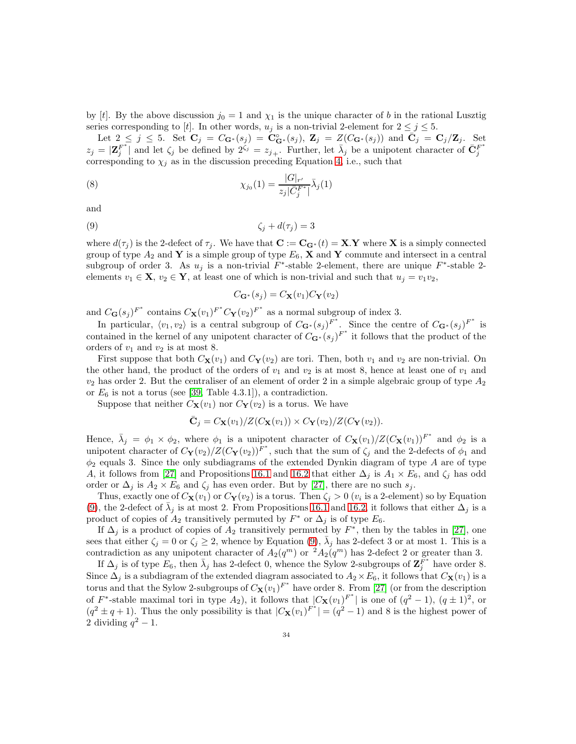by $[t]$. By the above discussion $j_0 = 1$ and $\chi_1$ is the unique character of $b$ in the rational Lusztig series corresponding to $[t]$. In other words, $u_j$ is a non-trivial 2-element for $2 \le j \le 5$.

Let $2 \le j \le 5$. Set $\mathbf{C}_j = C_{\mathbf{G}^*}(s_j) = \mathbf{C}^\circ_{\mathbf{G}^*}(s_j)$, $\mathbf{Z}_j = Z(C_{\mathbf{G}^*}(s_j))$ and $\bar{\mathbf{C}}_j = \mathbf{C}_j/\mathbf{Z}_j$. Set $z_j = |\mathbf{Z}_j^{F^*}|$ and let $\zeta_j$ be defined by $2^{\zeta_j} = z_{j_+}$. Further, let $\bar{\lambda}_j$ be a unipotent character of $\bar{\mathbf{C}}_j^{F^*}$ corresponding to $\chi_j$ as in the discussion preceding Equation 4, i.e., such that

$$\chi_{j_0}(1) = \frac{|G|_{r'}}{z_j |\bar{C}_j^{F^*}|} \bar{\lambda}_j(1) \tag{8}$$

and

$$\zeta_j + d(\tau_j) = 3 \tag{9}$$

where $d(\tau_j)$ is the 2-defect of $\tau_j$. We have that $\mathbf{C} := \mathbf{C}_{\mathbf{G}^*}(t) = \mathbf{X}.\mathbf{Y}$ where $\mathbf{X}$ is a simply connected group of type $A_2$ and $\mathbf{Y}$ is a simple group of type $E_6$, $\mathbf{X}$ and $\mathbf{Y}$ commute and intersect in a central subgroup of order 3. As $u_j$ is a non-trivial $F^*$-stable 2-element, there are unique $F^*$-stable 2-elements $v_1 \in \mathbf{X}$, $v_2 \in \mathbf{Y}$, at least one of which is non-trivial and such that $u_j = v_1 v_2$,

$$C_{\mathbf{G}^*}(s_j) = C_{\mathbf{X}}(v_1) C_{\mathbf{Y}}(v_2)$$

and $C_{\mathbf{G}}(s_j)^{F^*}$ contains $C_{\mathbf{X}}(v_1)^{F^*} C_{\mathbf{Y}}(v_2)^{F^*}$ as a normal subgroup of index 3.

In particular, $\langle v_1, v_2 \rangle$ is a central subgroup of $C_{\mathbf{G}^*}(s_j)^{F^*}$. Since the centre of $C_{\mathbf{G}^*}(s_j)^{F^*}$ is contained in the kernel of any unipotent character of $C_{\mathbf{G}^*}(s_j)^{F^*}$ it follows that the product of the orders of $v_1$ and $v_2$ is at most 8.

First suppose that both $C_{\mathbf{X}}(v_1)$ and $C_{\mathbf{Y}}(v_2)$ are tori. Then, both $v_1$ and $v_2$ are non-trivial. On the other hand, the product of the orders of $v_1$ and $v_2$ is at most 8, hence at least one of $v_1$ and $v_2$ has order 2. But the centraliser of an element of order 2 in a simple algebraic group of type $A_2$ or $E_6$ is not a torus (see [39, Table 4.3.1]), a contradiction.

Suppose that neither $C_{\mathbf{X}}(v_1)$ nor $C_{\mathbf{Y}}(v_2)$ is a torus. We have

$$\bar{\mathbf{C}}_j = C_{\mathbf{X}}(v_1)/Z(C_{\mathbf{X}}(v_1)) \times C_{\mathbf{Y}}(v_2)/Z(C_{\mathbf{Y}}(v_2)).$$

Hence, $\bar{\lambda}_j = \phi_1 \times \phi_2$, where $\phi_1$ is a unipotent character of $C_{\mathbf{X}}(v_1)/Z(C_{\mathbf{X}}(v_1))^{F^*}$ and $\phi_2$ is a unipotent character of $C_{\mathbf{Y}}(v_2)/Z(C_{\mathbf{Y}}(v_2))^{F^*}$, such that the sum of $\zeta_j$ and the 2-defects of $\phi_1$ and $\phi_2$ equals 3. Since the only subdiagrams of the extended Dynkin diagram of type $A$ are of type $A$, it follows from [27] and Propositions 16.1 and 16.2 that either $\Delta_j$ is $A_1 \times E_6$, and $\zeta_j$ has odd order or $\Delta_j$ is $A_2 \times E_6$ and $\zeta_j$ has even order. But by [27], there are no such $s_j$.

Thus, exactly one of $C_{\mathbf{X}}(v_1)$ or $C_{\mathbf{Y}}(v_2)$ is a torus. Then $\zeta_j > 0$ ($v_i$ is a 2-element) so by Equation (9), the 2-defect of $\bar{\lambda}_j$ is at most 2. From Propositions 16.1 and 16.2, it follows that either $\Delta_j$ is a product of copies of $A_2$ transitively permuted by $F^*$ or $\Delta_j$ is of type $E_6$.

If $\Delta_j$ is a product of copies of $A_2$ transitively permuted by $F^*$, then by the tables in [27], one sees that either $\zeta_j = 0$ or $\zeta_j \ge 2$, whence by Equation (9), $\bar{\lambda}_j$ has 2-defect 3 or at most 1. This is a contradiction as any unipotent character of $A_2(q^m)$ or ${}^2A_2(q^m)$ has 2-defect 2 or greater than 3.

If $\Delta_j$ is of type $E_6$, then $\bar{\lambda}_j$ has 2-defect 0, whence the Sylow 2-subgroups of $\mathbf{Z}_j^{F^*}$ have order 8. Since $\Delta_j$ is a subdiagram of the extended diagram associated to $A_2 \times E_6$, it follows that $C_{\mathbf{X}}(v_1)$ is a torus and that the Sylow 2-subgroups of $C_{\mathbf{X}}(v_1)^{F^*}$ have order 8. From [27] (or from the description of $F^*$-stable maximal tori in type $A_2$), it follows that $|C_{\mathbf{X}}(v_1)^{F^*}|$ is one of $(q^2 - 1)$, $(q \pm 1)^2$, or $(q^2 \pm q + 1)$. Thus the only possibility is that $|C_{\mathbf{X}}(v_1)^{F^*}| = (q^2 - 1)$ and 8 is the highest power of 2 dividing $q^2 - 1$.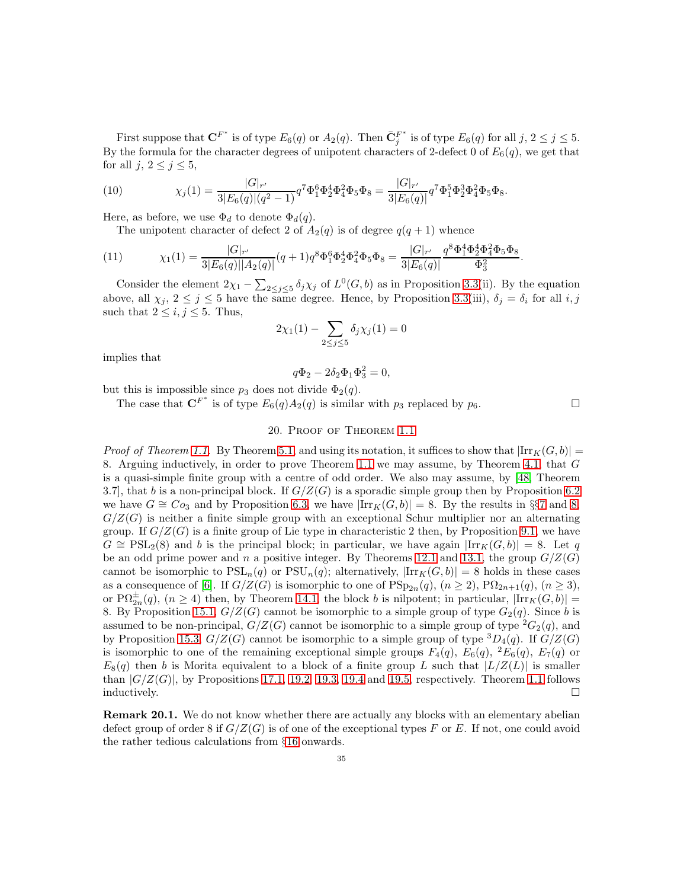First suppose that $\mathbf{C}^{F^*}$ is of type $E_6(q)$ or $A_2(q)$. Then $\bar{\mathbf{C}}_j^{F^*}$ is of type $E_6(q)$ for all $j$, $2 \le j \le 5$. By the formula for the character degrees of unipotent characters of 2-defect 0 of $E_6(q)$, we get that for all $j$, $2 \le j \le 5$,

$$\chi_j(1) = \frac{|G|_{r'}}{3|E_6(q)|(q^2-1)} q^7 \Phi_1^6 \Phi_2^4 \Phi_4^2 \Phi_5 \Phi_8 = \frac{|G|_{r'}}{3|E_6(q)|} q^7 \Phi_1^5 \Phi_2^3 \Phi_4^2 \Phi_5 \Phi_8. \tag{10}$$

Here, as before, we use $\Phi_d$ to denote $\Phi_d(q)$.

The unipotent character of defect 2 of $A_2(q)$ is of degree $q(q+1)$ whence

$$\chi_1(1) = \frac{|G|_{r'}}{3|E_6(q)||A_2(q)|}(q+1) q^8 \Phi_1^6 \Phi_2^4 \Phi_4^2 \Phi_5 \Phi_8 = \frac{|G|_{r'}}{3|E_6(q)|} \frac{q^8 \Phi_1^4 \Phi_2^4 \Phi_4^2 \Phi_5 \Phi_8}{\Phi_3^2}. \tag{11}$$

Consider the element $2\chi_1 - \sum_{2\le j\le 5} \delta_j \chi_j$ of $L^0(G,b)$ as in Proposition 3.3(ii). By the equation above, all $\chi_j$, $2 \le j \le 5$ have the same degree. Hence, by Proposition 3.3(iii), $\delta_j = \delta_i$ for all $i, j$ such that $2 \le i, j \le 5$. Thus,

$$2\chi_1(1) - \sum_{2\le j\le 5} \delta_j \chi_j(1) = 0$$

implies that

$$q\Phi_2 - 2\delta_2 \Phi_1 \Phi_3^2 = 0,$$

but this is impossible since $p_3$ does not divide $\Phi_2(q)$.

The case that $\mathbf{C}^{F^*}$ is of type $E_6(q)A_2(q)$ is similar with $p_3$ replaced by $p_6$. □

## 20. Proof of Theorem 1.1

*Proof of Theorem 1.1.* By Theorem 5.1, and using its notation, it suffices to show that $|\mathrm{Irr}_K(G,b)| = 8$. Arguing inductively, in order to prove Theorem 1.1 we may assume, by Theorem 4.1, that $G$ is a quasi-simple finite group with a centre of odd order. We also may assume, by [48, Theorem 3.7], that $b$ is a non-principal block. If $G/Z(G)$ is a sporadic simple group then by Proposition 6.2 we have $G \cong Co_3$ and by Proposition 6.3, we have $|\mathrm{Irr}_K(G,b)| = 8$. By the results in §§7 and 8, $G/Z(G)$ is neither a finite simple group with an exceptional Schur multiplier nor an alternating group. If $G/Z(G)$ is a finite group of Lie type in characteristic 2 then, by Proposition 9.1, we have $G \cong \mathrm{PSL}_2(8)$ and $b$ is the principal block; in particular, we have again $|\mathrm{Irr}_K(G,b)| = 8$. Let $q$ be an odd prime power and $n$ a positive integer. By Theorems 12.1 and 13.1, the group $G/Z(G)$ cannot be isomorphic to $\mathrm{PSL}_n(q)$ or $\mathrm{PSU}_n(q)$; alternatively, $|\mathrm{Irr}_K(G,b)| = 8$ holds in these cases as a consequence of [6]. If $G/Z(G)$ is isomorphic to one of $\mathrm{PSp}_{2n}(q)$, $(n \ge 2)$, $\mathrm{P}\Omega_{2n+1}(q)$, $(n \ge 3)$, or $\mathrm{P}\Omega_{2n}^{\pm}(q)$, $(n \ge 4)$ then, by Theorem 14.1, the block $b$ is nilpotent; in particular, $|\mathrm{Irr}_K(G,b)| = 8$. By Proposition 15.1, $G/Z(G)$ cannot be isomorphic to a simple group of type $G_2(q)$. Since $b$ is assumed to be non-principal, $G/Z(G)$ cannot be isomorphic to a simple group of type ${}^2G_2(q)$, and by Proposition 15.3, $G/Z(G)$ cannot be isomorphic to a simple group of type ${}^3D_4(q)$. If $G/Z(G)$ is isomorphic to one of the remaining exceptional simple groups $F_4(q)$, $E_6(q)$, ${}^2E_6(q)$, $E_7(q)$ or $E_8(q)$ then $b$ is Morita equivalent to a block of a finite group $L$ such that $|L/Z(L)|$ is smaller than $|G/Z(G)|$, by Propositions 17.1, 19.2, 19.3, 19.4 and 19.5, respectively. Theorem 1.1 follows inductively. □

**Remark 20.1.** We do not know whether there are actually any blocks with an elementary abelian defect group of order 8 if $G/Z(G)$ is of one of the exceptional types $F$ or $E$. If not, one could avoid the rather tedious calculations from §16 onwards.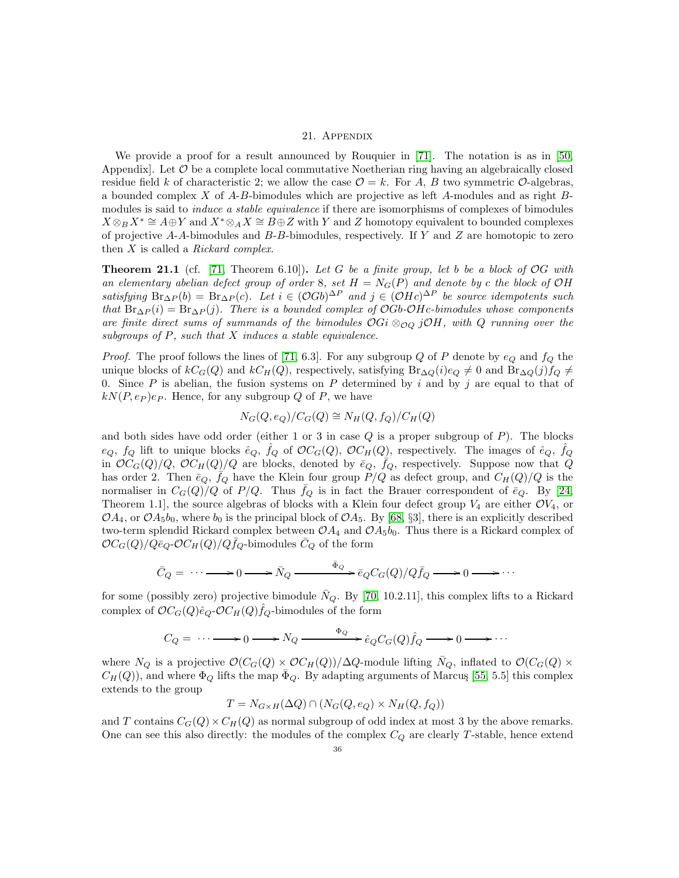## 21. Appendix

We provide a proof for a result announced by Rouquier in [71]. The notation is as in [50, Appendix]. Let $\mathcal{O}$ be a complete local commutative Noetherian ring having an algebraically closed residue field $k$ of characteristic 2; we allow the case $\mathcal{O} = k$. For $A$, $B$ two symmetric $\mathcal{O}$-algebras, a bounded complex $X$ of $A$-$B$-bimodules which are projective as left $A$-modules and as right $B$-modules is said to *induce a stable equivalence* if there are isomorphisms of complexes of bimodules $X \otimes_B X^* \cong A \oplus Y$ and $X^* \otimes_A X \cong B \oplus Z$ with $Y$ and $Z$ homotopy equivalent to bounded complexes of projective $A$-$A$-bimodules and $B$-$B$-bimodules, respectively. If $Y$ and $Z$ are homotopic to zero then $X$ is called a *Rickard complex*.

**Theorem 21.1** (cf. [71, Theorem 6.10])**.** *Let $G$ be a finite group, let $b$ be a block of $\mathcal{O}G$ with an elementary abelian defect group of order 8, set $H = N_G(P)$ and denote by $c$ the block of $\mathcal{O}H$ satisfying $\mathrm{Br}_{\Delta P}(b) = \mathrm{Br}_{\Delta P}(c)$. Let $i \in (\mathcal{O}Gb)^{\Delta P}$ and $j \in (\mathcal{O}Hc)^{\Delta P}$ be source idempotents such that $\mathrm{Br}_{\Delta P}(i) = \mathrm{Br}_{\Delta P}(j)$. There is a bounded complex of $\mathcal{O}Gb$-$\mathcal{O}Hc$-bimodules whose components are finite direct sums of summands of the bimodules $\mathcal{O}Gi \otimes_{\mathcal{O}Q} j\mathcal{O}H$, with $Q$ running over the subgroups of $P$, such that $X$ induces a stable equivalence.*

*Proof.* The proof follows the lines of [71, 6.3]. For any subgroup $Q$ of $P$ denote by $e_Q$ and $f_Q$ the unique blocks of $kC_G(Q)$ and $kC_H(Q)$, respectively, satisfying $\mathrm{Br}_{\Delta Q}(i)e_Q \neq 0$ and $\mathrm{Br}_{\Delta Q}(j)f_Q \neq 0$. Since $P$ is abelian, the fusion systems on $P$ determined by $i$ and by $j$ are equal to that of $kN(P, e_P)e_P$. Hence, for any subgroup $Q$ of $P$, we have

$$N_G(Q, e_Q)/C_G(Q) \cong N_H(Q, f_Q)/C_H(Q)$$

and both sides have odd order (either 1 or 3 in case $Q$ is a proper subgroup of $P$). The blocks $e_Q$, $f_Q$ lift to unique blocks $\hat{e}_Q$, $\hat{f}_Q$ of $\mathcal{O}C_G(Q)$, $\mathcal{O}C_H(Q)$, respectively. The images of $\hat{e}_Q$, $\hat{f}_Q$ in $\mathcal{O}C_G(Q)/Q$, $\mathcal{O}C_H(Q)/Q$ are blocks, denoted by $\bar{e}_Q$, $\bar{f}_Q$, respectively. Suppose now that $Q$ has order 2. Then $\bar{e}_Q$, $\bar{f}_Q$ have the Klein four group $P/Q$ as defect group, and $C_H(Q)/Q$ is the normaliser in $C_G(Q)/Q$ of $P/Q$. Thus $\bar{f}_Q$ is in fact the Brauer correspondent of $\bar{e}_Q$. By [24, Theorem 1.1], the source algebras of blocks with a Klein four defect group $V_4$ are either $\mathcal{O}V_4$, or $\mathcal{O}A_4$, or $\mathcal{O}A_5b_0$, where $b_0$ is the principal block of $\mathcal{O}A_5$. By [68, §3], there is an explicitly described two-term splendid Rickard complex between $\mathcal{O}A_4$ and $\mathcal{O}A_5b_0$. Thus there is a Rickard complex of $\mathcal{O}C_G(Q)/Q\bar{e}_Q$-$\mathcal{O}C_H(Q)/Q\bar{f}_Q$-bimodules $\bar{C}_Q$ of the form

$$\bar{C}_Q = \cdots \longrightarrow 0 \longrightarrow \bar{N}_Q \xrightarrow{\bar{\Phi}_Q} \bar{e}_Q C_G(Q)/Q\bar{f}_Q \longrightarrow 0 \longrightarrow \cdots$$

for some (possibly zero) projective bimodule $\bar{N}_Q$. By [70, 10.2.11], this complex lifts to a Rickard complex of $\mathcal{O}C_G(Q)\hat{e}_Q$-$\mathcal{O}C_H(Q)\hat{f}_Q$-bimodules of the form

$$C_Q = \cdots \longrightarrow 0 \longrightarrow N_Q \xrightarrow{\Phi_Q} \hat{e}_Q C_G(Q)\hat{f}_Q \longrightarrow 0 \longrightarrow \cdots$$

where $N_Q$ is a projective $\mathcal{O}(C_G(Q) \times \mathcal{O}C_H(Q))/\Delta Q$-module lifting $\bar{N}_Q$, inflated to $\mathcal{O}(C_G(Q) \times C_H(Q))$, and where $\Phi_Q$ lifts the map $\bar{\Phi}_Q$. By adapting arguments of Marcuş [55, 5.5] this complex extends to the group

$$T = N_{G \times H}(\Delta Q) \cap (N_G(Q, e_Q) \times N_H(Q, f_Q))$$

and $T$ contains $C_G(Q) \times C_H(Q)$ as normal subgroup of odd index at most 3 by the above remarks. One can see this also directly: the modules of the complex $C_Q$ are clearly $T$-stable, hence extend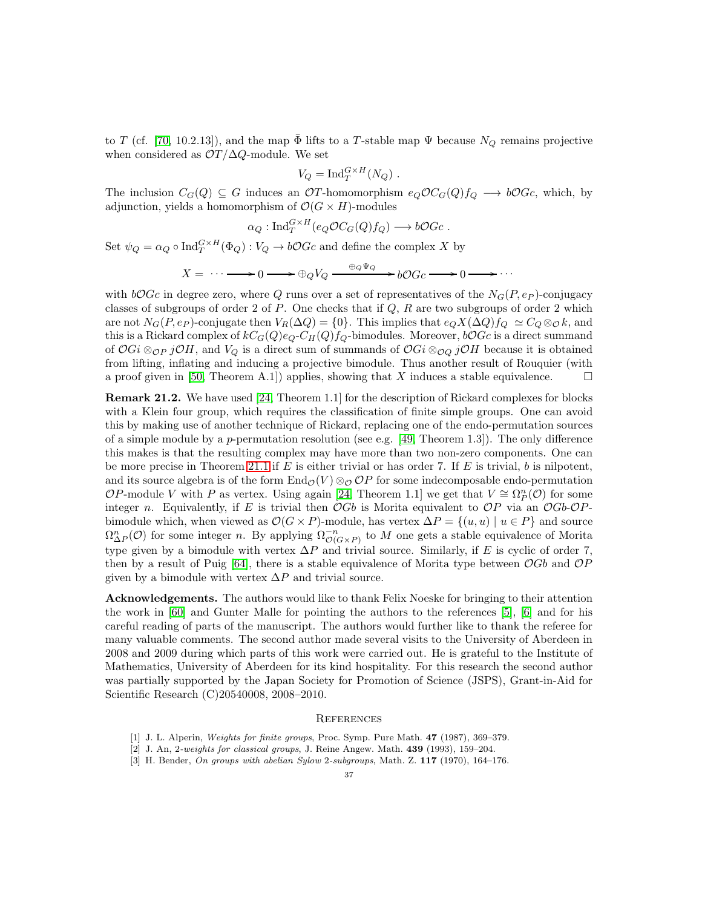to $T$ (cf. [70, 10.2.13]), and the map $\bar{\Phi}$ lifts to a $T$-stable map $\Psi$ because $N_Q$ remains projective when considered as $\mathcal{O}T/\Delta Q$-module. We set

$$V_Q = \mathrm{Ind}_T^{G\times H}(N_Q) \ .$$

The inclusion $C_G(Q) \subseteq G$ induces an $\mathcal{O}T$-homomorphism $e_Q\mathcal{O}C_G(Q)f_Q \longrightarrow b\mathcal{O}Gc$, which, by adjunction, yields a homomorphism of $\mathcal{O}(G \times H)$-modules

$$\alpha_Q : \mathrm{Ind}_T^{G\times H}(e_Q\mathcal{O}C_G(Q)f_Q) \longrightarrow b\mathcal{O}Gc \ .$$

Set $\psi_Q = \alpha_Q \circ \mathrm{Ind}_T^{G\times H}(\Phi_Q) : V_Q \to b\mathcal{O}Gc$ and define the complex $X$ by

$$X = \ \cdots \longrightarrow 0 \longrightarrow \oplus_Q V_Q \xrightarrow{\ \oplus_Q \Psi_Q\ } b\mathcal{O}Gc \longrightarrow 0 \longrightarrow \cdots$$

with $b\mathcal{O}Gc$ in degree zero, where $Q$ runs over a set of representatives of the $N_G(P, e_P)$-conjugacy classes of subgroups of order 2 of $P$. One checks that if $Q$, $R$ are two subgroups of order 2 which are not $N_G(P, e_P)$-conjugate then $V_R(\Delta Q) = \{0\}$. This implies that $e_Q X(\Delta Q) f_Q \ \simeq C_Q \otimes_\mathcal{O} k$, and this is a Rickard complex of $kC_G(Q)e_Q$-$C_H(Q)f_Q$-bimodules. Moreover, $b\mathcal{O}Gc$ is a direct summand of $\mathcal{O}Gi \otimes_{\mathcal{O}P} j\mathcal{O}H$, and $V_Q$ is a direct sum of summands of $\mathcal{O}Gi \otimes_{\mathcal{O}Q} j\mathcal{O}H$ because it is obtained from lifting, inflating and inducing a projective bimodule. Thus another result of Rouquier (with a proof given in [50, Theorem A.1]) applies, showing that $X$ induces a stable equivalence. $\square$

**Remark 21.2.** We have used [24, Theorem 1.1] for the description of Rickard complexes for blocks with a Klein four group, which requires the classification of finite simple groups. One can avoid this by making use of another technique of Rickard, replacing one of the endo-permutation sources of a simple module by a $p$-permutation resolution (see e.g. [49, Theorem 1.3]). The only difference this makes is that the resulting complex may have more than two non-zero components. One can be more precise in Theorem 21.1 if $E$ is either trivial or has order 7. If $E$ is trivial, $b$ is nilpotent, and its source algebra is of the form $\mathrm{End}_\mathcal{O}(V) \otimes_\mathcal{O} \mathcal{O}P$ for some indecomposable endo-permutation $\mathcal{O}P$-module $V$ with $P$ as vertex. Using again [24, Theorem 1.1] we get that $V \cong \Omega_P^n(\mathcal{O})$ for some integer $n$. Equivalently, if $E$ is trivial then $\mathcal{O}Gb$ is Morita equivalent to $\mathcal{O}P$ via an $\mathcal{O}Gb$-$\mathcal{O}P$-bimodule which, when viewed as $\mathcal{O}(G \times P)$-module, has vertex $\Delta P = \{(u, u) \mid u \in P\}$ and source $\Omega_{\Delta P}^n(\mathcal{O})$ for some integer $n$. By applying $\Omega_{\mathcal{O}(G\times P)}^{-n}$ to $M$ one gets a stable equivalence of Morita type given by a bimodule with vertex $\Delta P$ and trivial source. Similarly, if $E$ is cyclic of order 7, then by a result of Puig [64], there is a stable equivalence of Morita type between $\mathcal{O}Gb$ and $\mathcal{O}P$ given by a bimodule with vertex $\Delta P$ and trivial source.

**Acknowledgements.** The authors would like to thank Felix Noeske for bringing to their attention the work in [60] and Gunter Malle for pointing the authors to the references [5], [6] and for his careful reading of parts of the manuscript. The authors would further like to thank the referee for many valuable comments. The second author made several visits to the University of Aberdeen in 2008 and 2009 during which parts of this work were carried out. He is grateful to the Institute of Mathematics, University of Aberdeen for its kind hospitality. For this research the second author was partially supported by the Japan Society for Promotion of Science (JSPS), Grant-in-Aid for Scientific Research (C)20540008, 2008–2010.

## References

[1] J. L. Alperin, *Weights for finite groups*, Proc. Symp. Pure Math. **47** (1987), 369–379.

[2] J. An, *2-weights for classical groups*, J. Reine Angew. Math. **439** (1993), 159–204.

[3] H. Bender, *On groups with abelian Sylow 2-subgroups*, Math. Z. **117** (1970), 164–176.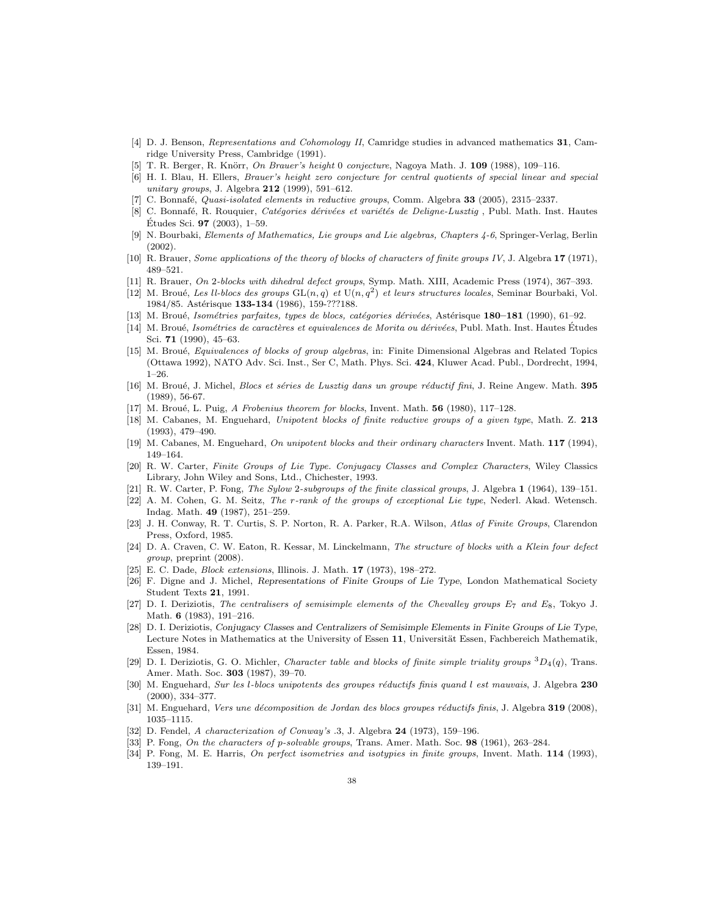- [4] D. J. Benson, *Representations and Cohomology II*, Camridge studies in advanced mathematics **31**, Camridge University Press, Cambridge (1991).
- [5] T. R. Berger, R. Knörr, *On Brauer's height 0 conjecture*, Nagoya Math. J. **109** (1988), 109–116.
- [6] H. I. Blau, H. Ellers, *Brauer's height zero conjecture for central quotients of special linear and special unitary groups*, J. Algebra **212** (1999), 591–612.
- [7] C. Bonnafé, *Quasi-isolated elements in reductive groups*, Comm. Algebra **33** (2005), 2315–2337.
- [8] C. Bonnafé, R. Rouquier, *Catégories dérivées et variétés de Deligne-Lusztig* , Publ. Math. Inst. Hautes Études Sci. **97** (2003), 1–59.
- [9] N. Bourbaki, *Elements of Mathematics, Lie groups and Lie algebras, Chapters 4-6*, Springer-Verlag, Berlin (2002).
- [10] R. Brauer, *Some applications of the theory of blocks of characters of finite groups IV*, J. Algebra **17** (1971), 489–521.
- [11] R. Brauer, *On 2-blocks with dihedral defect groups*, Symp. Math. XIII, Academic Press (1974), 367–393.
- [12] M. Broué, *Les ll-blocs des groups* $\mathrm{GL}(n,q)$ *et* $\mathrm{U}(n,q^2)$ *et leurs structures locales*, Seminar Bourbaki, Vol. 1984/85. Astérisque **133-134** (1986), 159-???188.
- [13] M. Broué, *Isométries parfaites, types de blocs, catégories dérivées*, Astérisque **180–181** (1990), 61–92.
- [14] M. Broué, *Isométries de caractères et equivalences de Morita ou dérivées*, Publ. Math. Inst. Hautes Études Sci. **71** (1990), 45–63.
- [15] M. Broué, *Equivalences of blocks of group algebras*, in: Finite Dimensional Algebras and Related Topics (Ottawa 1992), NATO Adv. Sci. Inst., Ser C, Math. Phys. Sci. **424**, Kluwer Acad. Publ., Dordrecht, 1994, 1–26.
- [16] M. Broué, J. Michel, *Blocs et séries de Lusztig dans un groupe réductif fini*, J. Reine Angew. Math. **395** (1989), 56-67.
- [17] M. Broué, L. Puig, *A Frobenius theorem for blocks*, Invent. Math. **56** (1980), 117–128.
- [18] M. Cabanes, M. Enguehard, *Unipotent blocks of finite reductive groups of a given type*, Math. Z. **213** (1993), 479–490.
- [19] M. Cabanes, M. Enguehard, *On unipotent blocks and their ordinary characters* Invent. Math. **117** (1994), 149–164.
- [20] R. W. Carter, *Finite Groups of Lie Type. Conjugacy Classes and Complex Characters*, Wiley Classics Library, John Wiley and Sons, Ltd., Chichester, 1993.
- [21] R. W. Carter, P. Fong, *The Sylow 2-subgroups of the finite classical groups*, J. Algebra **1** (1964), 139–151.
- [22] A. M. Cohen, G. M. Seitz, *The r-rank of the groups of exceptional Lie type*, Nederl. Akad. Wetensch. Indag. Math. **49** (1987), 251–259.
- [23] J. H. Conway, R. T. Curtis, S. P. Norton, R. A. Parker, R.A. Wilson, *Atlas of Finite Groups*, Clarendon Press, Oxford, 1985.
- [24] D. A. Craven, C. W. Eaton, R. Kessar, M. Linckelmann, *The structure of blocks with a Klein four defect group*, preprint (2008).
- [25] E. C. Dade, *Block extensions*, Illinois. J. Math. **17** (1973), 198–272.
- [26] F. Digne and J. Michel, *Representations of Finite Groups of Lie Type*, London Mathematical Society Student Texts **21**, 1991.
- [27] D. I. Deriziotis, *The centralisers of semisimple elements of the Chevalley groups* $E_7$ *and* $E_8$, Tokyo J. Math. **6** (1983), 191–216.
- [28] D. I. Deriziotis, *Conjugacy Classes and Centralizers of Semisimple Elements in Finite Groups of Lie Type*, Lecture Notes in Mathematics at the University of Essen **11**, Universität Essen, Fachbereich Mathematik, Essen, 1984.
- [29] D. I. Deriziotis, G. O. Michler, *Character table and blocks of finite simple triality groups* ${}^3D_4(q)$, Trans. Amer. Math. Soc. **303** (1987), 39–70.
- [30] M. Enguehard, *Sur les l-blocs unipotents des groupes réductifs finis quand l est mauvais*, J. Algebra **230** (2000), 334–377.
- [31] M. Enguehard, *Vers une décomposition de Jordan des blocs groupes réductifs finis*, J. Algebra **319** (2008), 1035–1115.
- [32] D. Fendel, *A characterization of Conway's .3*, J. Algebra **24** (1973), 159–196.
- [33] P. Fong, *On the characters of p-solvable groups*, Trans. Amer. Math. Soc. **98** (1961), 263–284.
- [34] P. Fong, M. E. Harris, *On perfect isometries and isotypies in finite groups*, Invent. Math. **114** (1993), 139–191.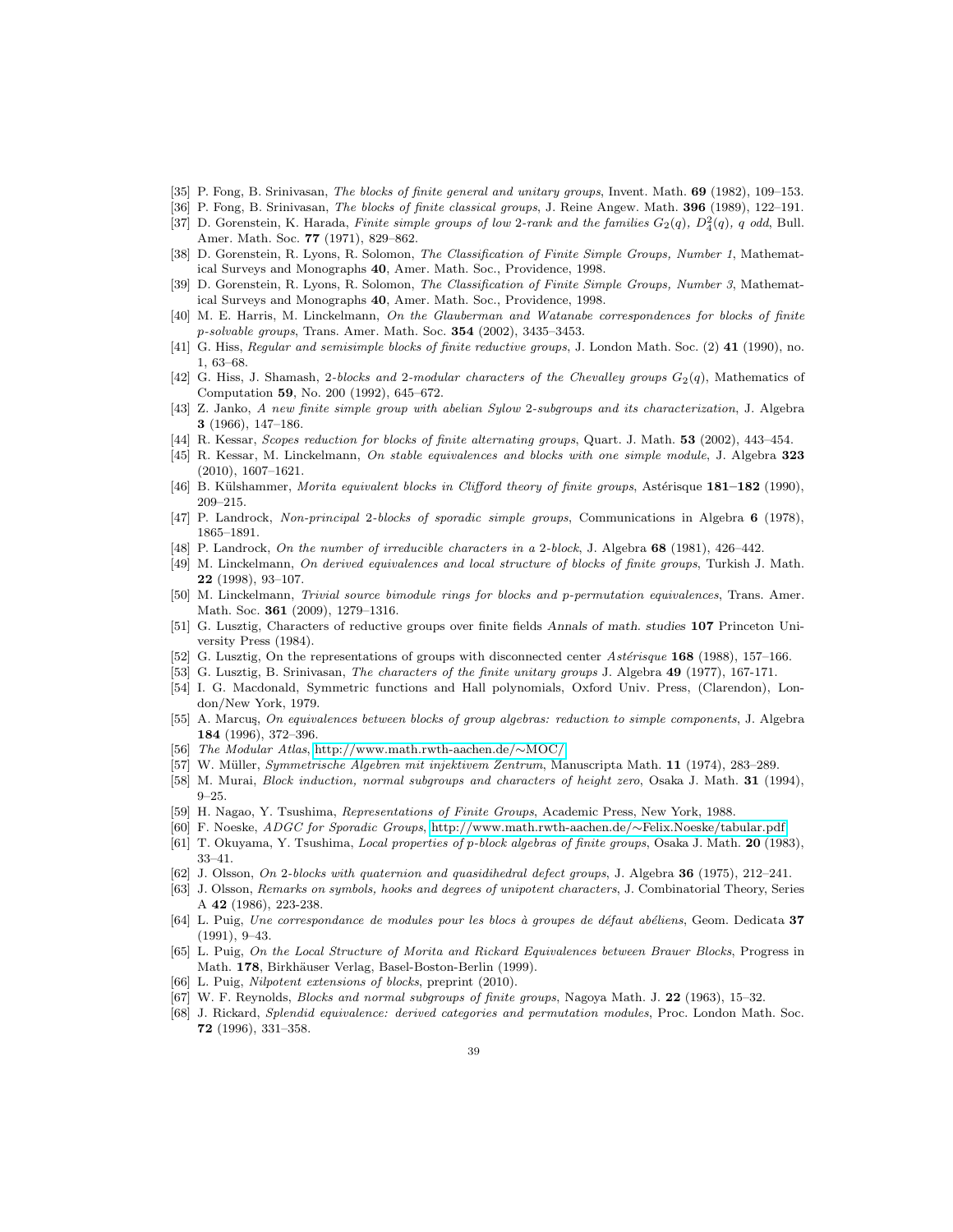[35] P. Fong, B. Srinivasan, *The blocks of finite general and unitary groups*, Invent. Math. **69** (1982), 109–153.

[36] P. Fong, B. Srinivasan, *The blocks of finite classical groups*, J. Reine Angew. Math. **396** (1989), 122–191.

[37] D. Gorenstein, K. Harada, *Finite simple groups of low 2-rank and the families $G_2(q)$, $D_4^2(q)$, $q$ odd*, Bull. Amer. Math. Soc. **77** (1971), 829–862.

[38] D. Gorenstein, R. Lyons, R. Solomon, *The Classification of Finite Simple Groups, Number 1*, Mathematical Surveys and Monographs **40**, Amer. Math. Soc., Providence, 1998.

[39] D. Gorenstein, R. Lyons, R. Solomon, *The Classification of Finite Simple Groups, Number 3*, Mathematical Surveys and Monographs **40**, Amer. Math. Soc., Providence, 1998.

[40] M. E. Harris, M. Linckelmann, *On the Glauberman and Watanabe correspondences for blocks of finite p-solvable groups*, Trans. Amer. Math. Soc. **354** (2002), 3435–3453.

[41] G. Hiss, *Regular and semisimple blocks of finite reductive groups*, J. London Math. Soc. (2) **41** (1990), no. 1, 63–68.

[42] G. Hiss, J. Shamash, *2-blocks and 2-modular characters of the Chevalley groups $G_2(q)$*, Mathematics of Computation **59**, No. 200 (1992), 645–672.

[43] Z. Janko, *A new finite simple group with abelian Sylow 2-subgroups and its characterization*, J. Algebra **3** (1966), 147–186.

[44] R. Kessar, *Scopes reduction for blocks of finite alternating groups*, Quart. J. Math. **53** (2002), 443–454.

[45] R. Kessar, M. Linckelmann, *On stable equivalences and blocks with one simple module*, J. Algebra **323** (2010), 1607–1621.

[46] B. Külshammer, *Morita equivalent blocks in Clifford theory of finite groups*, Astérisque **181–182** (1990), 209–215.

[47] P. Landrock, *Non-principal 2-blocks of sporadic simple groups*, Communications in Algebra **6** (1978), 1865–1891.

[48] P. Landrock, *On the number of irreducible characters in a 2-block*, J. Algebra **68** (1981), 426–442.

[49] M. Linckelmann, *On derived equivalences and local structure of blocks of finite groups*, Turkish J. Math. **22** (1998), 93–107.

[50] M. Linckelmann, *Trivial source bimodule rings for blocks and p-permutation equivalences*, Trans. Amer. Math. Soc. **361** (2009), 1279–1316.

[51] G. Lusztig, Characters of reductive groups over finite fields *Annals of math. studies* **107** Princeton University Press (1984).

[52] G. Lusztig, On the representations of groups with disconnected center *Astérisque* **168** (1988), 157–166.

[53] G. Lusztig, B. Srinivasan, *The characters of the finite unitary groups* J. Algebra **49** (1977), 167-171.

[54] I. G. Macdonald, Symmetric functions and Hall polynomials, Oxford Univ. Press, (Clarendon), London/New York, 1979.

[55] A. Marcuş, *On equivalences between blocks of group algebras: reduction to simple components*, J. Algebra **184** (1996), 372–396.

[56] *The Modular Atlas*, http://www.math.rwth-aachen.de/∼MOC/

[57] W. Müller, *Symmetrische Algebren mit injektivem Zentrum*, Manuscripta Math. **11** (1974), 283–289.

[58] M. Murai, *Block induction, normal subgroups and characters of height zero*, Osaka J. Math. **31** (1994), 9–25.

[59] H. Nagao, Y. Tsushima, *Representations of Finite Groups*, Academic Press, New York, 1988.

[60] F. Noeske, *ADGC for Sporadic Groups*, http://www.math.rwth-aachen.de/∼Felix.Noeske/tabular.pdf

[61] T. Okuyama, Y. Tsushima, *Local properties of p-block algebras of finite groups*, Osaka J. Math. **20** (1983), 33–41.

[62] J. Olsson, *On 2-blocks with quaternion and quasidihedral defect groups*, J. Algebra **36** (1975), 212–241.

[63] J. Olsson, *Remarks on symbols, hooks and degrees of unipotent characters*, J. Combinatorial Theory, Series A **42** (1986), 223-238.

[64] L. Puig, *Une correspondance de modules pour les blocs à groupes de défaut abéliens*, Geom. Dedicata **37** (1991), 9–43.

[65] L. Puig, *On the Local Structure of Morita and Rickard Equivalences between Brauer Blocks*, Progress in Math. **178**, Birkhäuser Verlag, Basel-Boston-Berlin (1999).

[66] L. Puig, *Nilpotent extensions of blocks*, preprint (2010).

[67] W. F. Reynolds, *Blocks and normal subgroups of finite groups*, Nagoya Math. J. **22** (1963), 15–32.

[68] J. Rickard, *Splendid equivalence: derived categories and permutation modules*, Proc. London Math. Soc. **72** (1996), 331–358.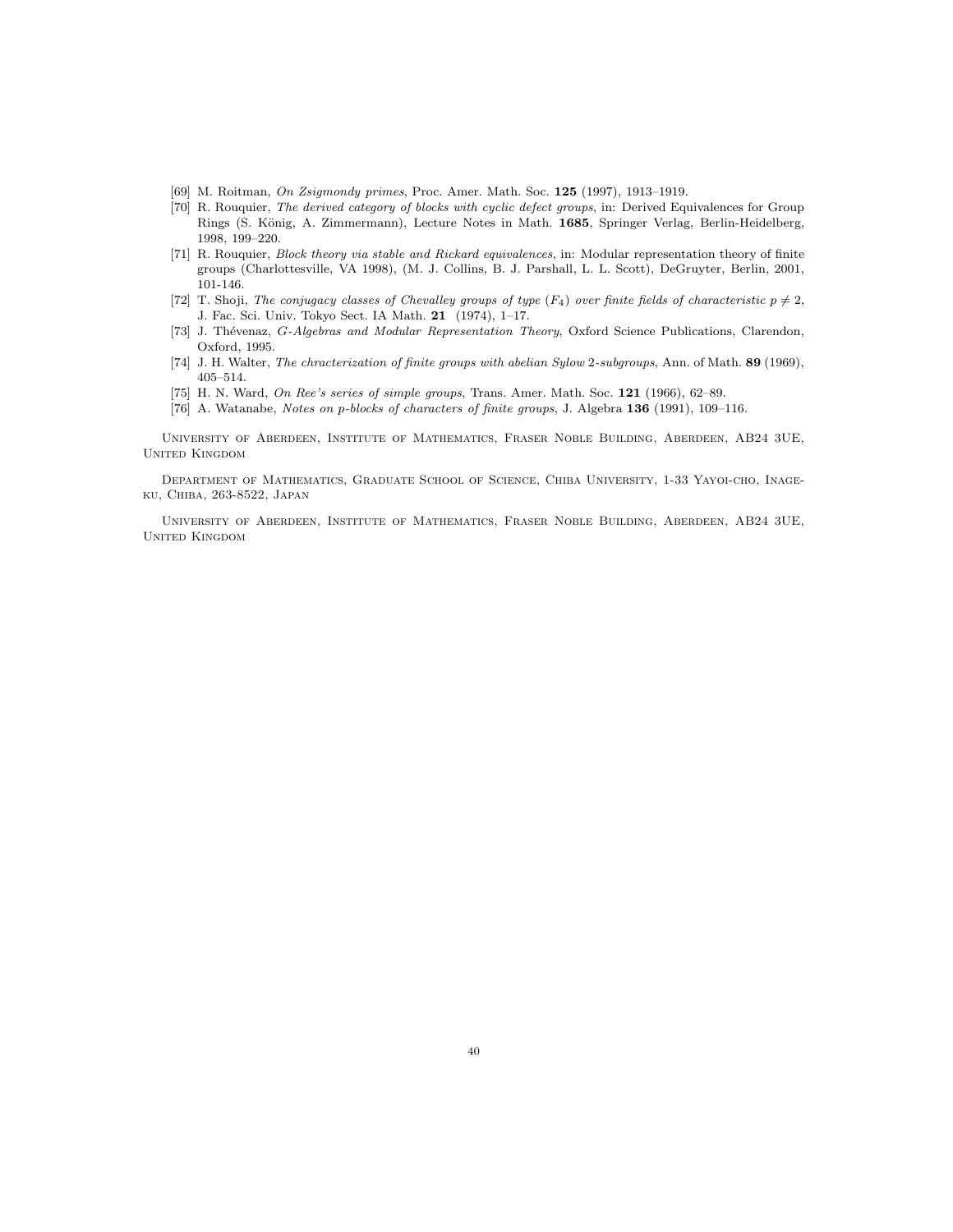[69] M. Roitman, *On Zsigmondy primes*, Proc. Amer. Math. Soc. **125** (1997), 1913–1919.

[70] R. Rouquier, *The derived category of blocks with cyclic defect groups*, in: Derived Equivalences for Group Rings (S. König, A. Zimmermann), Lecture Notes in Math. **1685**, Springer Verlag, Berlin-Heidelberg, 1998, 199–220.

[71] R. Rouquier, *Block theory via stable and Rickard equivalences*, in: Modular representation theory of finite groups (Charlottesville, VA 1998), (M. J. Collins, B. J. Parshall, L. L. Scott), DeGruyter, Berlin, 2001, 101-146.

[72] T. Shoji, *The conjugacy classes of Chevalley groups of type* $(F_4)$ *over finite fields of characteristic* $p \neq 2$, J. Fac. Sci. Univ. Tokyo Sect. IA Math. **21** (1974), 1–17.

[73] J. Thévenaz, *G-Algebras and Modular Representation Theory*, Oxford Science Publications, Clarendon, Oxford, 1995.

[74] J. H. Walter, *The chracterization of finite groups with abelian Sylow* 2*-subgroups*, Ann. of Math. **89** (1969), 405–514.

[75] H. N. Ward, *On Ree's series of simple groups*, Trans. Amer. Math. Soc. **121** (1966), 62–89.

[76] A. Watanabe, *Notes on p-blocks of characters of finite groups*, J. Algebra **136** (1991), 109–116.

University of Aberdeen, Institute of Mathematics, Fraser Noble Building, Aberdeen, AB24 3UE, United Kingdom

Department of Mathematics, Graduate School of Science, Chiba University, 1-33 Yayoi-cho, Inage-ku, Chiba, 263-8522, Japan

University of Aberdeen, Institute of Mathematics, Fraser Noble Building, Aberdeen, AB24 3UE, United Kingdom